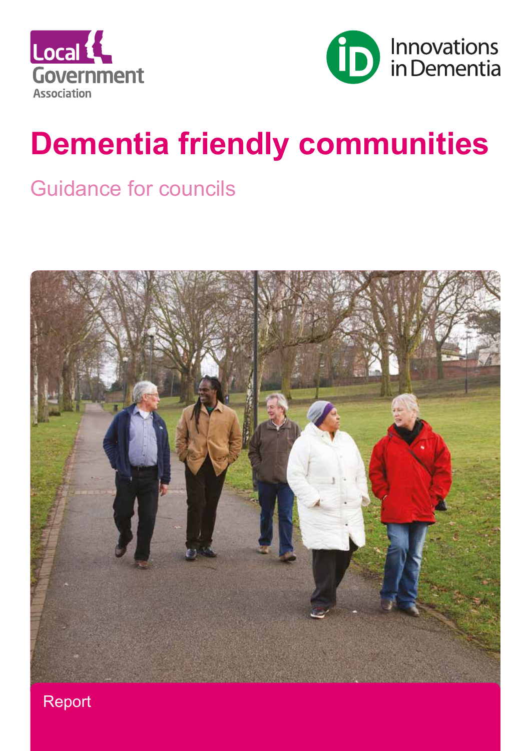Local Government Association

Innovations in Dementia

# Dementia friendly communities

## Guidance for councils

Report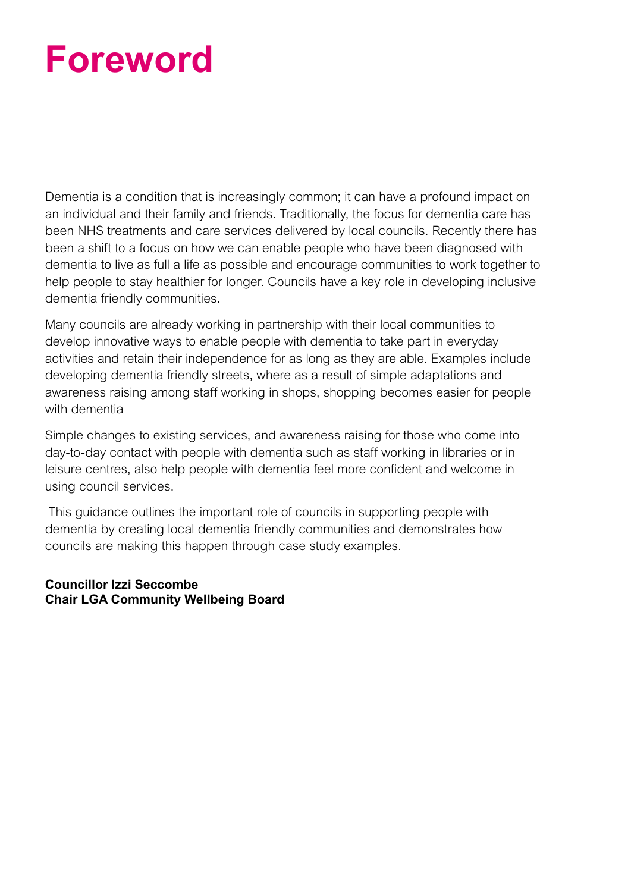# Foreword

Dementia is a condition that is increasingly common; it can have a profound impact on an individual and their family and friends. Traditionally, the focus for dementia care has been NHS treatments and care services delivered by local councils. Recently there has been a shift to a focus on how we can enable people who have been diagnosed with dementia to live as full a life as possible and encourage communities to work together to help people to stay healthier for longer. Councils have a key role in developing inclusive dementia friendly communities.

Many councils are already working in partnership with their local communities to develop innovative ways to enable people with dementia to take part in everyday activities and retain their independence for as long as they are able. Examples include developing dementia friendly streets, where as a result of simple adaptations and awareness raising among staff working in shops, shopping becomes easier for people with dementia

Simple changes to existing services, and awareness raising for those who come into day-to-day contact with people with dementia such as staff working in libraries or in leisure centres, also help people with dementia feel more confident and welcome in using council services.

This guidance outlines the important role of councils in supporting people with dementia by creating local dementia friendly communities and demonstrates how councils are making this happen through case study examples.

**Councillor Izzi Seccombe**
**Chair LGA Community Wellbeing Board**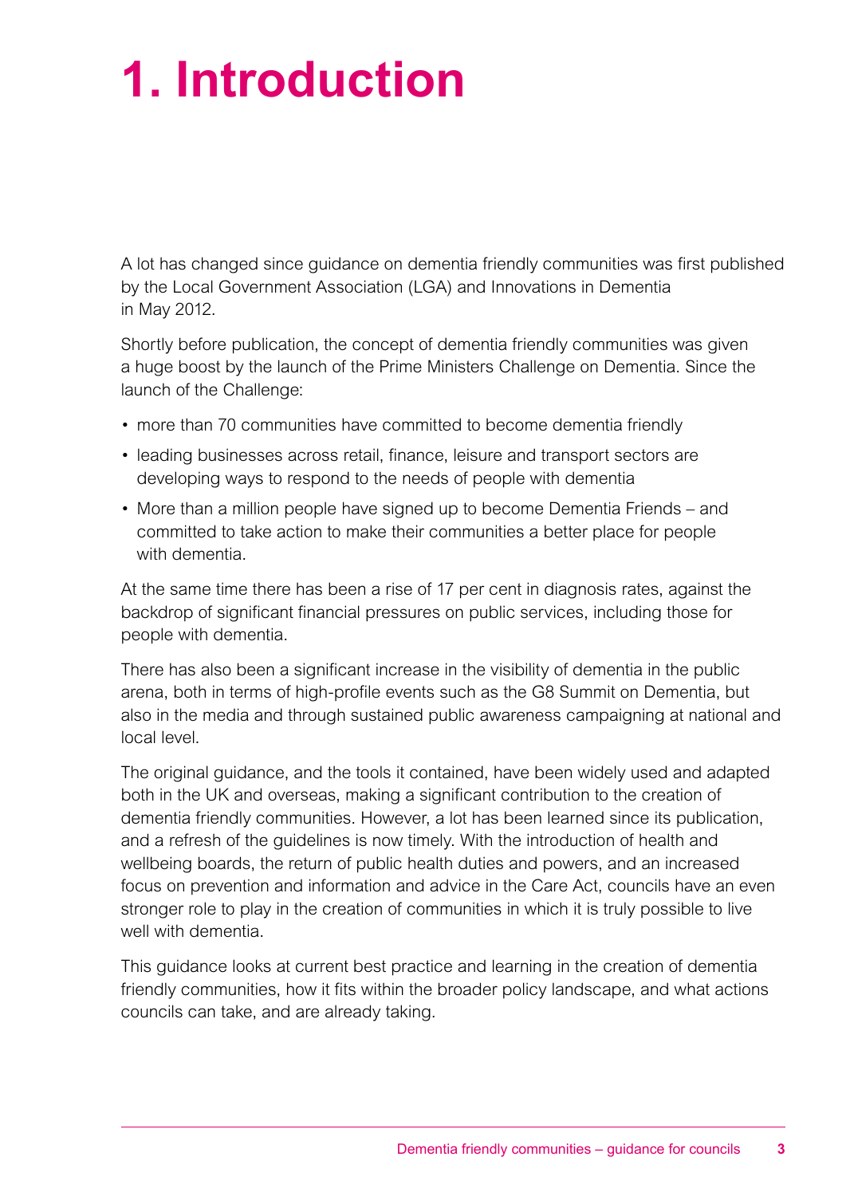# 1. Introduction

A lot has changed since guidance on dementia friendly communities was first published by the Local Government Association (LGA) and Innovations in Dementia in May 2012.

Shortly before publication, the concept of dementia friendly communities was given a huge boost by the launch of the Prime Ministers Challenge on Dementia. Since the launch of the Challenge:

- more than 70 communities have committed to become dementia friendly
- leading businesses across retail, finance, leisure and transport sectors are developing ways to respond to the needs of people with dementia
- More than a million people have signed up to become Dementia Friends – and committed to take action to make their communities a better place for people with dementia.

At the same time there has been a rise of 17 per cent in diagnosis rates, against the backdrop of significant financial pressures on public services, including those for people with dementia.

There has also been a significant increase in the visibility of dementia in the public arena, both in terms of high-profile events such as the G8 Summit on Dementia, but also in the media and through sustained public awareness campaigning at national and local level.

The original guidance, and the tools it contained, have been widely used and adapted both in the UK and overseas, making a significant contribution to the creation of dementia friendly communities. However, a lot has been learned since its publication, and a refresh of the guidelines is now timely. With the introduction of health and wellbeing boards, the return of public health duties and powers, and an increased focus on prevention and information and advice in the Care Act, councils have an even stronger role to play in the creation of communities in which it is truly possible to live well with dementia.

This guidance looks at current best practice and learning in the creation of dementia friendly communities, how it fits within the broader policy landscape, and what actions councils can take, and are already taking.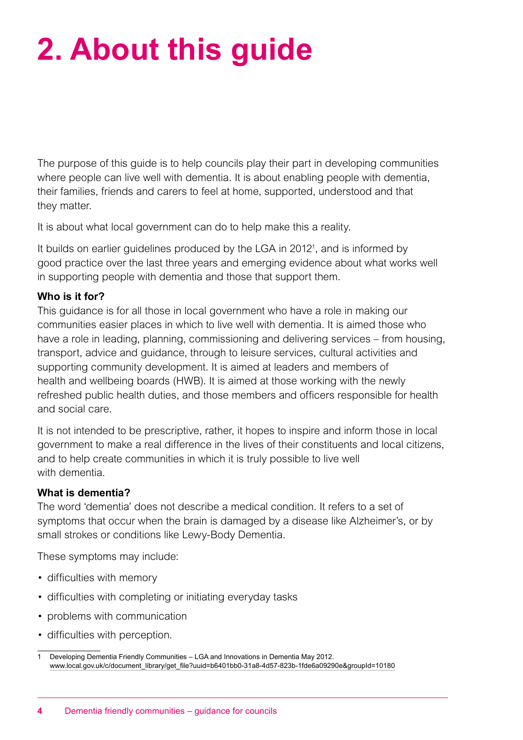# 2. About this guide

The purpose of this guide is to help councils play their part in developing communities where people can live well with dementia. It is about enabling people with dementia, their families, friends and carers to feel at home, supported, understood and that they matter.

It is about what local government can do to help make this a reality.

It builds on earlier guidelines produced by the LGA in 2012[1], and is informed by good practice over the last three years and emerging evidence about what works well in supporting people with dementia and those that support them.

**Who is it for?**
This guidance is for all those in local government who have a role in making our communities easier places in which to live well with dementia. It is aimed those who have a role in leading, planning, commissioning and delivering services – from housing, transport, advice and guidance, through to leisure services, cultural activities and supporting community development. It is aimed at leaders and members of health and wellbeing boards (HWB). It is aimed at those working with the newly refreshed public health duties, and those members and officers responsible for health and social care.

It is not intended to be prescriptive, rather, it hopes to inspire and inform those in local government to make a real difference in the lives of their constituents and local citizens, and to help create communities in which it is truly possible to live well with dementia.

**What is dementia?**
The word 'dementia' does not describe a medical condition. It refers to a set of symptoms that occur when the brain is damaged by a disease like Alzheimer's, or by small strokes or conditions like Lewy-Body Dementia.

These symptoms may include:

- difficulties with memory
- difficulties with completing or initiating everyday tasks
- problems with communication
- difficulties with perception.

1 Developing Dementia Friendly Communities – LGA and Innovations in Dementia May 2012. www.local.gov.uk/c/document_library/get_file?uuid=b6401bb0-31a8-4d57-823b-1fde6a09290e&groupId=10180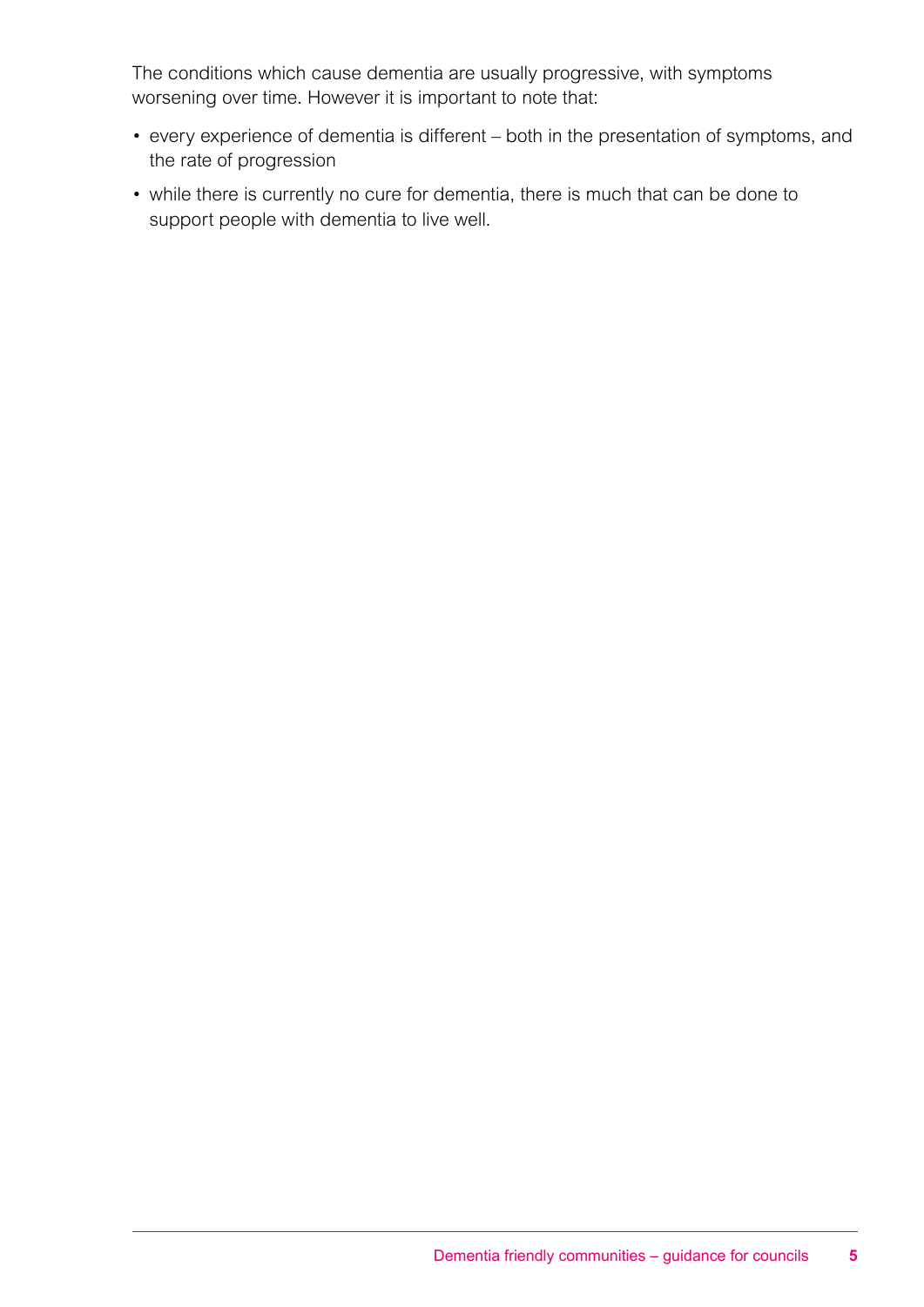The conditions which cause dementia are usually progressive, with symptoms worsening over time. However it is important to note that:

- every experience of dementia is different – both in the presentation of symptoms, and the rate of progression
- while there is currently no cure for dementia, there is much that can be done to support people with dementia to live well.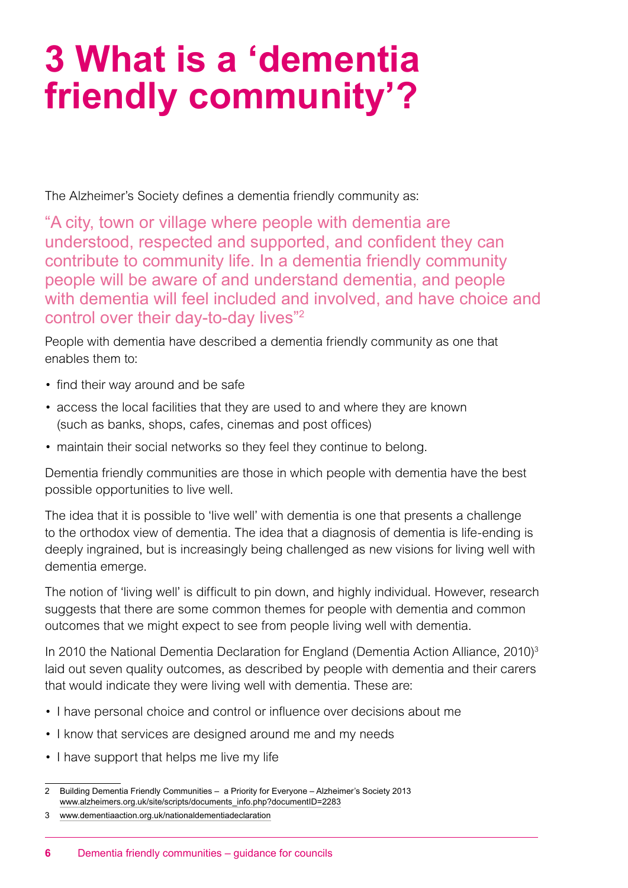# 3 What is a 'dementia friendly community'?

The Alzheimer's Society defines a dementia friendly community as:

"A city, town or village where people with dementia are understood, respected and supported, and confident they can contribute to community life. In a dementia friendly community people will be aware of and understand dementia, and people with dementia will feel included and involved, and have choice and control over their day-to-day lives"[2]

People with dementia have described a dementia friendly community as one that enables them to:

- find their way around and be safe
- access the local facilities that they are used to and where they are known (such as banks, shops, cafes, cinemas and post offices)
- maintain their social networks so they feel they continue to belong.

Dementia friendly communities are those in which people with dementia have the best possible opportunities to live well.

The idea that it is possible to 'live well' with dementia is one that presents a challenge to the orthodox view of dementia. The idea that a diagnosis of dementia is life-ending is deeply ingrained, but is increasingly being challenged as new visions for living well with dementia emerge.

The notion of 'living well' is difficult to pin down, and highly individual. However, research suggests that there are some common themes for people with dementia and common outcomes that we might expect to see from people living well with dementia.

In 2010 the National Dementia Declaration for England (Dementia Action Alliance, 2010)[3] laid out seven quality outcomes, as described by people with dementia and their carers that would indicate they were living well with dementia. These are:

- I have personal choice and control or influence over decisions about me
- I know that services are designed around me and my needs
- I have support that helps me live my life

---

2 Building Dementia Friendly Communities – a Priority for Everyone – Alzheimer's Society 2013 www.alzheimers.org.uk/site/scripts/documents_info.php?documentID=2283

3 www.dementiaaction.org.uk/nationaldementiadeclaration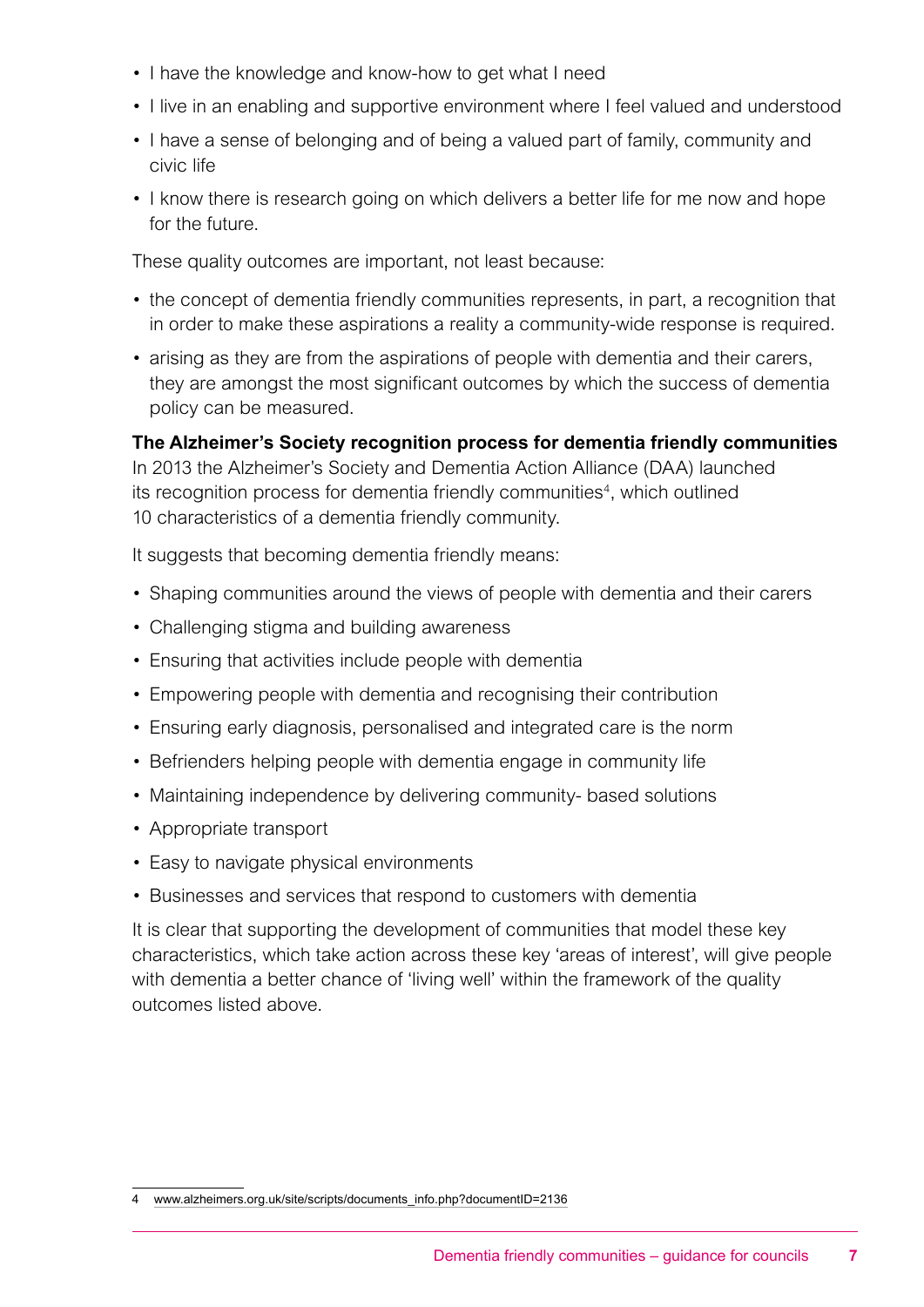- I have the knowledge and know-how to get what I need
- I live in an enabling and supportive environment where I feel valued and understood
- I have a sense of belonging and of being a valued part of family, community and civic life
- I know there is research going on which delivers a better life for me now and hope for the future.

These quality outcomes are important, not least because:

- the concept of dementia friendly communities represents, in part, a recognition that in order to make these aspirations a reality a community-wide response is required.
- arising as they are from the aspirations of people with dementia and their carers, they are amongst the most significant outcomes by which the success of dementia policy can be measured.

**The Alzheimer's Society recognition process for dementia friendly communities**

In 2013 the Alzheimer's Society and Dementia Action Alliance (DAA) launched its recognition process for dementia friendly communities[4], which outlined 10 characteristics of a dementia friendly community.

It suggests that becoming dementia friendly means:

- Shaping communities around the views of people with dementia and their carers
- Challenging stigma and building awareness
- Ensuring that activities include people with dementia
- Empowering people with dementia and recognising their contribution
- Ensuring early diagnosis, personalised and integrated care is the norm
- Befrienders helping people with dementia engage in community life
- Maintaining independence by delivering community- based solutions
- Appropriate transport
- Easy to navigate physical environments
- Businesses and services that respond to customers with dementia

It is clear that supporting the development of communities that model these key characteristics, which take action across these key 'areas of interest', will give people with dementia a better chance of 'living well' within the framework of the quality outcomes listed above.

4 www.alzheimers.org.uk/site/scripts/documents_info.php?documentID=2136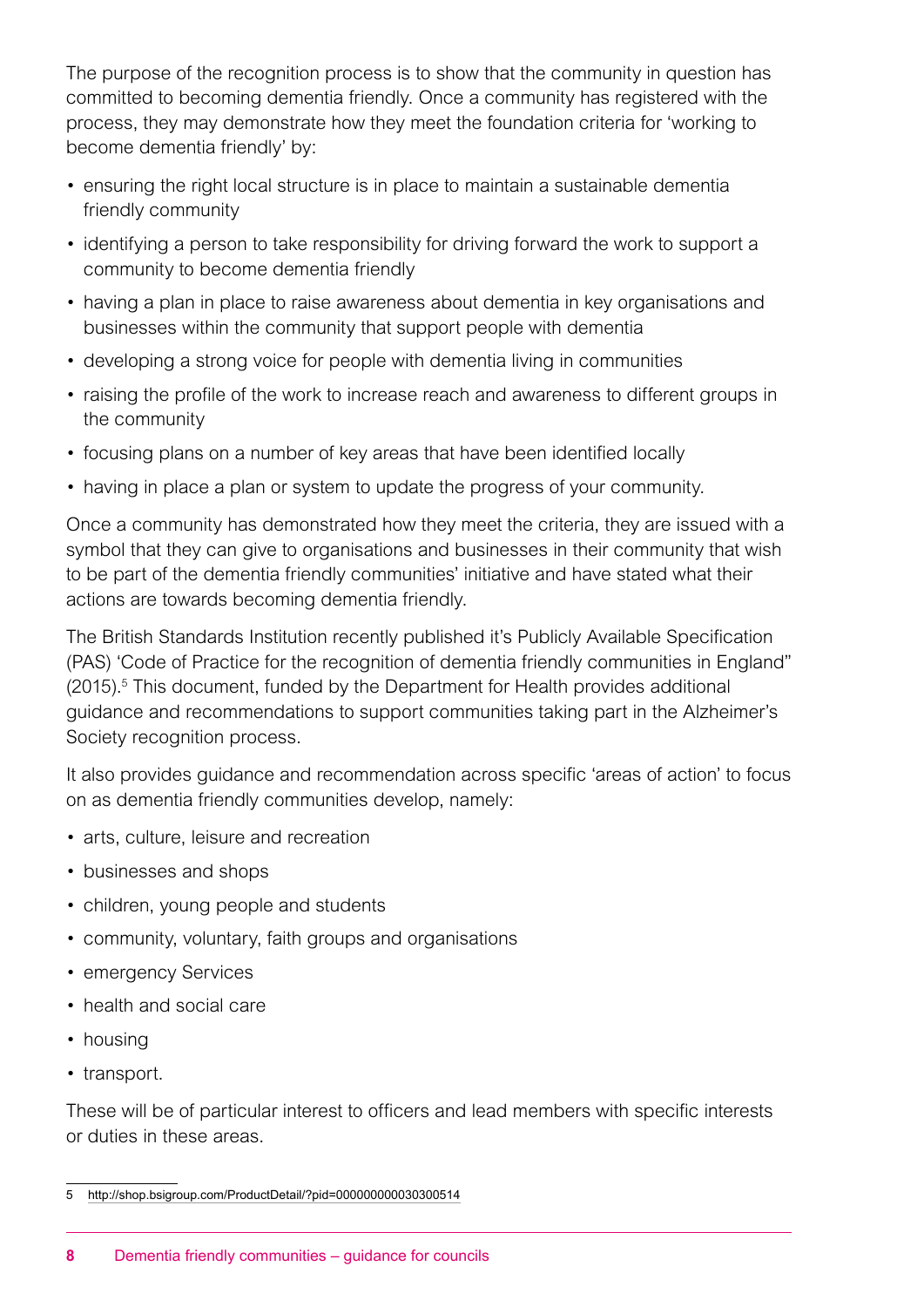The purpose of the recognition process is to show that the community in question has committed to becoming dementia friendly. Once a community has registered with the process, they may demonstrate how they meet the foundation criteria for 'working to become dementia friendly' by:

- ensuring the right local structure is in place to maintain a sustainable dementia friendly community
- identifying a person to take responsibility for driving forward the work to support a community to become dementia friendly
- having a plan in place to raise awareness about dementia in key organisations and businesses within the community that support people with dementia
- developing a strong voice for people with dementia living in communities
- raising the profile of the work to increase reach and awareness to different groups in the community
- focusing plans on a number of key areas that have been identified locally
- having in place a plan or system to update the progress of your community.

Once a community has demonstrated how they meet the criteria, they are issued with a symbol that they can give to organisations and businesses in their community that wish to be part of the dementia friendly communities' initiative and have stated what their actions are towards becoming dementia friendly.

The British Standards Institution recently published it's Publicly Available Specification (PAS) 'Code of Practice for the recognition of dementia friendly communities in England" (2015).[5] This document, funded by the Department for Health provides additional guidance and recommendations to support communities taking part in the Alzheimer's Society recognition process.

It also provides guidance and recommendation across specific 'areas of action' to focus on as dementia friendly communities develop, namely:

- arts, culture, leisure and recreation
- businesses and shops
- children, young people and students
- community, voluntary, faith groups and organisations
- emergency Services
- health and social care
- housing
- transport.

These will be of particular interest to officers and lead members with specific interests or duties in these areas.

5 http://shop.bsigroup.com/ProductDetail/?pid=000000000030300514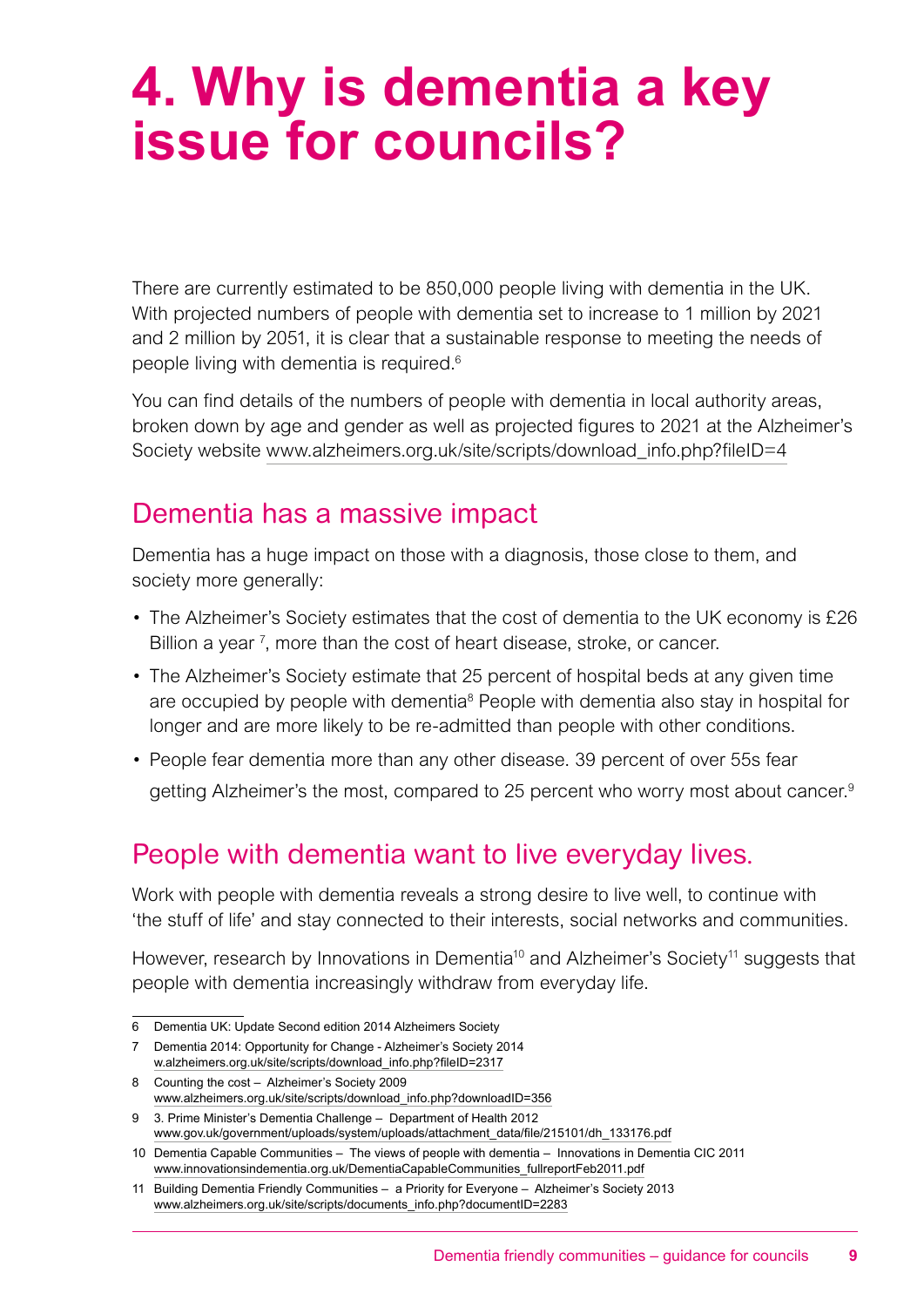# 4. Why is dementia a key issue for councils?

There are currently estimated to be 850,000 people living with dementia in the UK. With projected numbers of people with dementia set to increase to 1 million by 2021 and 2 million by 2051, it is clear that a sustainable response to meeting the needs of people living with dementia is required.[6]

You can find details of the numbers of people with dementia in local authority areas, broken down by age and gender as well as projected figures to 2021 at the Alzheimer's Society website www.alzheimers.org.uk/site/scripts/download_info.php?fileID=4

## Dementia has a massive impact

Dementia has a huge impact on those with a diagnosis, those close to them, and society more generally:

- The Alzheimer's Society estimates that the cost of dementia to the UK economy is £26 Billion a year [7], more than the cost of heart disease, stroke, or cancer.
- The Alzheimer's Society estimate that 25 percent of hospital beds at any given time are occupied by people with dementia[8] People with dementia also stay in hospital for longer and are more likely to be re-admitted than people with other conditions.
- People fear dementia more than any other disease. 39 percent of over 55s fear getting Alzheimer's the most, compared to 25 percent who worry most about cancer.[9]

## People with dementia want to live everyday lives.

Work with people with dementia reveals a strong desire to live well, to continue with 'the stuff of life' and stay connected to their interests, social networks and communities.

However, research by Innovations in Dementia[10] and Alzheimer's Society[11] suggests that people with dementia increasingly withdraw from everyday life.

---

6 Dementia UK: Update Second edition 2014 Alzheimers Society

7 Dementia 2014: Opportunity for Change - Alzheimer's Society 2014 w.alzheimers.org.uk/site/scripts/download_info.php?fileID=2317

8 Counting the cost – Alzheimer's Society 2009 www.alzheimers.org.uk/site/scripts/download_info.php?downloadID=356

9 3. Prime Minister's Dementia Challenge – Department of Health 2012 www.gov.uk/government/uploads/system/uploads/attachment_data/file/215101/dh_133176.pdf

10 Dementia Capable Communities – The views of people with dementia – Innovations in Dementia CIC 2011 www.innovationsindementia.org.uk/DementiaCapableCommunities_fullreportFeb2011.pdf

11 Building Dementia Friendly Communities – a Priority for Everyone – Alzheimer's Society 2013 www.alzheimers.org.uk/site/scripts/documents_info.php?documentID=2283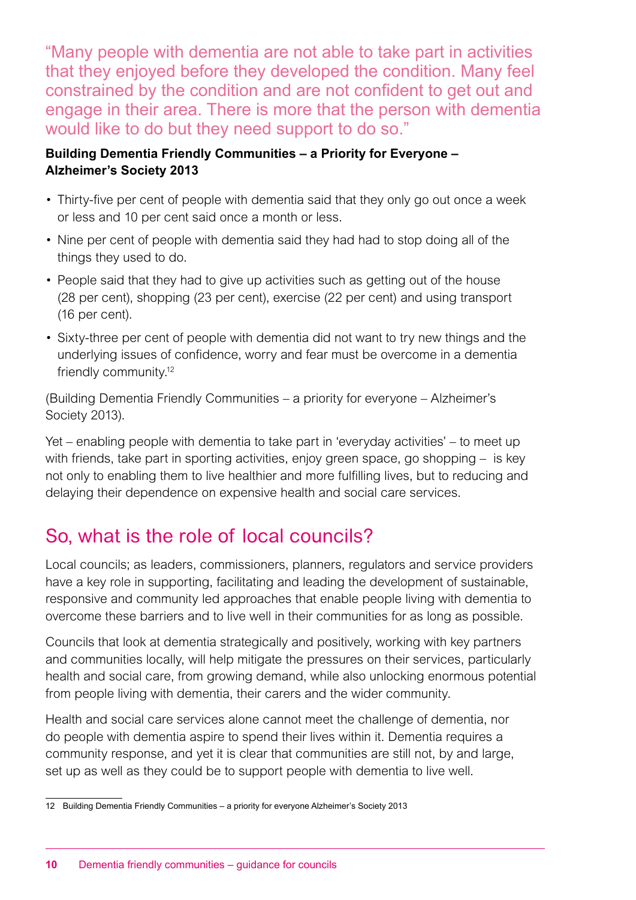"Many people with dementia are not able to take part in activities that they enjoyed before they developed the condition. Many feel constrained by the condition and are not confident to get out and engage in their area. There is more that the person with dementia would like to do but they need support to do so."

**Building Dementia Friendly Communities – a Priority for Everyone – Alzheimer's Society 2013**

- Thirty-five per cent of people with dementia said that they only go out once a week or less and 10 per cent said once a month or less.
- Nine per cent of people with dementia said they had had to stop doing all of the things they used to do.
- People said that they had to give up activities such as getting out of the house (28 per cent), shopping (23 per cent), exercise (22 per cent) and using transport (16 per cent).
- Sixty-three per cent of people with dementia did not want to try new things and the underlying issues of confidence, worry and fear must be overcome in a dementia friendly community.[12]

(Building Dementia Friendly Communities – a priority for everyone – Alzheimer's Society 2013).

Yet – enabling people with dementia to take part in 'everyday activities' – to meet up with friends, take part in sporting activities, enjoy green space, go shopping – is key not only to enabling them to live healthier and more fulfilling lives, but to reducing and delaying their dependence on expensive health and social care services.

## So, what is the role of local councils?

Local councils; as leaders, commissioners, planners, regulators and service providers have a key role in supporting, facilitating and leading the development of sustainable, responsive and community led approaches that enable people living with dementia to overcome these barriers and to live well in their communities for as long as possible.

Councils that look at dementia strategically and positively, working with key partners and communities locally, will help mitigate the pressures on their services, particularly health and social care, from growing demand, while also unlocking enormous potential from people living with dementia, their carers and the wider community.

Health and social care services alone cannot meet the challenge of dementia, nor do people with dementia aspire to spend their lives within it. Dementia requires a community response, and yet it is clear that communities are still not, by and large, set up as well as they could be to support people with dementia to live well.

12 Building Dementia Friendly Communities – a priority for everyone Alzheimer's Society 2013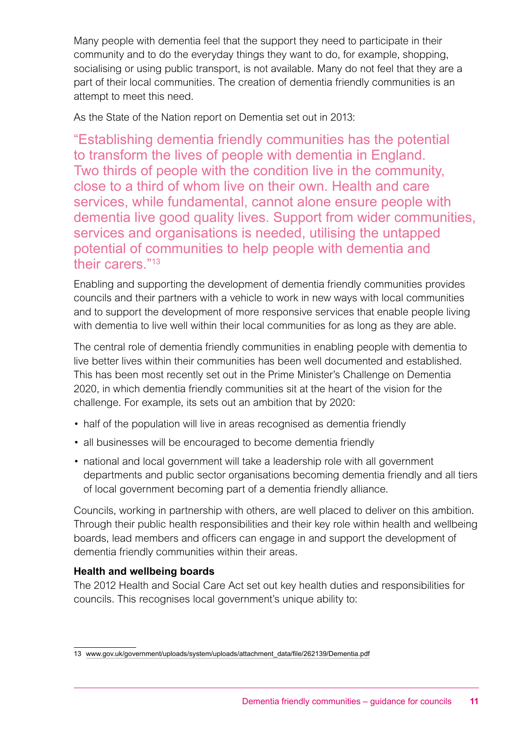Many people with dementia feel that the support they need to participate in their community and to do the everyday things they want to do, for example, shopping, socialising or using public transport, is not available. Many do not feel that they are a part of their local communities. The creation of dementia friendly communities is an attempt to meet this need.

As the State of the Nation report on Dementia set out in 2013:

> "Establishing dementia friendly communities has the potential to transform the lives of people with dementia in England. Two thirds of people with the condition live in the community, close to a third of whom live on their own. Health and care services, while fundamental, cannot alone ensure people with dementia live good quality lives. Support from wider communities, services and organisations is needed, utilising the untapped potential of communities to help people with dementia and their carers."[13]

Enabling and supporting the development of dementia friendly communities provides councils and their partners with a vehicle to work in new ways with local communities and to support the development of more responsive services that enable people living with dementia to live well within their local communities for as long as they are able.

The central role of dementia friendly communities in enabling people with dementia to live better lives within their communities has been well documented and established. This has been most recently set out in the Prime Minister's Challenge on Dementia 2020, in which dementia friendly communities sit at the heart of the vision for the challenge. For example, its sets out an ambition that by 2020:

- half of the population will live in areas recognised as dementia friendly
- all businesses will be encouraged to become dementia friendly
- national and local government will take a leadership role with all government departments and public sector organisations becoming dementia friendly and all tiers of local government becoming part of a dementia friendly alliance.

Councils, working in partnership with others, are well placed to deliver on this ambition. Through their public health responsibilities and their key role within health and wellbeing boards, lead members and officers can engage in and support the development of dementia friendly communities within their areas.

**Health and wellbeing boards**

The 2012 Health and Social Care Act set out key health duties and responsibilities for councils. This recognises local government's unique ability to:

---

13 www.gov.uk/government/uploads/system/uploads/attachment_data/file/262139/Dementia.pdf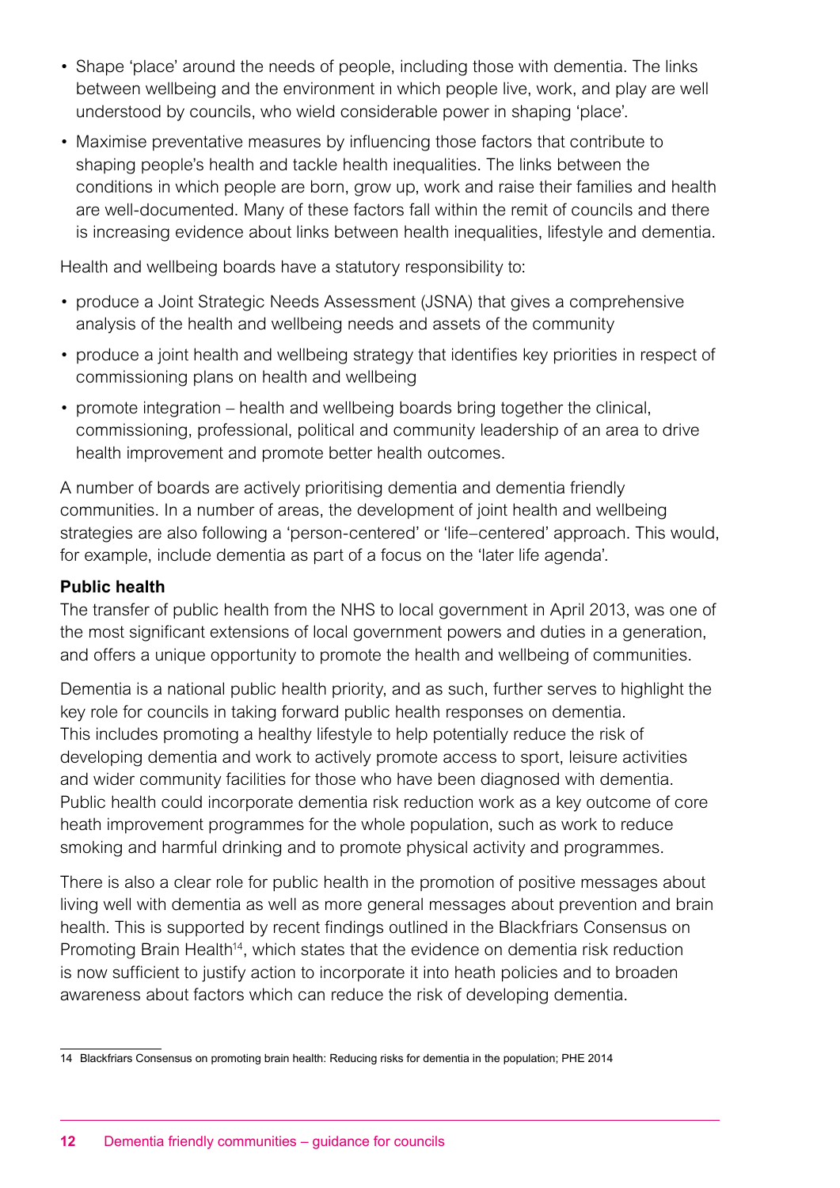- Shape 'place' around the needs of people, including those with dementia. The links between wellbeing and the environment in which people live, work, and play are well understood by councils, who wield considerable power in shaping 'place'.
- Maximise preventative measures by influencing those factors that contribute to shaping people's health and tackle health inequalities. The links between the conditions in which people are born, grow up, work and raise their families and health are well-documented. Many of these factors fall within the remit of councils and there is increasing evidence about links between health inequalities, lifestyle and dementia.

Health and wellbeing boards have a statutory responsibility to:

- produce a Joint Strategic Needs Assessment (JSNA) that gives a comprehensive analysis of the health and wellbeing needs and assets of the community
- produce a joint health and wellbeing strategy that identifies key priorities in respect of commissioning plans on health and wellbeing
- promote integration – health and wellbeing boards bring together the clinical, commissioning, professional, political and community leadership of an area to drive health improvement and promote better health outcomes.

A number of boards are actively prioritising dementia and dementia friendly communities. In a number of areas, the development of joint health and wellbeing strategies are also following a 'person-centered' or 'life–centered' approach. This would, for example, include dementia as part of a focus on the 'later life agenda'.

**Public health**

The transfer of public health from the NHS to local government in April 2013, was one of the most significant extensions of local government powers and duties in a generation, and offers a unique opportunity to promote the health and wellbeing of communities.

Dementia is a national public health priority, and as such, further serves to highlight the key role for councils in taking forward public health responses on dementia. This includes promoting a healthy lifestyle to help potentially reduce the risk of developing dementia and work to actively promote access to sport, leisure activities and wider community facilities for those who have been diagnosed with dementia. Public health could incorporate dementia risk reduction work as a key outcome of core heath improvement programmes for the whole population, such as work to reduce smoking and harmful drinking and to promote physical activity and programmes.

There is also a clear role for public health in the promotion of positive messages about living well with dementia as well as more general messages about prevention and brain health. This is supported by recent findings outlined in the Blackfriars Consensus on Promoting Brain Health[14], which states that the evidence on dementia risk reduction is now sufficient to justify action to incorporate it into heath policies and to broaden awareness about factors which can reduce the risk of developing dementia.

14 Blackfriars Consensus on promoting brain health: Reducing risks for dementia in the population; PHE 2014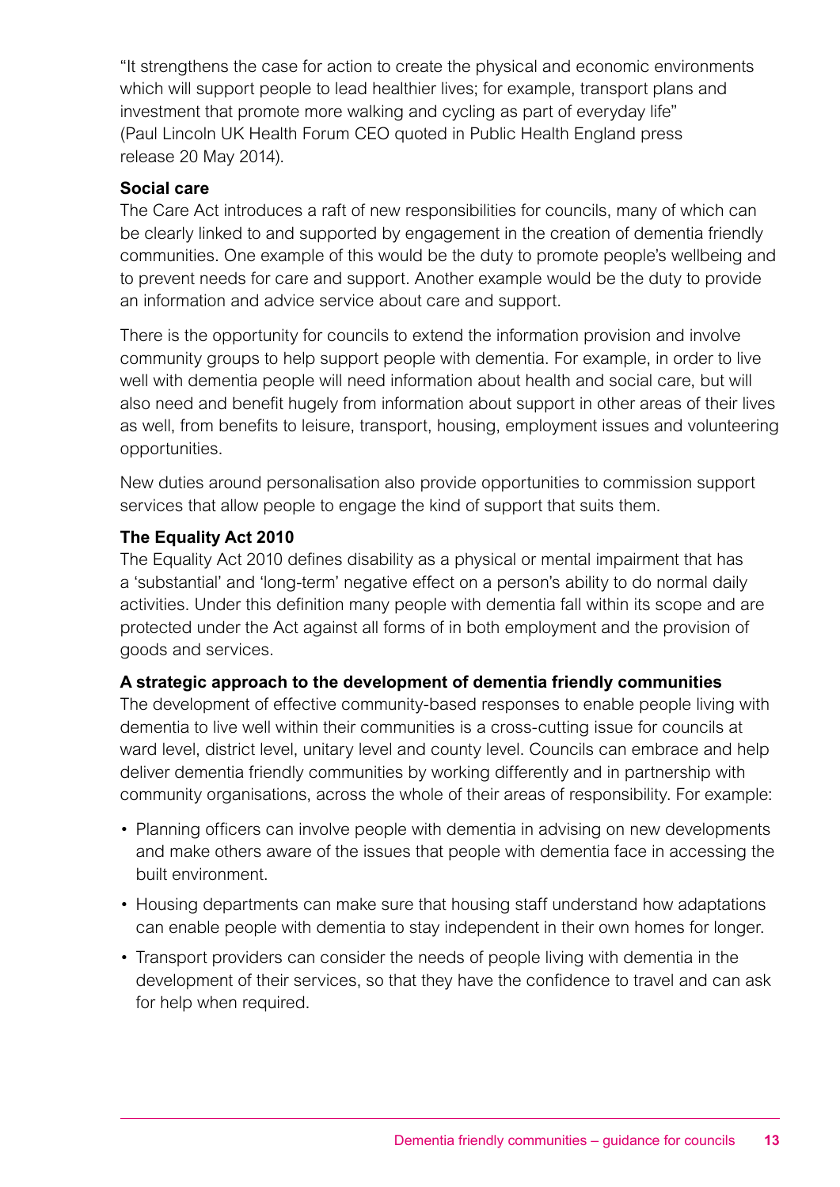"It strengthens the case for action to create the physical and economic environments which will support people to lead healthier lives; for example, transport plans and investment that promote more walking and cycling as part of everyday life" (Paul Lincoln UK Health Forum CEO quoted in Public Health England press release 20 May 2014).

**Social care**

The Care Act introduces a raft of new responsibilities for councils, many of which can be clearly linked to and supported by engagement in the creation of dementia friendly communities. One example of this would be the duty to promote people's wellbeing and to prevent needs for care and support. Another example would be the duty to provide an information and advice service about care and support.

There is the opportunity for councils to extend the information provision and involve community groups to help support people with dementia. For example, in order to live well with dementia people will need information about health and social care, but will also need and benefit hugely from information about support in other areas of their lives as well, from benefits to leisure, transport, housing, employment issues and volunteering opportunities.

New duties around personalisation also provide opportunities to commission support services that allow people to engage the kind of support that suits them.

**The Equality Act 2010**

The Equality Act 2010 defines disability as a physical or mental impairment that has a 'substantial' and 'long-term' negative effect on a person's ability to do normal daily activities. Under this definition many people with dementia fall within its scope and are protected under the Act against all forms of in both employment and the provision of goods and services.

**A strategic approach to the development of dementia friendly communities**

The development of effective community-based responses to enable people living with dementia to live well within their communities is a cross-cutting issue for councils at ward level, district level, unitary level and county level. Councils can embrace and help deliver dementia friendly communities by working differently and in partnership with community organisations, across the whole of their areas of responsibility. For example:

- Planning officers can involve people with dementia in advising on new developments and make others aware of the issues that people with dementia face in accessing the built environment.
- Housing departments can make sure that housing staff understand how adaptations can enable people with dementia to stay independent in their own homes for longer.
- Transport providers can consider the needs of people living with dementia in the development of their services, so that they have the confidence to travel and can ask for help when required.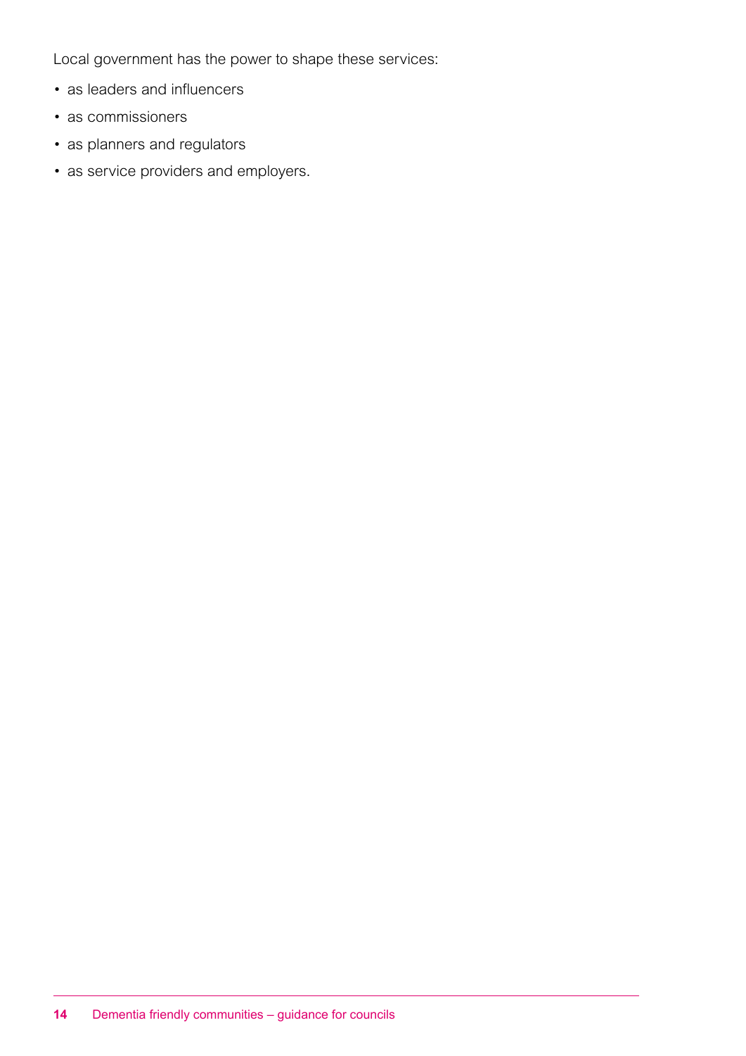Local government has the power to shape these services:

- as leaders and influencers
- as commissioners
- as planners and regulators
- as service providers and employers.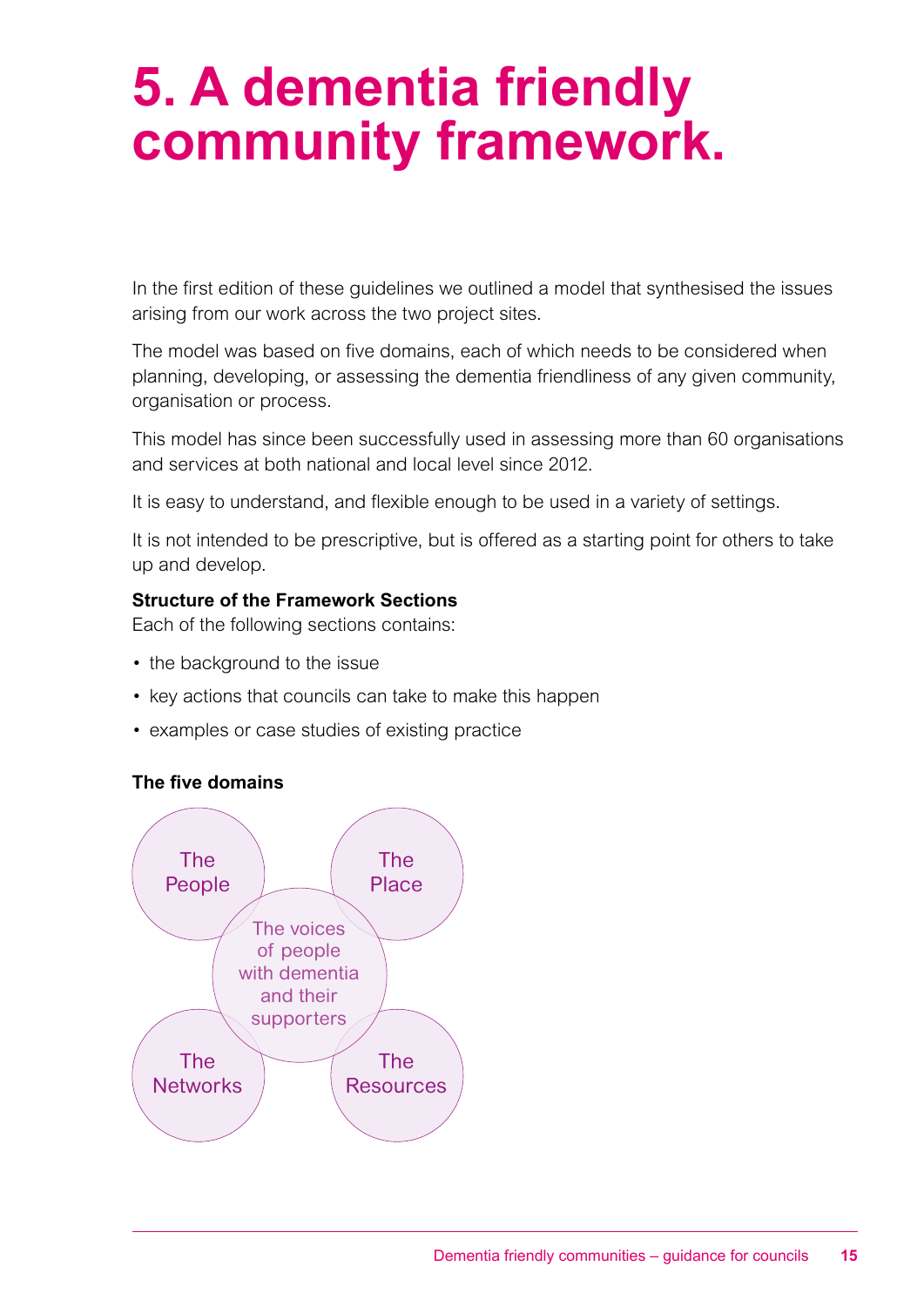# 5. A dementia friendly community framework.

In the first edition of these guidelines we outlined a model that synthesised the issues arising from our work across the two project sites.

The model was based on five domains, each of which needs to be considered when planning, developing, or assessing the dementia friendliness of any given community, organisation or process.

This model has since been successfully used in assessing more than 60 organisations and services at both national and local level since 2012.

It is easy to understand, and flexible enough to be used in a variety of settings.

It is not intended to be prescriptive, but is offered as a starting point for others to take up and develop.

**Structure of the Framework Sections**

Each of the following sections contains:

- the background to the issue
- key actions that councils can take to make this happen
- examples or case studies of existing practice

**The five domains**

The People

The Place

The voices of people with dementia and their supporters

The Networks

The Resources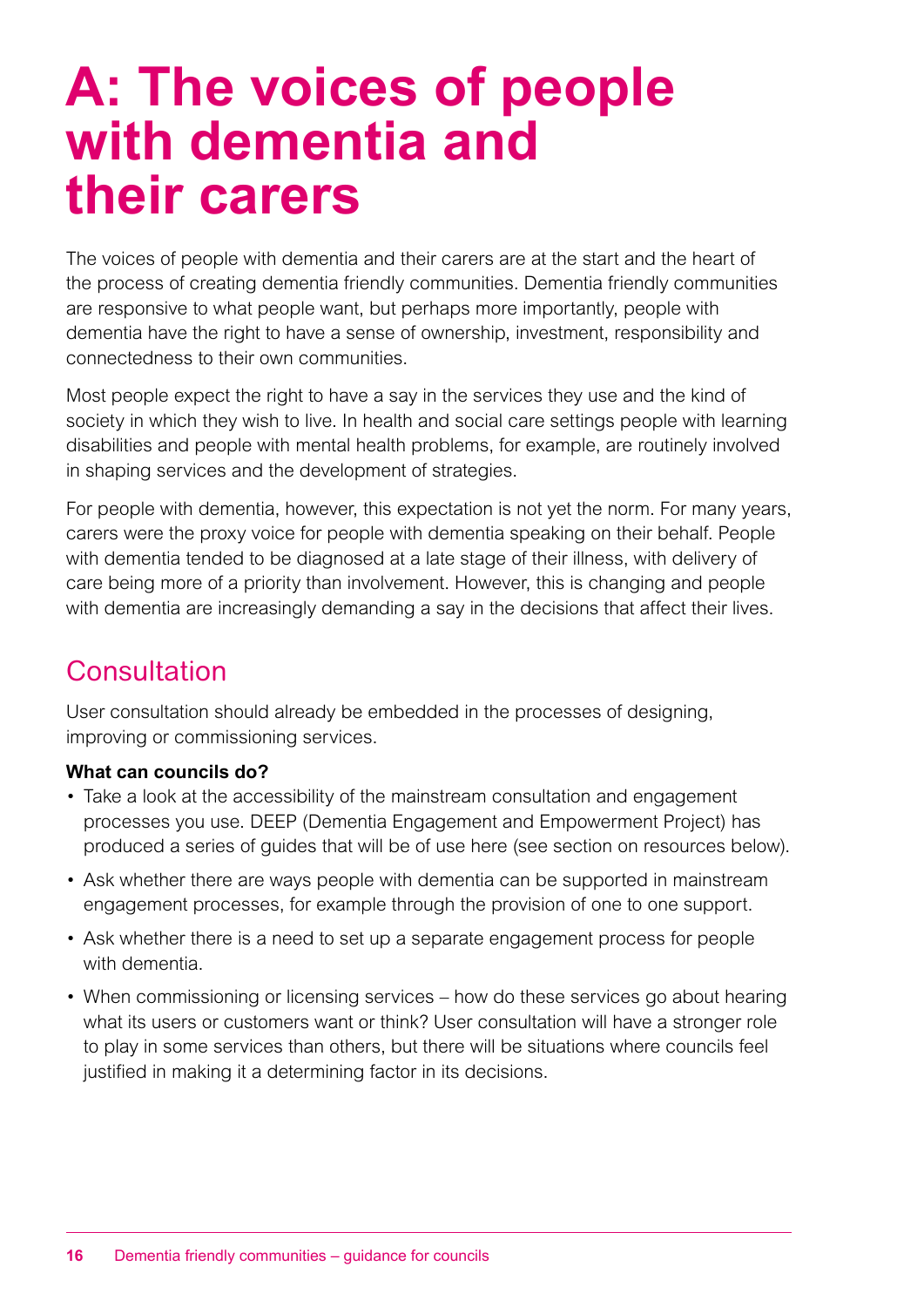# A: The voices of people with dementia and their carers

The voices of people with dementia and their carers are at the start and the heart of the process of creating dementia friendly communities. Dementia friendly communities are responsive to what people want, but perhaps more importantly, people with dementia have the right to have a sense of ownership, investment, responsibility and connectedness to their own communities.

Most people expect the right to have a say in the services they use and the kind of society in which they wish to live. In health and social care settings people with learning disabilities and people with mental health problems, for example, are routinely involved in shaping services and the development of strategies.

For people with dementia, however, this expectation is not yet the norm. For many years, carers were the proxy voice for people with dementia speaking on their behalf. People with dementia tended to be diagnosed at a late stage of their illness, with delivery of care being more of a priority than involvement. However, this is changing and people with dementia are increasingly demanding a say in the decisions that affect their lives.

## Consultation

User consultation should already be embedded in the processes of designing, improving or commissioning services.

**What can councils do?**

- Take a look at the accessibility of the mainstream consultation and engagement processes you use. DEEP (Dementia Engagement and Empowerment Project) has produced a series of guides that will be of use here (see section on resources below).
- Ask whether there are ways people with dementia can be supported in mainstream engagement processes, for example through the provision of one to one support.
- Ask whether there is a need to set up a separate engagement process for people with dementia.
- When commissioning or licensing services – how do these services go about hearing what its users or customers want or think? User consultation will have a stronger role to play in some services than others, but there will be situations where councils feel justified in making it a determining factor in its decisions.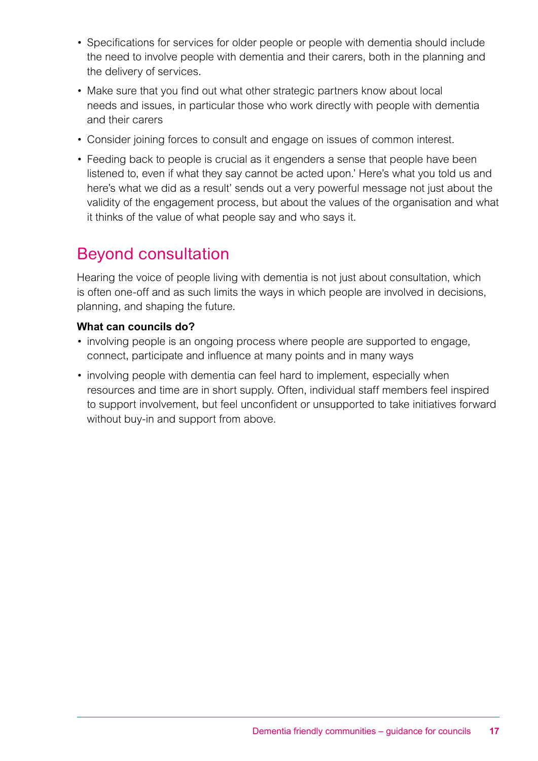- Specifications for services for older people or people with dementia should include the need to involve people with dementia and their carers, both in the planning and the delivery of services.
- Make sure that you find out what other strategic partners know about local needs and issues, in particular those who work directly with people with dementia and their carers
- Consider joining forces to consult and engage on issues of common interest.
- Feeding back to people is crucial as it engenders a sense that people have been listened to, even if what they say cannot be acted upon.' Here's what you told us and here's what we did as a result' sends out a very powerful message not just about the validity of the engagement process, but about the values of the organisation and what it thinks of the value of what people say and who says it.

## Beyond consultation

Hearing the voice of people living with dementia is not just about consultation, which is often one-off and as such limits the ways in which people are involved in decisions, planning, and shaping the future.

**What can councils do?**

- involving people is an ongoing process where people are supported to engage, connect, participate and influence at many points and in many ways
- involving people with dementia can feel hard to implement, especially when resources and time are in short supply. Often, individual staff members feel inspired to support involvement, but feel unconfident or unsupported to take initiatives forward without buy-in and support from above.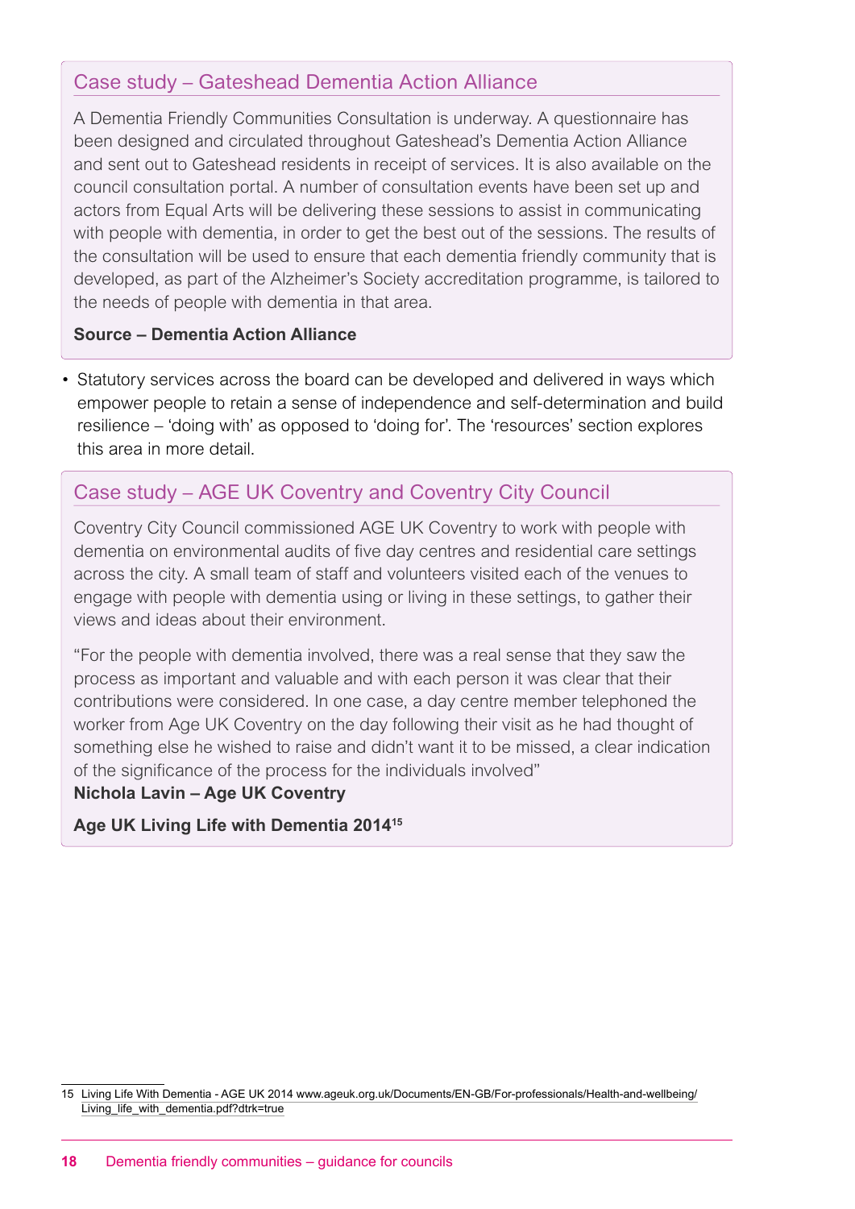### Case study – Gateshead Dementia Action Alliance

A Dementia Friendly Communities Consultation is underway. A questionnaire has been designed and circulated throughout Gateshead's Dementia Action Alliance and sent out to Gateshead residents in receipt of services. It is also available on the council consultation portal. A number of consultation events have been set up and actors from Equal Arts will be delivering these sessions to assist in communicating with people with dementia, in order to get the best out of the sessions. The results of the consultation will be used to ensure that each dementia friendly community that is developed, as part of the Alzheimer's Society accreditation programme, is tailored to the needs of people with dementia in that area.

**Source – Dementia Action Alliance**

- Statutory services across the board can be developed and delivered in ways which empower people to retain a sense of independence and self-determination and build resilience – 'doing with' as opposed to 'doing for'. The 'resources' section explores this area in more detail.

### Case study – AGE UK Coventry and Coventry City Council

Coventry City Council commissioned AGE UK Coventry to work with people with dementia on environmental audits of five day centres and residential care settings across the city. A small team of staff and volunteers visited each of the venues to engage with people with dementia using or living in these settings, to gather their views and ideas about their environment.

"For the people with dementia involved, there was a real sense that they saw the process as important and valuable and with each person it was clear that their contributions were considered. In one case, a day centre member telephoned the worker from Age UK Coventry on the day following their visit as he had thought of something else he wished to raise and didn't want it to be missed, a clear indication of the significance of the process for the individuals involved"
**Nichola Lavin – Age UK Coventry**

**Age UK Living Life with Dementia 2014**[15]

15 Living Life With Dementia - AGE UK 2014 www.ageuk.org.uk/Documents/EN-GB/For-professionals/Health-and-wellbeing/Living_life_with_dementia.pdf?dtrk=true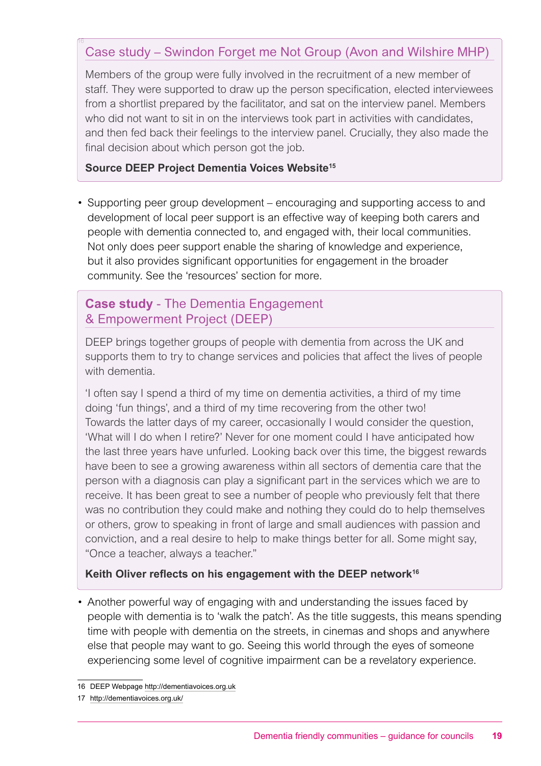### Case study – Swindon Forget me Not Group (Avon and Wilshire MHP)

Members of the group were fully involved in the recruitment of a new member of staff. They were supported to draw up the person specification, elected interviewees from a shortlist prepared by the facilitator, and sat on the interview panel. Members who did not want to sit in on the interviews took part in activities with candidates, and then fed back their feelings to the interview panel. Crucially, they also made the final decision about which person got the job.

**Source DEEP Project Dementia Voices Website[15]**

- Supporting peer group development – encouraging and supporting access to and development of local peer support is an effective way of keeping both carers and people with dementia connected to, and engaged with, their local communities. Not only does peer support enable the sharing of knowledge and experience, but it also provides significant opportunities for engagement in the broader community. See the 'resources' section for more.

### **Case study** - The Dementia Engagement & Empowerment Project (DEEP)

DEEP brings together groups of people with dementia from across the UK and supports them to try to change services and policies that affect the lives of people with dementia.

'I often say I spend a third of my time on dementia activities, a third of my time doing 'fun things', and a third of my time recovering from the other two! Towards the latter days of my career, occasionally I would consider the question, 'What will I do when I retire?' Never for one moment could I have anticipated how the last three years have unfurled. Looking back over this time, the biggest rewards have been to see a growing awareness within all sectors of dementia care that the person with a diagnosis can play a significant part in the services which we are to receive. It has been great to see a number of people who previously felt that there was no contribution they could make and nothing they could do to help themselves or others, grow to speaking in front of large and small audiences with passion and conviction, and a real desire to help to make things better for all. Some might say, "Once a teacher, always a teacher."

**Keith Oliver reflects on his engagement with the DEEP network[16]**

- Another powerful way of engaging with and understanding the issues faced by people with dementia is to 'walk the patch'. As the title suggests, this means spending time with people with dementia on the streets, in cinemas and shops and anywhere else that people may want to go. Seeing this world through the eyes of someone experiencing some level of cognitive impairment can be a revelatory experience.

16 DEEP Webpage http://dementiavoices.org.uk

17 http://dementiavoices.org.uk/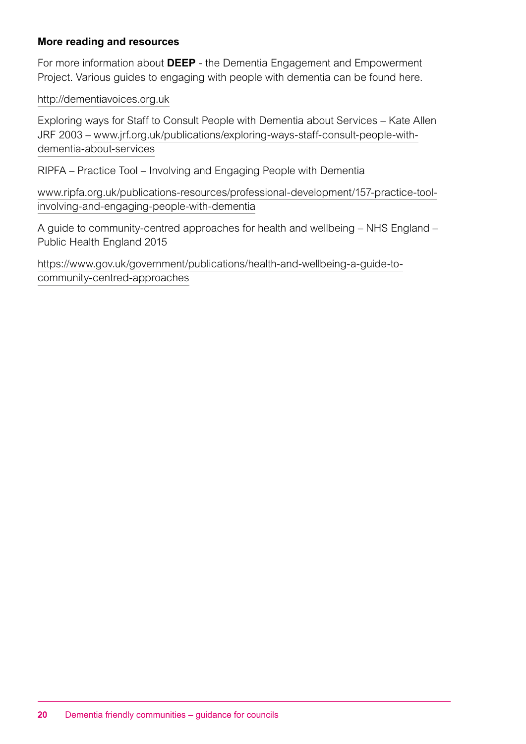**More reading and resources**

For more information about **DEEP** - the Dementia Engagement and Empowerment Project. Various guides to engaging with people with dementia can be found here.

http://dementiavoices.org.uk

Exploring ways for Staff to Consult People with Dementia about Services – Kate Allen JRF 2003 – www.jrf.org.uk/publications/exploring-ways-staff-consult-people-with-dementia-about-services

RIPFA – Practice Tool – Involving and Engaging People with Dementia

www.ripfa.org.uk/publications-resources/professional-development/157-practice-tool-involving-and-engaging-people-with-dementia

A guide to community-centred approaches for health and wellbeing – NHS England – Public Health England 2015

https://www.gov.uk/government/publications/health-and-wellbeing-a-guide-to-community-centred-approaches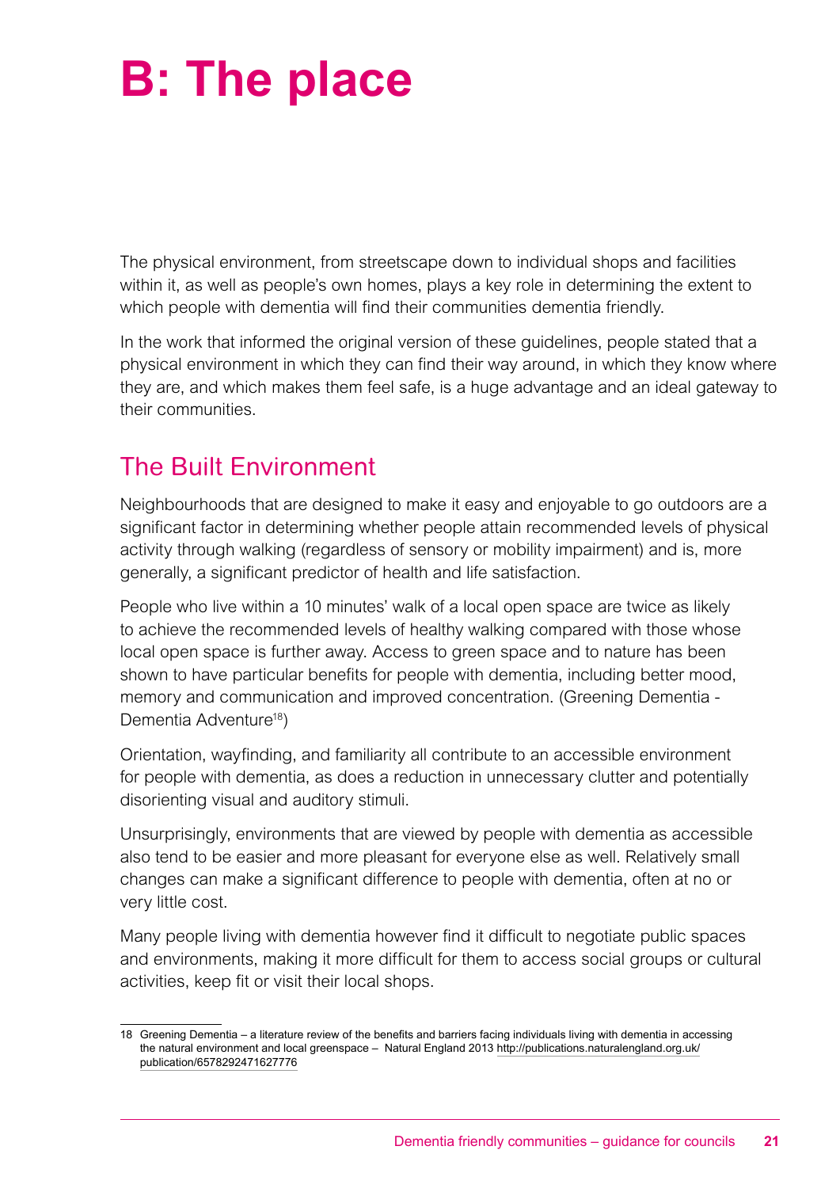# B: The place

The physical environment, from streetscape down to individual shops and facilities within it, as well as people's own homes, plays a key role in determining the extent to which people with dementia will find their communities dementia friendly.

In the work that informed the original version of these guidelines, people stated that a physical environment in which they can find their way around, in which they know where they are, and which makes them feel safe, is a huge advantage and an ideal gateway to their communities.

## The Built Environment

Neighbourhoods that are designed to make it easy and enjoyable to go outdoors are a significant factor in determining whether people attain recommended levels of physical activity through walking (regardless of sensory or mobility impairment) and is, more generally, a significant predictor of health and life satisfaction.

People who live within a 10 minutes' walk of a local open space are twice as likely to achieve the recommended levels of healthy walking compared with those whose local open space is further away. Access to green space and to nature has been shown to have particular benefits for people with dementia, including better mood, memory and communication and improved concentration. (Greening Dementia - Dementia Adventure[18])

Orientation, wayfinding, and familiarity all contribute to an accessible environment for people with dementia, as does a reduction in unnecessary clutter and potentially disorienting visual and auditory stimuli.

Unsurprisingly, environments that are viewed by people with dementia as accessible also tend to be easier and more pleasant for everyone else as well. Relatively small changes can make a significant difference to people with dementia, often at no or very little cost.

Many people living with dementia however find it difficult to negotiate public spaces and environments, making it more difficult for them to access social groups or cultural activities, keep fit or visit their local shops.

---

18 Greening Dementia – a literature review of the benefits and barriers facing individuals living with dementia in accessing the natural environment and local greenspace – Natural England 2013 http://publications.naturalengland.org.uk/publication/6578292471627776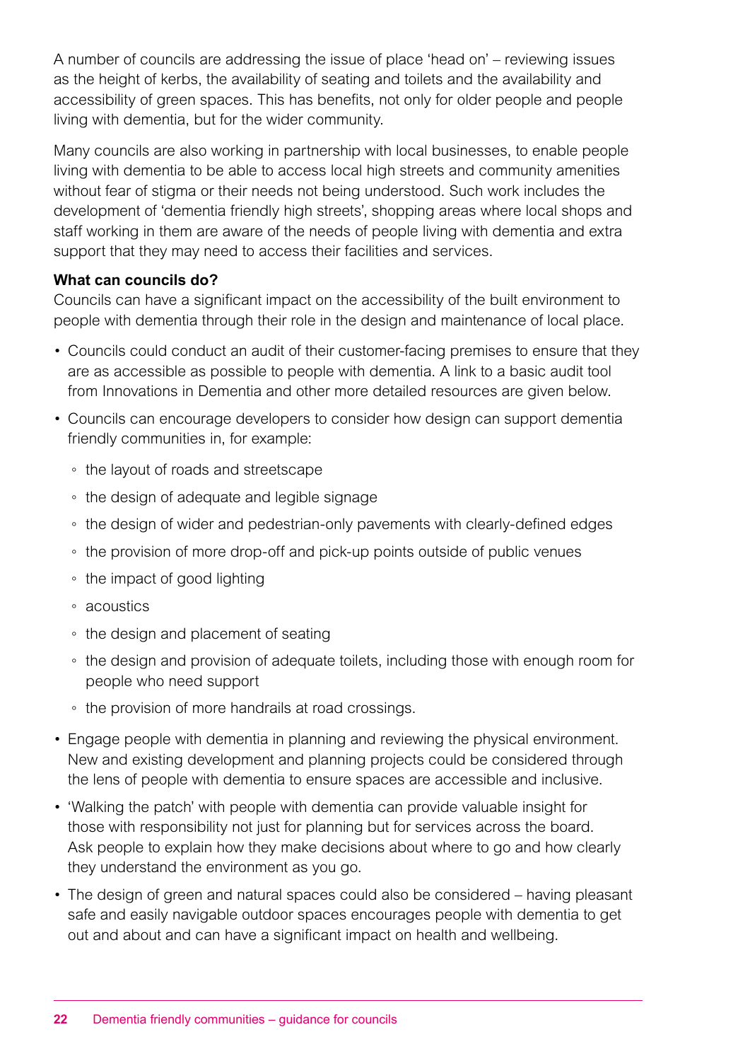A number of councils are addressing the issue of place 'head on' – reviewing issues as the height of kerbs, the availability of seating and toilets and the availability and accessibility of green spaces. This has benefits, not only for older people and people living with dementia, but for the wider community.

Many councils are also working in partnership with local businesses, to enable people living with dementia to be able to access local high streets and community amenities without fear of stigma or their needs not being understood. Such work includes the development of 'dementia friendly high streets', shopping areas where local shops and staff working in them are aware of the needs of people living with dementia and extra support that they may need to access their facilities and services.

**What can councils do?**
Councils can have a significant impact on the accessibility of the built environment to people with dementia through their role in the design and maintenance of local place.

- Councils could conduct an audit of their customer-facing premises to ensure that they are as accessible as possible to people with dementia. A link to a basic audit tool from Innovations in Dementia and other more detailed resources are given below.
- Councils can encourage developers to consider how design can support dementia friendly communities in, for example:
  - the layout of roads and streetscape
  - the design of adequate and legible signage
  - the design of wider and pedestrian-only pavements with clearly-defined edges
  - the provision of more drop-off and pick-up points outside of public venues
  - the impact of good lighting
  - acoustics
  - the design and placement of seating
  - the design and provision of adequate toilets, including those with enough room for people who need support
  - the provision of more handrails at road crossings.
- Engage people with dementia in planning and reviewing the physical environment. New and existing development and planning projects could be considered through the lens of people with dementia to ensure spaces are accessible and inclusive.
- 'Walking the patch' with people with dementia can provide valuable insight for those with responsibility not just for planning but for services across the board. Ask people to explain how they make decisions about where to go and how clearly they understand the environment as you go.
- The design of green and natural spaces could also be considered – having pleasant safe and easily navigable outdoor spaces encourages people with dementia to get out and about and can have a significant impact on health and wellbeing.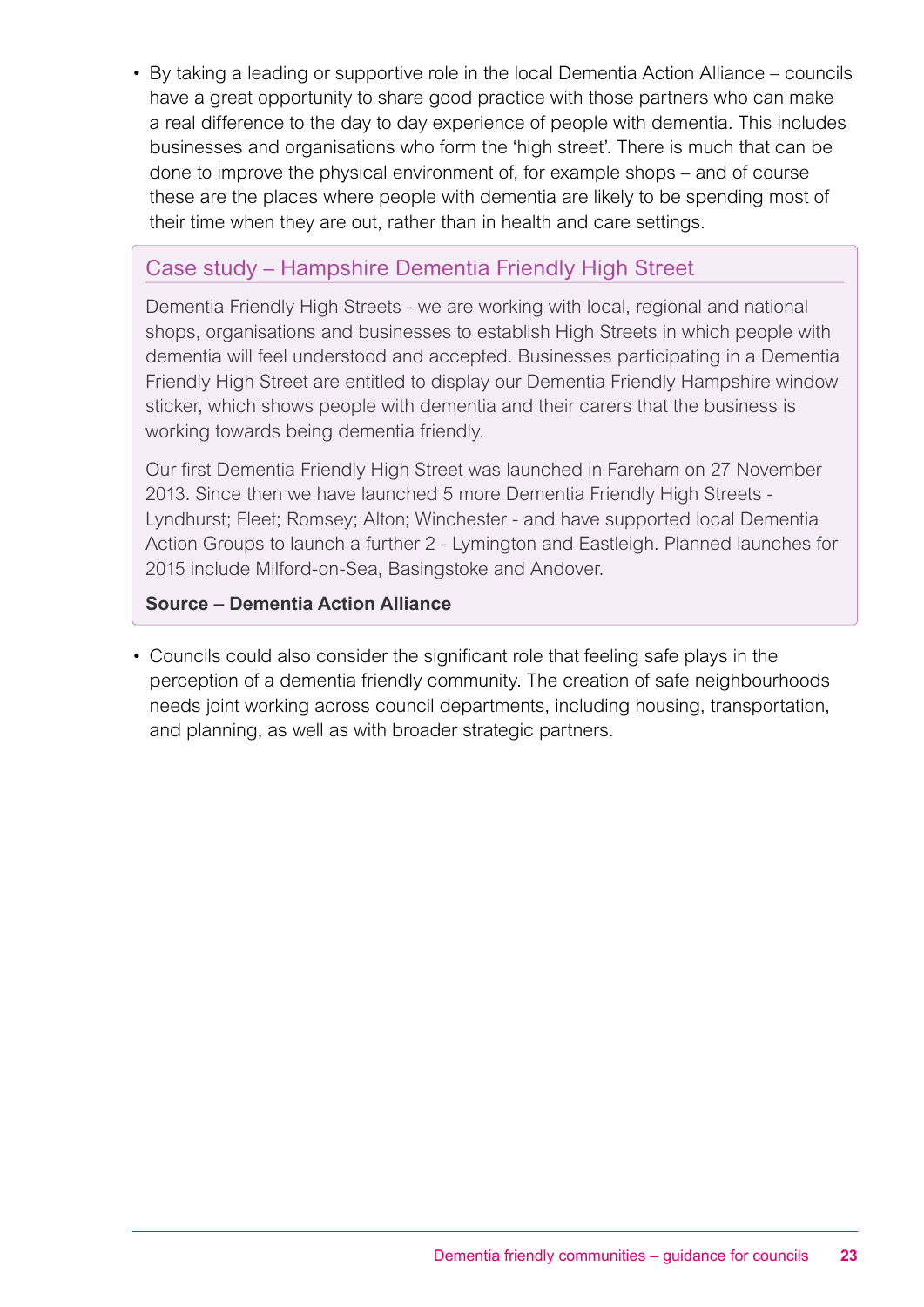- By taking a leading or supportive role in the local Dementia Action Alliance – councils have a great opportunity to share good practice with those partners who can make a real difference to the day to day experience of people with dementia. This includes businesses and organisations who form the 'high street'. There is much that can be done to improve the physical environment of, for example shops – and of course these are the places where people with dementia are likely to be spending most of their time when they are out, rather than in health and care settings.

### Case study – Hampshire Dementia Friendly High Street

Dementia Friendly High Streets - we are working with local, regional and national shops, organisations and businesses to establish High Streets in which people with dementia will feel understood and accepted. Businesses participating in a Dementia Friendly High Street are entitled to display our Dementia Friendly Hampshire window sticker, which shows people with dementia and their carers that the business is working towards being dementia friendly.

Our first Dementia Friendly High Street was launched in Fareham on 27 November 2013. Since then we have launched 5 more Dementia Friendly High Streets - Lyndhurst; Fleet; Romsey; Alton; Winchester - and have supported local Dementia Action Groups to launch a further 2 - Lymington and Eastleigh. Planned launches for 2015 include Milford-on-Sea, Basingstoke and Andover.

**Source – Dementia Action Alliance**

- Councils could also consider the significant role that feeling safe plays in the perception of a dementia friendly community. The creation of safe neighbourhoods needs joint working across council departments, including housing, transportation, and planning, as well as with broader strategic partners.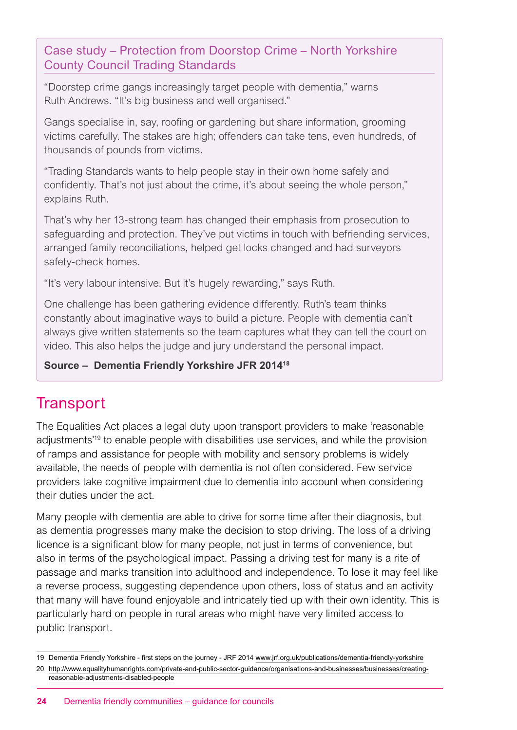### Case study – Protection from Doorstop Crime – North Yorkshire County Council Trading Standards

"Doorstep crime gangs increasingly target people with dementia," warns Ruth Andrews. "It's big business and well organised."

Gangs specialise in, say, roofing or gardening but share information, grooming victims carefully. The stakes are high; offenders can take tens, even hundreds, of thousands of pounds from victims.

"Trading Standards wants to help people stay in their own home safely and confidently. That's not just about the crime, it's about seeing the whole person," explains Ruth.

That's why her 13-strong team has changed their emphasis from prosecution to safeguarding and protection. They've put victims in touch with befriending services, arranged family reconciliations, helped get locks changed and had surveyors safety-check homes.

"It's very labour intensive. But it's hugely rewarding," says Ruth.

One challenge has been gathering evidence differently. Ruth's team thinks constantly about imaginative ways to build a picture. People with dementia can't always give written statements so the team captures what they can tell the court on video. This also helps the judge and jury understand the personal impact.

**Source – Dementia Friendly Yorkshire JFR 2014[18]**

## Transport

The Equalities Act places a legal duty upon transport providers to make 'reasonable adjustments'[19] to enable people with disabilities use services, and while the provision of ramps and assistance for people with mobility and sensory problems is widely available, the needs of people with dementia is not often considered. Few service providers take cognitive impairment due to dementia into account when considering their duties under the act.

Many people with dementia are able to drive for some time after their diagnosis, but as dementia progresses many make the decision to stop driving. The loss of a driving licence is a significant blow for many people, not just in terms of convenience, but also in terms of the psychological impact. Passing a driving test for many is a rite of passage and marks transition into adulthood and independence. To lose it may feel like a reverse process, suggesting dependence upon others, loss of status and an activity that many will have found enjoyable and intricately tied up with their own identity. This is particularly hard on people in rural areas who might have very limited access to public transport.

---

19 Dementia Friendly Yorkshire - first steps on the journey - JRF 2014 www.jrf.org.uk/publications/dementia-friendly-yorkshire

20 http://www.equalityhumanrights.com/private-and-public-sector-guidance/organisations-and-businesses/businesses/creating-reasonable-adjustments-disabled-people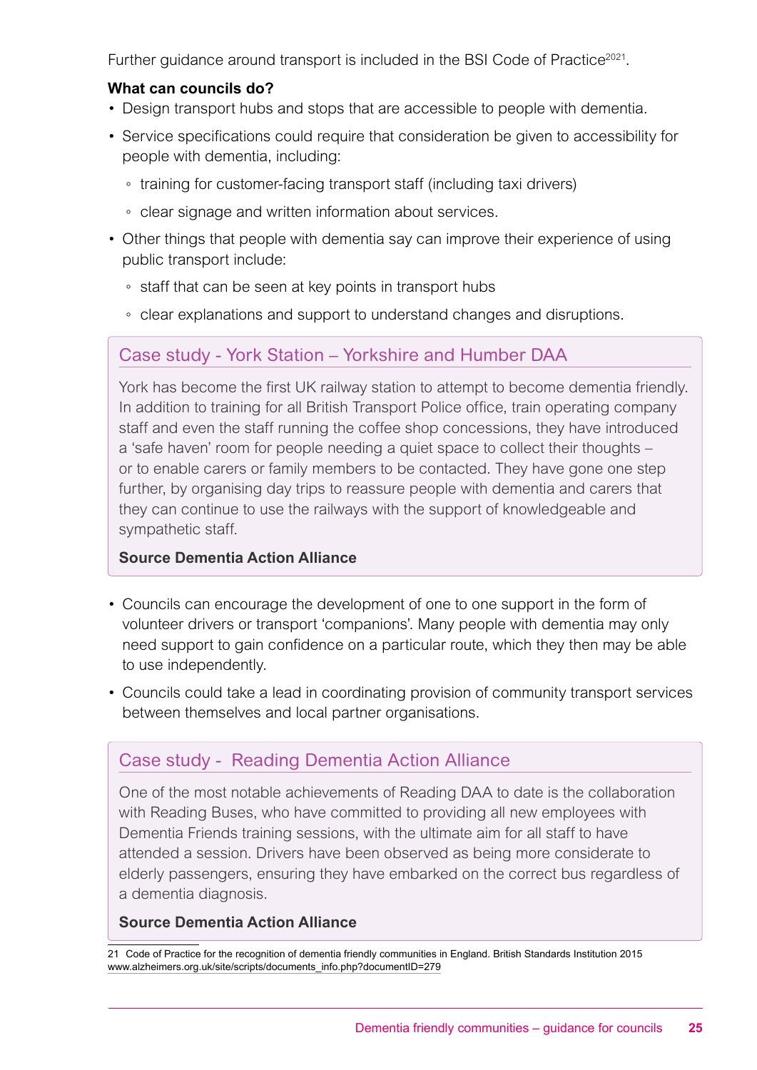Further guidance around transport is included in the BSI Code of Practice[20][21].

**What can councils do?**

- Design transport hubs and stops that are accessible to people with dementia.
- Service specifications could require that consideration be given to accessibility for people with dementia, including:
  - training for customer-facing transport staff (including taxi drivers)
  - clear signage and written information about services.
- Other things that people with dementia say can improve their experience of using public transport include:
  - staff that can be seen at key points in transport hubs
  - clear explanations and support to understand changes and disruptions.

### Case study - York Station – Yorkshire and Humber DAA

York has become the first UK railway station to attempt to become dementia friendly. In addition to training for all British Transport Police office, train operating company staff and even the staff running the coffee shop concessions, they have introduced a 'safe haven' room for people needing a quiet space to collect their thoughts – or to enable carers or family members to be contacted. They have gone one step further, by organising day trips to reassure people with dementia and carers that they can continue to use the railways with the support of knowledgeable and sympathetic staff.

**Source Dementia Action Alliance**

- Councils can encourage the development of one to one support in the form of volunteer drivers or transport 'companions'. Many people with dementia may only need support to gain confidence on a particular route, which they then may be able to use independently.
- Councils could take a lead in coordinating provision of community transport services between themselves and local partner organisations.

### Case study - Reading Dementia Action Alliance

One of the most notable achievements of Reading DAA to date is the collaboration with Reading Buses, who have committed to providing all new employees with Dementia Friends training sessions, with the ultimate aim for all staff to have attended a session. Drivers have been observed as being more considerate to elderly passengers, ensuring they have embarked on the correct bus regardless of a dementia diagnosis.

**Source Dementia Action Alliance**

21 Code of Practice for the recognition of dementia friendly communities in England. British Standards Institution 2015 www.alzheimers.org.uk/site/scripts/documents_info.php?documentID=279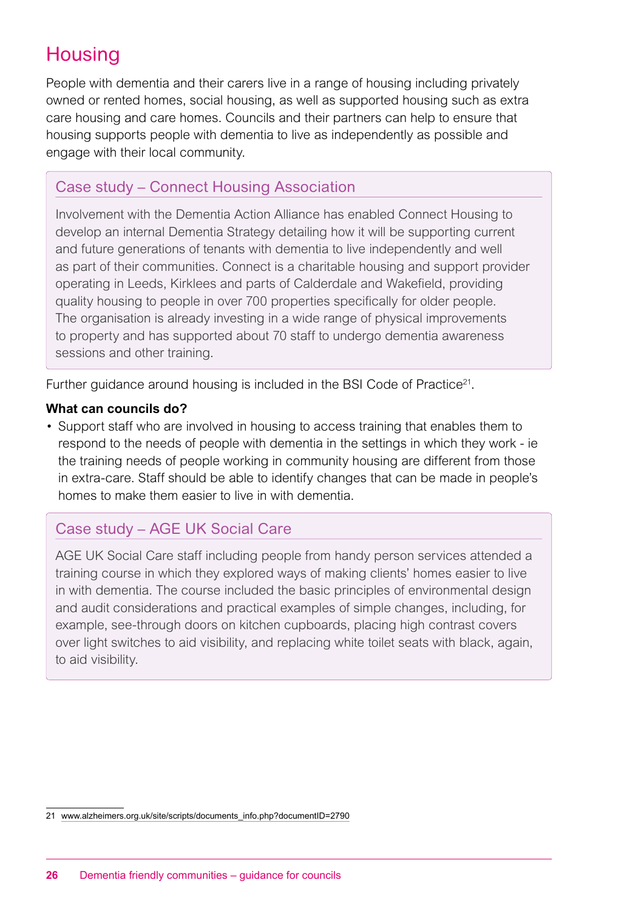# Housing

People with dementia and their carers live in a range of housing including privately owned or rented homes, social housing, as well as supported housing such as extra care housing and care homes. Councils and their partners can help to ensure that housing supports people with dementia to live as independently as possible and engage with their local community.

### Case study – Connect Housing Association

Involvement with the Dementia Action Alliance has enabled Connect Housing to develop an internal Dementia Strategy detailing how it will be supporting current and future generations of tenants with dementia to live independently and well as part of their communities. Connect is a charitable housing and support provider operating in Leeds, Kirklees and parts of Calderdale and Wakefield, providing quality housing to people in over 700 properties specifically for older people. The organisation is already investing in a wide range of physical improvements to property and has supported about 70 staff to undergo dementia awareness sessions and other training.

Further guidance around housing is included in the BSI Code of Practice[21].

**What can councils do?**

- Support staff who are involved in housing to access training that enables them to respond to the needs of people with dementia in the settings in which they work - ie the training needs of people working in community housing are different from those in extra-care. Staff should be able to identify changes that can be made in people's homes to make them easier to live in with dementia.

### Case study – AGE UK Social Care

AGE UK Social Care staff including people from handy person services attended a training course in which they explored ways of making clients' homes easier to live in with dementia. The course included the basic principles of environmental design and audit considerations and practical examples of simple changes, including, for example, see-through doors on kitchen cupboards, placing high contrast covers over light switches to aid visibility, and replacing white toilet seats with black, again, to aid visibility.

---

21 www.alzheimers.org.uk/site/scripts/documents_info.php?documentID=2790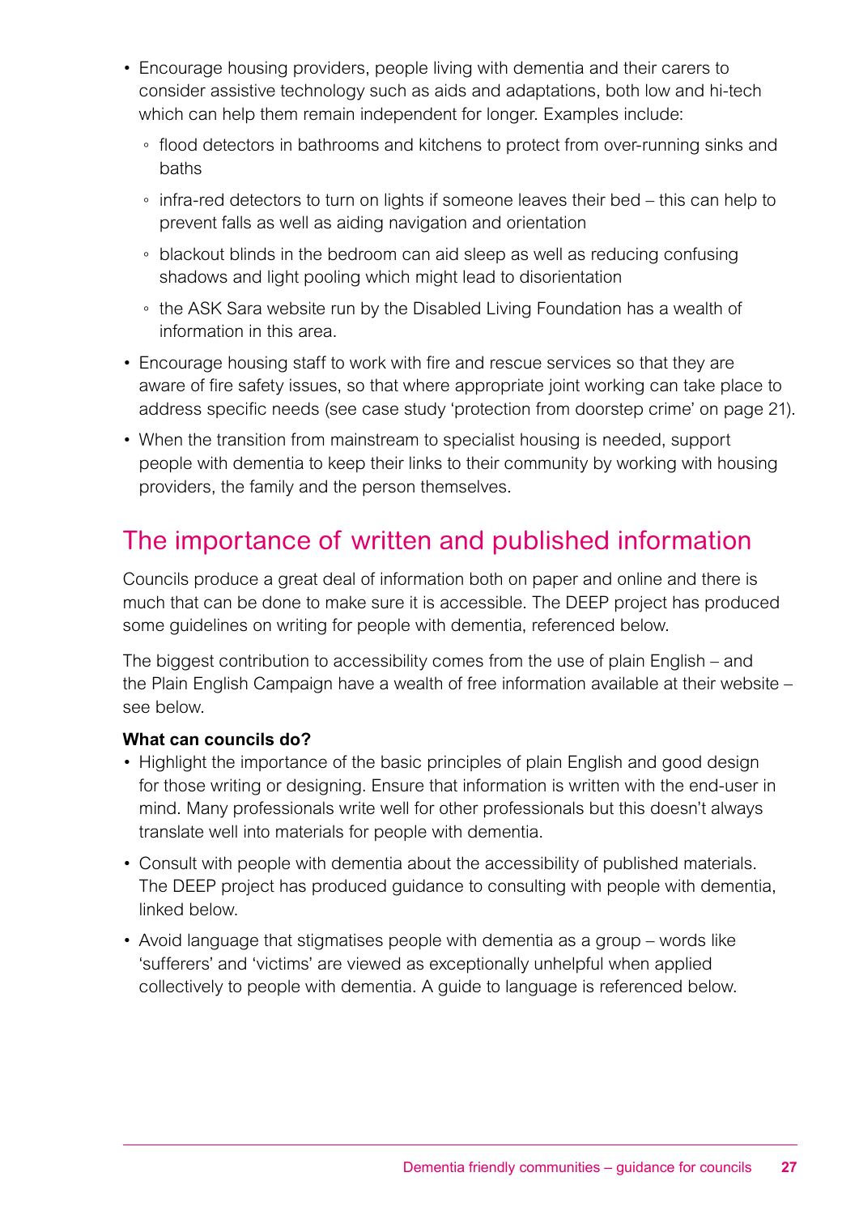- Encourage housing providers, people living with dementia and their carers to consider assistive technology such as aids and adaptations, both low and hi-tech which can help them remain independent for longer. Examples include:
  - flood detectors in bathrooms and kitchens to protect from over-running sinks and baths
  - infra-red detectors to turn on lights if someone leaves their bed – this can help to prevent falls as well as aiding navigation and orientation
  - blackout blinds in the bedroom can aid sleep as well as reducing confusing shadows and light pooling which might lead to disorientation
  - the ASK Sara website run by the Disabled Living Foundation has a wealth of information in this area.
- Encourage housing staff to work with fire and rescue services so that they are aware of fire safety issues, so that where appropriate joint working can take place to address specific needs (see case study 'protection from doorstep crime' on page 21).
- When the transition from mainstream to specialist housing is needed, support people with dementia to keep their links to their community by working with housing providers, the family and the person themselves.

## The importance of written and published information

Councils produce a great deal of information both on paper and online and there is much that can be done to make sure it is accessible. The DEEP project has produced some guidelines on writing for people with dementia, referenced below.

The biggest contribution to accessibility comes from the use of plain English – and the Plain English Campaign have a wealth of free information available at their website – see below.

**What can councils do?**

- Highlight the importance of the basic principles of plain English and good design for those writing or designing. Ensure that information is written with the end-user in mind. Many professionals write well for other professionals but this doesn't always translate well into materials for people with dementia.
- Consult with people with dementia about the accessibility of published materials. The DEEP project has produced guidance to consulting with people with dementia, linked below.
- Avoid language that stigmatises people with dementia as a group – words like 'sufferers' and 'victims' are viewed as exceptionally unhelpful when applied collectively to people with dementia. A guide to language is referenced below.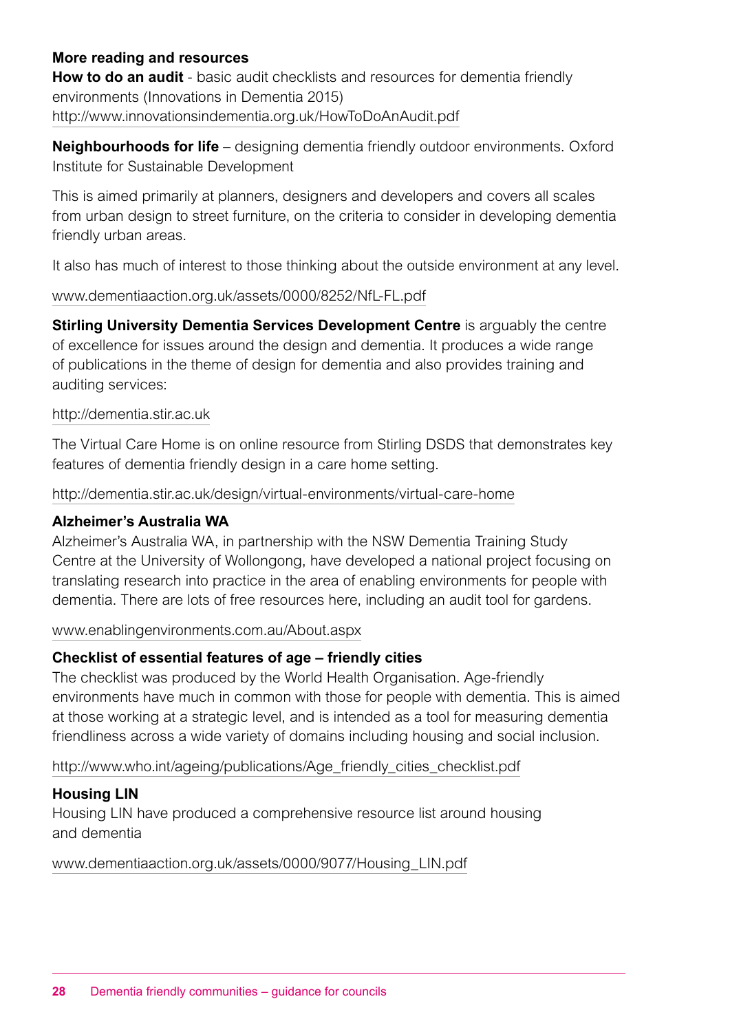**More reading and resources**

**How to do an audit** - basic audit checklists and resources for dementia friendly environments (Innovations in Dementia 2015)
http://www.innovationsindementia.org.uk/HowToDoAnAudit.pdf

**Neighbourhoods for life** – designing dementia friendly outdoor environments. Oxford Institute for Sustainable Development

This is aimed primarily at planners, designers and developers and covers all scales from urban design to street furniture, on the criteria to consider in developing dementia friendly urban areas.

It also has much of interest to those thinking about the outside environment at any level.

www.dementiaaction.org.uk/assets/0000/8252/NfL-FL.pdf

**Stirling University Dementia Services Development Centre** is arguably the centre of excellence for issues around the design and dementia. It produces a wide range of publications in the theme of design for dementia and also provides training and auditing services:

http://dementia.stir.ac.uk

The Virtual Care Home is on online resource from Stirling DSDS that demonstrates key features of dementia friendly design in a care home setting.

http://dementia.stir.ac.uk/design/virtual-environments/virtual-care-home

**Alzheimer's Australia WA**

Alzheimer's Australia WA, in partnership with the NSW Dementia Training Study Centre at the University of Wollongong, have developed a national project focusing on translating research into practice in the area of enabling environments for people with dementia. There are lots of free resources here, including an audit tool for gardens.

www.enablingenvironments.com.au/About.aspx

**Checklist of essential features of age – friendly cities**

The checklist was produced by the World Health Organisation. Age-friendly environments have much in common with those for people with dementia. This is aimed at those working at a strategic level, and is intended as a tool for measuring dementia friendliness across a wide variety of domains including housing and social inclusion.

http://www.who.int/ageing/publications/Age_friendly_cities_checklist.pdf

**Housing LIN**

Housing LIN have produced a comprehensive resource list around housing and dementia

www.dementiaaction.org.uk/assets/0000/9077/Housing_LIN.pdf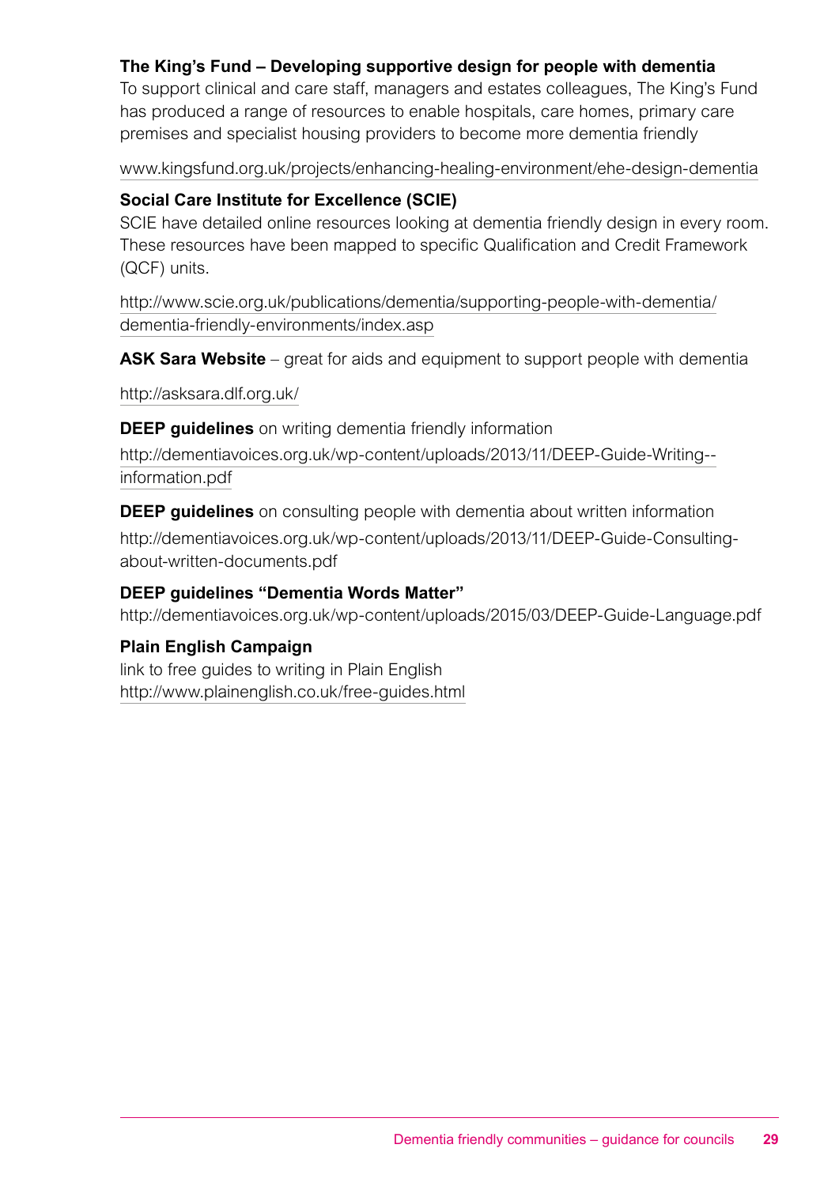**The King's Fund – Developing supportive design for people with dementia**
To support clinical and care staff, managers and estates colleagues, The King's Fund has produced a range of resources to enable hospitals, care homes, primary care premises and specialist housing providers to become more dementia friendly

www.kingsfund.org.uk/projects/enhancing-healing-environment/ehe-design-dementia

**Social Care Institute for Excellence (SCIE)**
SCIE have detailed online resources looking at dementia friendly design in every room. These resources have been mapped to specific Qualification and Credit Framework (QCF) units.

http://www.scie.org.uk/publications/dementia/supporting-people-with-dementia/dementia-friendly-environments/index.asp

**ASK Sara Website** – great for aids and equipment to support people with dementia

http://asksara.dlf.org.uk/

**DEEP guidelines** on writing dementia friendly information

http://dementiavoices.org.uk/wp-content/uploads/2013/11/DEEP-Guide-Writing--information.pdf

**DEEP guidelines** on consulting people with dementia about written information

http://dementiavoices.org.uk/wp-content/uploads/2013/11/DEEP-Guide-Consulting-about-written-documents.pdf

**DEEP guidelines "Dementia Words Matter"**
http://dementiavoices.org.uk/wp-content/uploads/2015/03/DEEP-Guide-Language.pdf

**Plain English Campaign**
link to free guides to writing in Plain English
http://www.plainenglish.co.uk/free-guides.html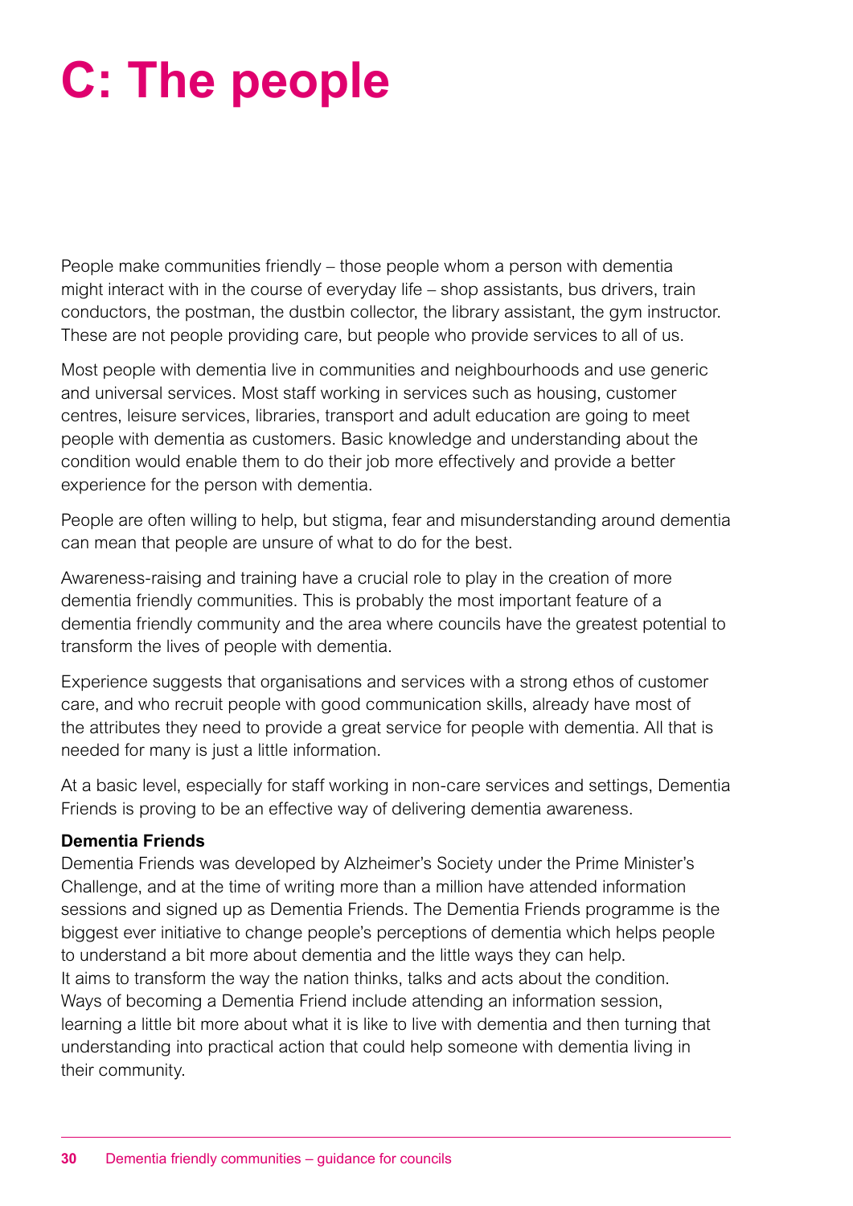# C: The people

People make communities friendly – those people whom a person with dementia might interact with in the course of everyday life – shop assistants, bus drivers, train conductors, the postman, the dustbin collector, the library assistant, the gym instructor. These are not people providing care, but people who provide services to all of us.

Most people with dementia live in communities and neighbourhoods and use generic and universal services. Most staff working in services such as housing, customer centres, leisure services, libraries, transport and adult education are going to meet people with dementia as customers. Basic knowledge and understanding about the condition would enable them to do their job more effectively and provide a better experience for the person with dementia.

People are often willing to help, but stigma, fear and misunderstanding around dementia can mean that people are unsure of what to do for the best.

Awareness-raising and training have a crucial role to play in the creation of more dementia friendly communities. This is probably the most important feature of a dementia friendly community and the area where councils have the greatest potential to transform the lives of people with dementia.

Experience suggests that organisations and services with a strong ethos of customer care, and who recruit people with good communication skills, already have most of the attributes they need to provide a great service for people with dementia. All that is needed for many is just a little information.

At a basic level, especially for staff working in non-care services and settings, Dementia Friends is proving to be an effective way of delivering dementia awareness.

**Dementia Friends**

Dementia Friends was developed by Alzheimer's Society under the Prime Minister's Challenge, and at the time of writing more than a million have attended information sessions and signed up as Dementia Friends. The Dementia Friends programme is the biggest ever initiative to change people's perceptions of dementia which helps people to understand a bit more about dementia and the little ways they can help. It aims to transform the way the nation thinks, talks and acts about the condition. Ways of becoming a Dementia Friend include attending an information session, learning a little bit more about what it is like to live with dementia and then turning that understanding into practical action that could help someone with dementia living in their community.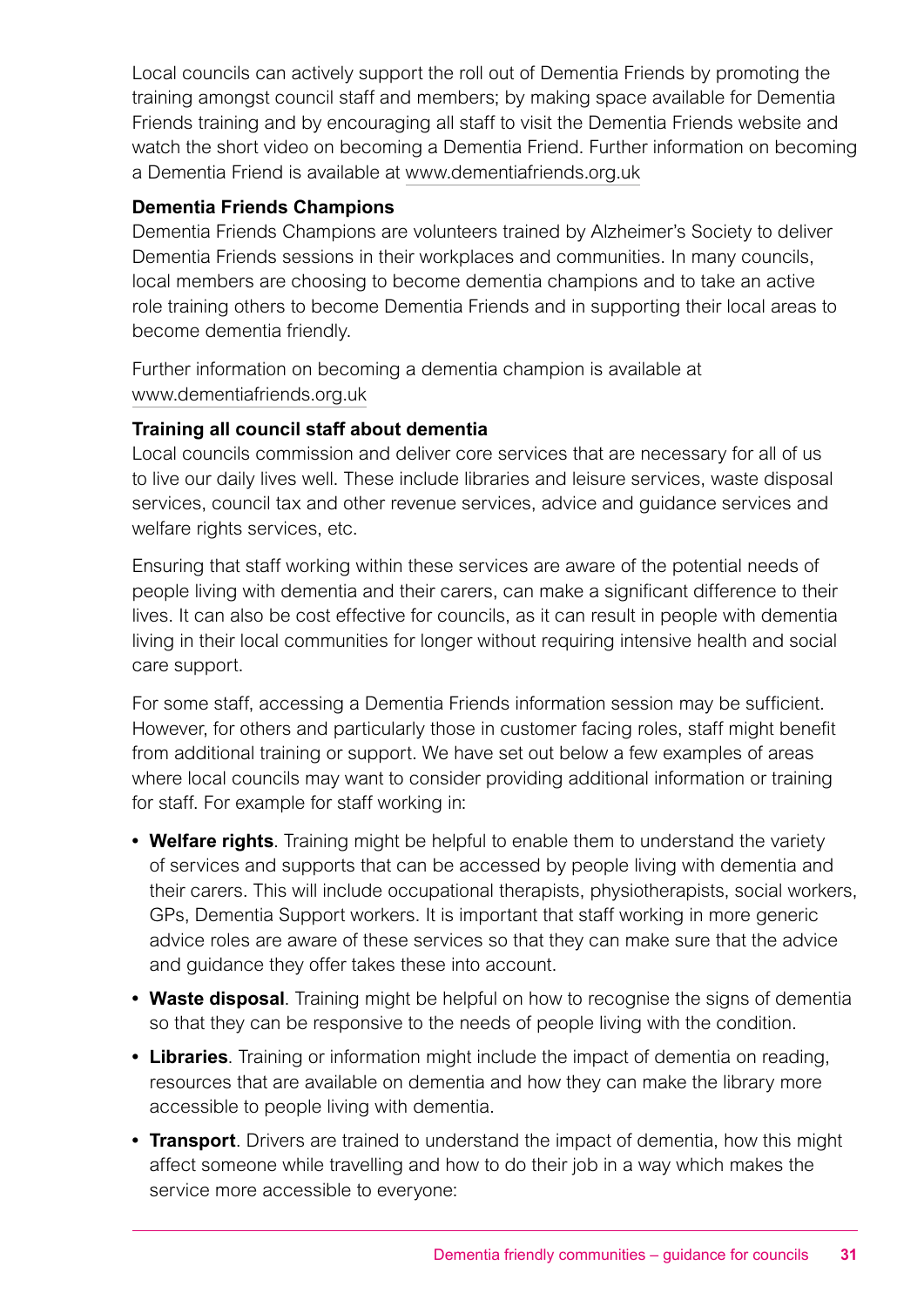Local councils can actively support the roll out of Dementia Friends by promoting the training amongst council staff and members; by making space available for Dementia Friends training and by encouraging all staff to visit the Dementia Friends website and watch the short video on becoming a Dementia Friend. Further information on becoming a Dementia Friend is available at www.dementiafriends.org.uk

**Dementia Friends Champions**

Dementia Friends Champions are volunteers trained by Alzheimer's Society to deliver Dementia Friends sessions in their workplaces and communities. In many councils, local members are choosing to become dementia champions and to take an active role training others to become Dementia Friends and in supporting their local areas to become dementia friendly.

Further information on becoming a dementia champion is available at www.dementiafriends.org.uk

**Training all council staff about dementia**

Local councils commission and deliver core services that are necessary for all of us to live our daily lives well. These include libraries and leisure services, waste disposal services, council tax and other revenue services, advice and guidance services and welfare rights services, etc.

Ensuring that staff working within these services are aware of the potential needs of people living with dementia and their carers, can make a significant difference to their lives. It can also be cost effective for councils, as it can result in people with dementia living in their local communities for longer without requiring intensive health and social care support.

For some staff, accessing a Dementia Friends information session may be sufficient. However, for others and particularly those in customer facing roles, staff might benefit from additional training or support. We have set out below a few examples of areas where local councils may want to consider providing additional information or training for staff. For example for staff working in:

- **Welfare rights**. Training might be helpful to enable them to understand the variety of services and supports that can be accessed by people living with dementia and their carers. This will include occupational therapists, physiotherapists, social workers, GPs, Dementia Support workers. It is important that staff working in more generic advice roles are aware of these services so that they can make sure that the advice and guidance they offer takes these into account.
- **Waste disposal**. Training might be helpful on how to recognise the signs of dementia so that they can be responsive to the needs of people living with the condition.
- **Libraries**. Training or information might include the impact of dementia on reading, resources that are available on dementia and how they can make the library more accessible to people living with dementia.
- **Transport**. Drivers are trained to understand the impact of dementia, how this might affect someone while travelling and how to do their job in a way which makes the service more accessible to everyone: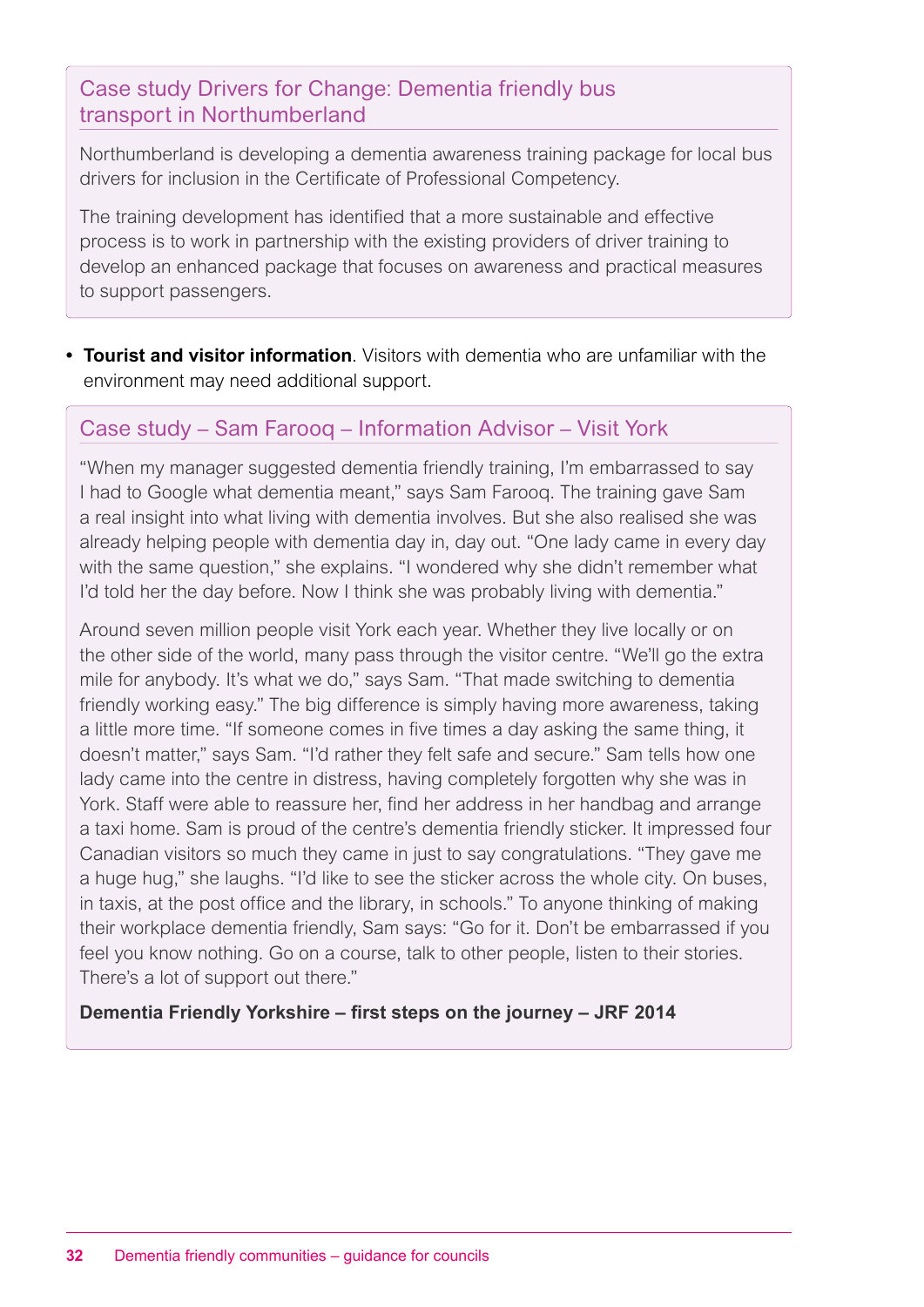### Case study Drivers for Change: Dementia friendly bus transport in Northumberland

Northumberland is developing a dementia awareness training package for local bus drivers for inclusion in the Certificate of Professional Competency.

The training development has identified that a more sustainable and effective process is to work in partnership with the existing providers of driver training to develop an enhanced package that focuses on awareness and practical measures to support passengers.

- **Tourist and visitor information**. Visitors with dementia who are unfamiliar with the environment may need additional support.

### Case study – Sam Farooq – Information Advisor – Visit York

"When my manager suggested dementia friendly training, I'm embarrassed to say I had to Google what dementia meant," says Sam Farooq. The training gave Sam a real insight into what living with dementia involves. But she also realised she was already helping people with dementia day in, day out. "One lady came in every day with the same question," she explains. "I wondered why she didn't remember what I'd told her the day before. Now I think she was probably living with dementia."

Around seven million people visit York each year. Whether they live locally or on the other side of the world, many pass through the visitor centre. "We'll go the extra mile for anybody. It's what we do," says Sam. "That made switching to dementia friendly working easy." The big difference is simply having more awareness, taking a little more time. "If someone comes in five times a day asking the same thing, it doesn't matter," says Sam. "I'd rather they felt safe and secure." Sam tells how one lady came into the centre in distress, having completely forgotten why she was in York. Staff were able to reassure her, find her address in her handbag and arrange a taxi home. Sam is proud of the centre's dementia friendly sticker. It impressed four Canadian visitors so much they came in just to say congratulations. "They gave me a huge hug," she laughs. "I'd like to see the sticker across the whole city. On buses, in taxis, at the post office and the library, in schools." To anyone thinking of making their workplace dementia friendly, Sam says: "Go for it. Don't be embarrassed if you feel you know nothing. Go on a course, talk to other people, listen to their stories. There's a lot of support out there."

**Dementia Friendly Yorkshire – first steps on the journey – JRF 2014**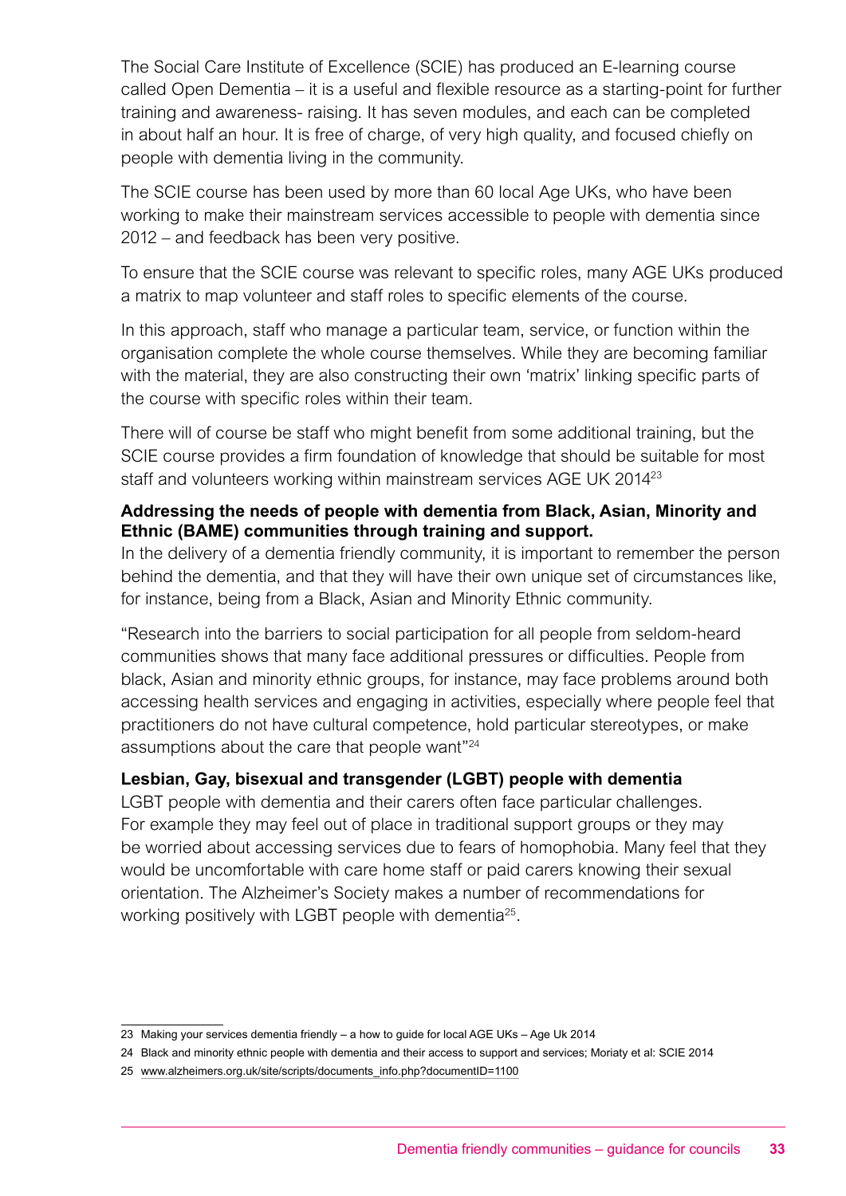The Social Care Institute of Excellence (SCIE) has produced an E-learning course called Open Dementia – it is a useful and flexible resource as a starting-point for further training and awareness- raising. It has seven modules, and each can be completed in about half an hour. It is free of charge, of very high quality, and focused chiefly on people with dementia living in the community.

The SCIE course has been used by more than 60 local Age UKs, who have been working to make their mainstream services accessible to people with dementia since 2012 – and feedback has been very positive.

To ensure that the SCIE course was relevant to specific roles, many AGE UKs produced a matrix to map volunteer and staff roles to specific elements of the course.

In this approach, staff who manage a particular team, service, or function within the organisation complete the whole course themselves. While they are becoming familiar with the material, they are also constructing their own 'matrix' linking specific parts of the course with specific roles within their team.

There will of course be staff who might benefit from some additional training, but the SCIE course provides a firm foundation of knowledge that should be suitable for most staff and volunteers working within mainstream services AGE UK 2014[23]

**Addressing the needs of people with dementia from Black, Asian, Minority and Ethnic (BAME) communities through training and support.**

In the delivery of a dementia friendly community, it is important to remember the person behind the dementia, and that they will have their own unique set of circumstances like, for instance, being from a Black, Asian and Minority Ethnic community.

"Research into the barriers to social participation for all people from seldom-heard communities shows that many face additional pressures or difficulties. People from black, Asian and minority ethnic groups, for instance, may face problems around both accessing health services and engaging in activities, especially where people feel that practitioners do not have cultural competence, hold particular stereotypes, or make assumptions about the care that people want"[24]

**Lesbian, Gay, bisexual and transgender (LGBT) people with dementia**

LGBT people with dementia and their carers often face particular challenges. For example they may feel out of place in traditional support groups or they may be worried about accessing services due to fears of homophobia. Many feel that they would be uncomfortable with care home staff or paid carers knowing their sexual orientation. The Alzheimer's Society makes a number of recommendations for working positively with LGBT people with dementia[25].

---

23 Making your services dementia friendly – a how to guide for local AGE UKs – Age Uk 2014

24 Black and minority ethnic people with dementia and their access to support and services; Moriaty et al: SCIE 2014

25 www.alzheimers.org.uk/site/scripts/documents_info.php?documentID=1100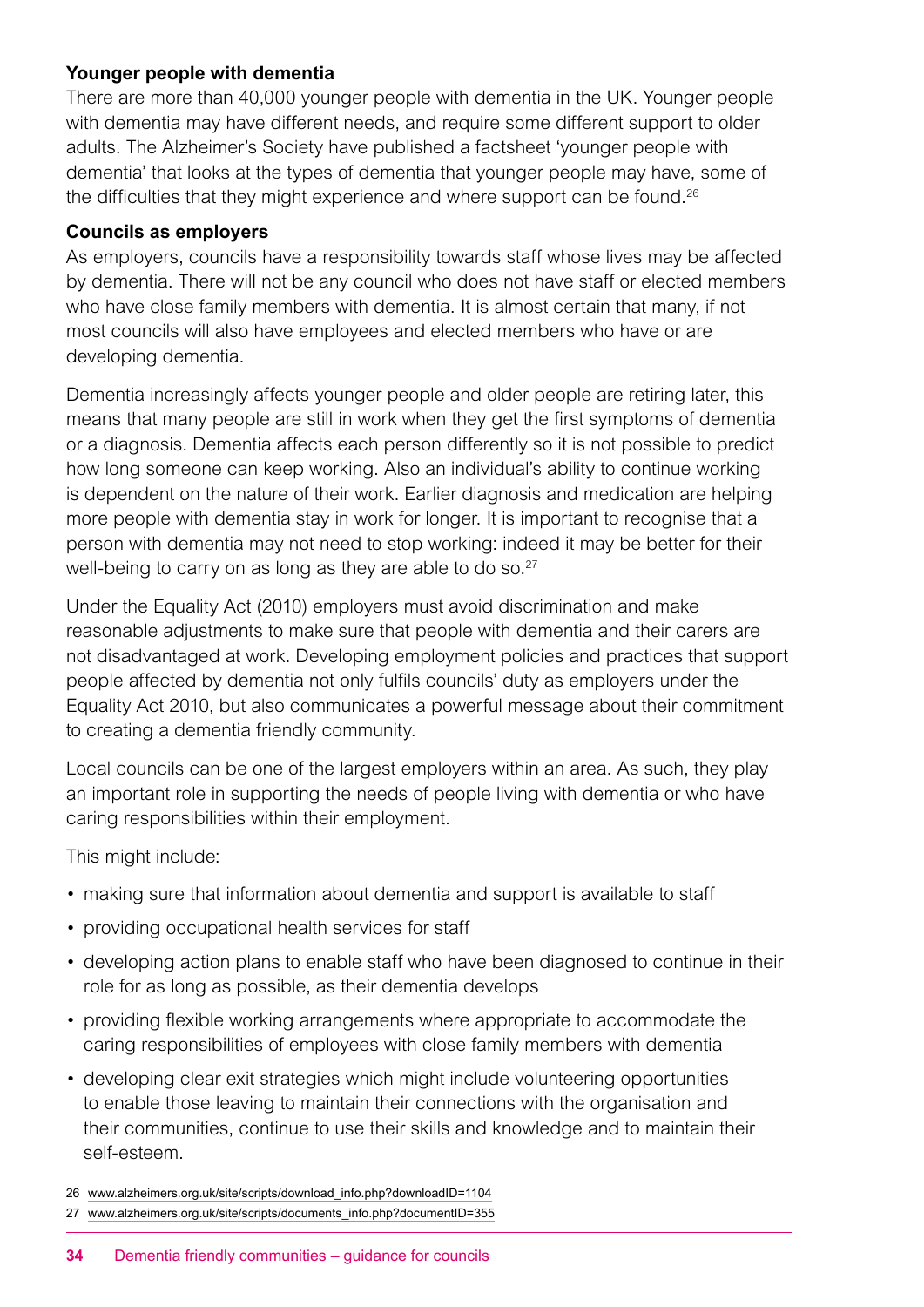**Younger people with dementia**

There are more than 40,000 younger people with dementia in the UK. Younger people with dementia may have different needs, and require some different support to older adults. The Alzheimer's Society have published a factsheet 'younger people with dementia' that looks at the types of dementia that younger people may have, some of the difficulties that they might experience and where support can be found.[26]

**Councils as employers**

As employers, councils have a responsibility towards staff whose lives may be affected by dementia. There will not be any council who does not have staff or elected members who have close family members with dementia. It is almost certain that many, if not most councils will also have employees and elected members who have or are developing dementia.

Dementia increasingly affects younger people and older people are retiring later, this means that many people are still in work when they get the first symptoms of dementia or a diagnosis. Dementia affects each person differently so it is not possible to predict how long someone can keep working. Also an individual's ability to continue working is dependent on the nature of their work. Earlier diagnosis and medication are helping more people with dementia stay in work for longer. It is important to recognise that a person with dementia may not need to stop working: indeed it may be better for their well-being to carry on as long as they are able to do so.[27]

Under the Equality Act (2010) employers must avoid discrimination and make reasonable adjustments to make sure that people with dementia and their carers are not disadvantaged at work. Developing employment policies and practices that support people affected by dementia not only fulfils councils' duty as employers under the Equality Act 2010, but also communicates a powerful message about their commitment to creating a dementia friendly community.

Local councils can be one of the largest employers within an area. As such, they play an important role in supporting the needs of people living with dementia or who have caring responsibilities within their employment.

This might include:

- making sure that information about dementia and support is available to staff
- providing occupational health services for staff
- developing action plans to enable staff who have been diagnosed to continue in their role for as long as possible, as their dementia develops
- providing flexible working arrangements where appropriate to accommodate the caring responsibilities of employees with close family members with dementia
- developing clear exit strategies which might include volunteering opportunities to enable those leaving to maintain their connections with the organisation and their communities, continue to use their skills and knowledge and to maintain their self-esteem.

---

26 www.alzheimers.org.uk/site/scripts/download_info.php?downloadID=1104

27 www.alzheimers.org.uk/site/scripts/documents_info.php?documentID=355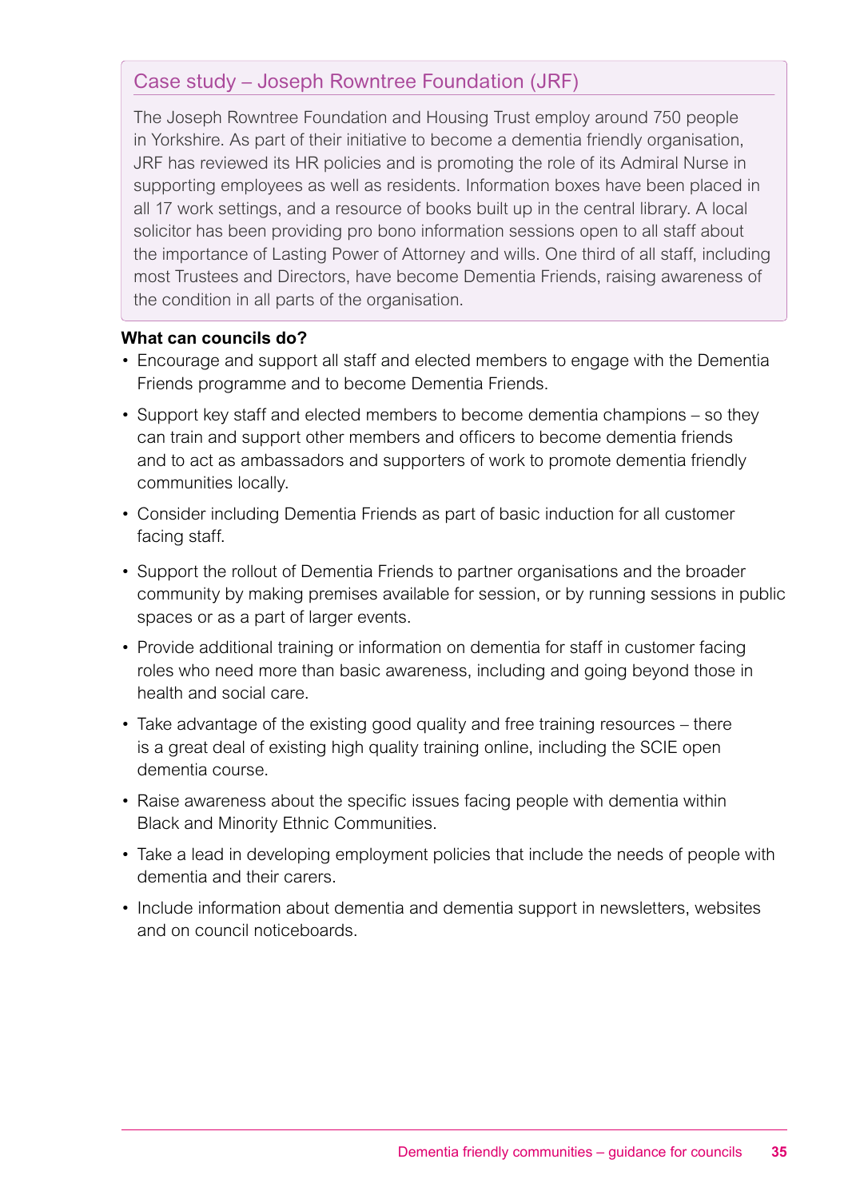### Case study – Joseph Rowntree Foundation (JRF)

The Joseph Rowntree Foundation and Housing Trust employ around 750 people in Yorkshire. As part of their initiative to become a dementia friendly organisation, JRF has reviewed its HR policies and is promoting the role of its Admiral Nurse in supporting employees as well as residents. Information boxes have been placed in all 17 work settings, and a resource of books built up in the central library. A local solicitor has been providing pro bono information sessions open to all staff about the importance of Lasting Power of Attorney and wills. One third of all staff, including most Trustees and Directors, have become Dementia Friends, raising awareness of the condition in all parts of the organisation.

**What can councils do?**

- Encourage and support all staff and elected members to engage with the Dementia Friends programme and to become Dementia Friends.
- Support key staff and elected members to become dementia champions – so they can train and support other members and officers to become dementia friends and to act as ambassadors and supporters of work to promote dementia friendly communities locally.
- Consider including Dementia Friends as part of basic induction for all customer facing staff.
- Support the rollout of Dementia Friends to partner organisations and the broader community by making premises available for session, or by running sessions in public spaces or as a part of larger events.
- Provide additional training or information on dementia for staff in customer facing roles who need more than basic awareness, including and going beyond those in health and social care.
- Take advantage of the existing good quality and free training resources – there is a great deal of existing high quality training online, including the SCIE open dementia course.
- Raise awareness about the specific issues facing people with dementia within Black and Minority Ethnic Communities.
- Take a lead in developing employment policies that include the needs of people with dementia and their carers.
- Include information about dementia and dementia support in newsletters, websites and on council noticeboards.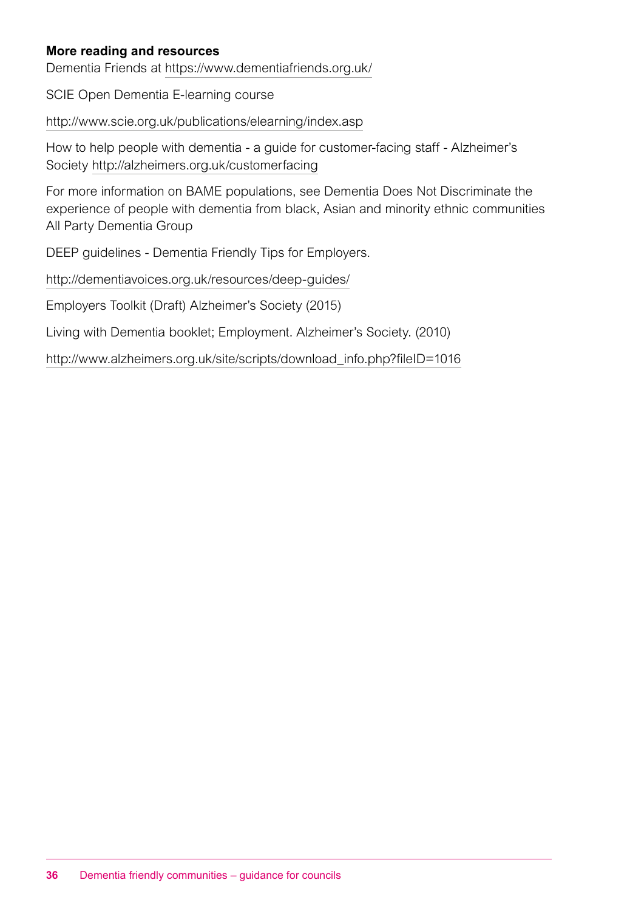**More reading and resources**

Dementia Friends at https://www.dementiafriends.org.uk/

SCIE Open Dementia E-learning course

http://www.scie.org.uk/publications/elearning/index.asp

How to help people with dementia - a guide for customer-facing staff - Alzheimer's Society http://alzheimers.org.uk/customerfacing

For more information on BAME populations, see Dementia Does Not Discriminate the experience of people with dementia from black, Asian and minority ethnic communities All Party Dementia Group

DEEP guidelines - Dementia Friendly Tips for Employers.

http://dementiavoices.org.uk/resources/deep-guides/

Employers Toolkit (Draft) Alzheimer's Society (2015)

Living with Dementia booklet; Employment. Alzheimer's Society. (2010)

http://www.alzheimers.org.uk/site/scripts/download_info.php?fileID=1016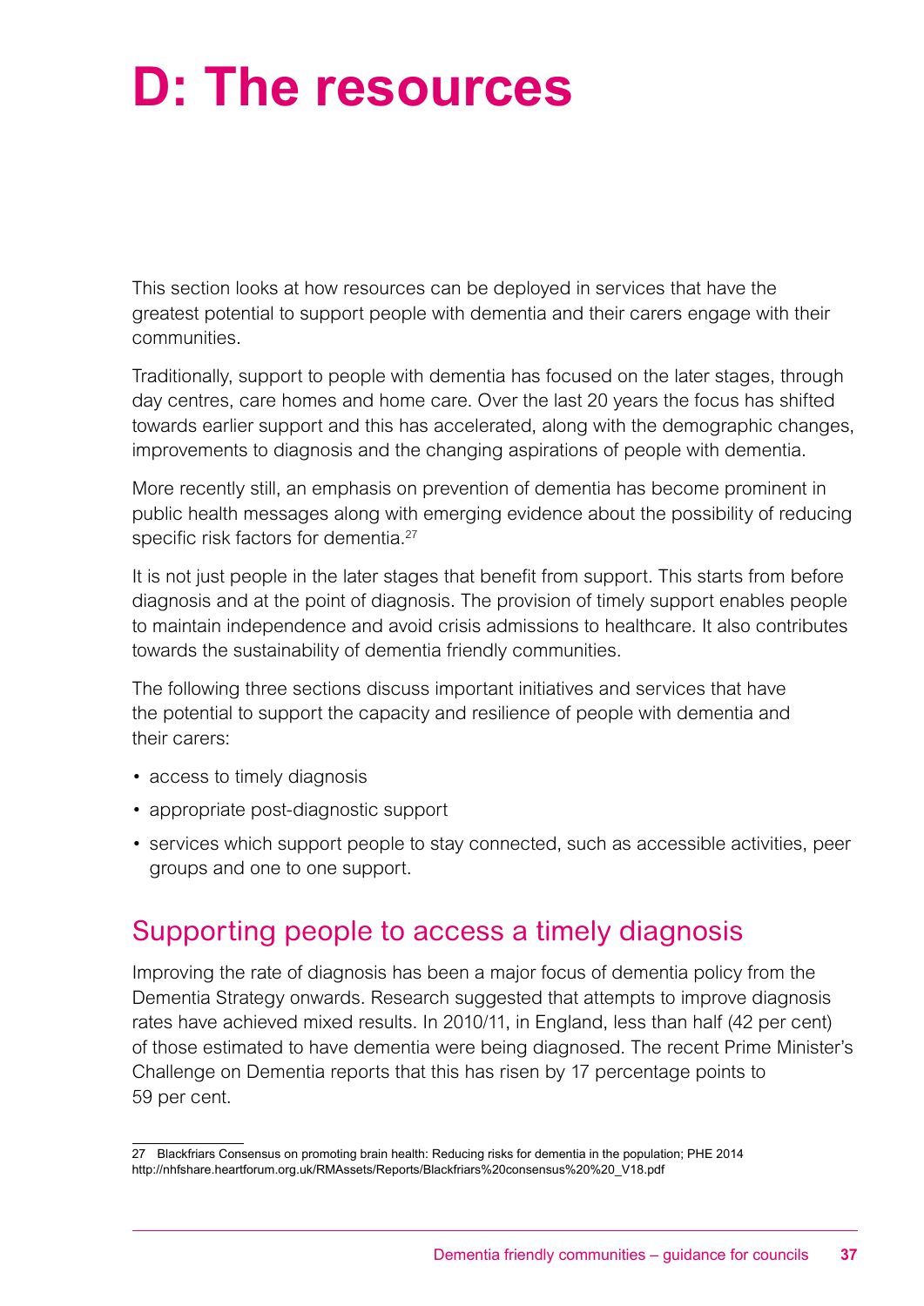# D: The resources

This section looks at how resources can be deployed in services that have the greatest potential to support people with dementia and their carers engage with their communities.

Traditionally, support to people with dementia has focused on the later stages, through day centres, care homes and home care. Over the last 20 years the focus has shifted towards earlier support and this has accelerated, along with the demographic changes, improvements to diagnosis and the changing aspirations of people with dementia.

More recently still, an emphasis on prevention of dementia has become prominent in public health messages along with emerging evidence about the possibility of reducing specific risk factors for dementia.[27]

It is not just people in the later stages that benefit from support. This starts from before diagnosis and at the point of diagnosis. The provision of timely support enables people to maintain independence and avoid crisis admissions to healthcare. It also contributes towards the sustainability of dementia friendly communities.

The following three sections discuss important initiatives and services that have the potential to support the capacity and resilience of people with dementia and their carers:

- access to timely diagnosis
- appropriate post-diagnostic support
- services which support people to stay connected, such as accessible activities, peer groups and one to one support.

## Supporting people to access a timely diagnosis

Improving the rate of diagnosis has been a major focus of dementia policy from the Dementia Strategy onwards. Research suggested that attempts to improve diagnosis rates have achieved mixed results. In 2010/11, in England, less than half (42 per cent) of those estimated to have dementia were being diagnosed. The recent Prime Minister's Challenge on Dementia reports that this has risen by 17 percentage points to 59 per cent.

---

27 Blackfriars Consensus on promoting brain health: Reducing risks for dementia in the population; PHE 2014 http://nhfshare.heartforum.org.uk/RMAssets/Reports/Blackfriars%20consensus%20%20_V18.pdf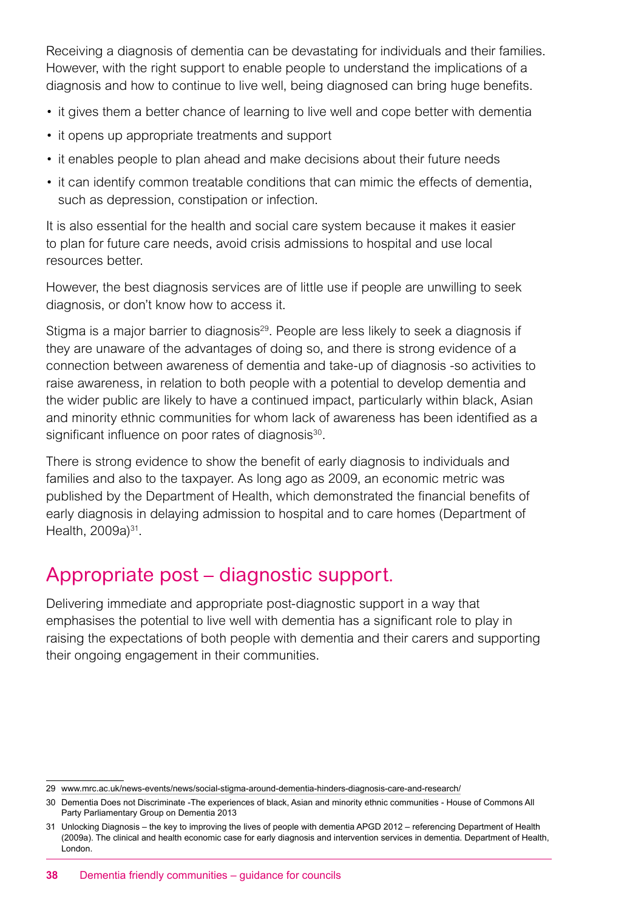Receiving a diagnosis of dementia can be devastating for individuals and their families. However, with the right support to enable people to understand the implications of a diagnosis and how to continue to live well, being diagnosed can bring huge benefits.

- it gives them a better chance of learning to live well and cope better with dementia
- it opens up appropriate treatments and support
- it enables people to plan ahead and make decisions about their future needs
- it can identify common treatable conditions that can mimic the effects of dementia, such as depression, constipation or infection.

It is also essential for the health and social care system because it makes it easier to plan for future care needs, avoid crisis admissions to hospital and use local resources better.

However, the best diagnosis services are of little use if people are unwilling to seek diagnosis, or don't know how to access it.

Stigma is a major barrier to diagnosis[29]. People are less likely to seek a diagnosis if they are unaware of the advantages of doing so, and there is strong evidence of a connection between awareness of dementia and take-up of diagnosis -so activities to raise awareness, in relation to both people with a potential to develop dementia and the wider public are likely to have a continued impact, particularly within black, Asian and minority ethnic communities for whom lack of awareness has been identified as a significant influence on poor rates of diagnosis[30].

There is strong evidence to show the benefit of early diagnosis to individuals and families and also to the taxpayer. As long ago as 2009, an economic metric was published by the Department of Health, which demonstrated the financial benefits of early diagnosis in delaying admission to hospital and to care homes (Department of Health, 2009a)[31].

## Appropriate post – diagnostic support.

Delivering immediate and appropriate post-diagnostic support in a way that emphasises the potential to live well with dementia has a significant role to play in raising the expectations of both people with dementia and their carers and supporting their ongoing engagement in their communities.

---

29 www.mrc.ac.uk/news-events/news/social-stigma-around-dementia-hinders-diagnosis-care-and-research/

30 Dementia Does not Discriminate -The experiences of black, Asian and minority ethnic communities - House of Commons All Party Parliamentary Group on Dementia 2013

31 Unlocking Diagnosis – the key to improving the lives of people with dementia APGD 2012 – referencing Department of Health (2009a). The clinical and health economic case for early diagnosis and intervention services in dementia. Department of Health, London.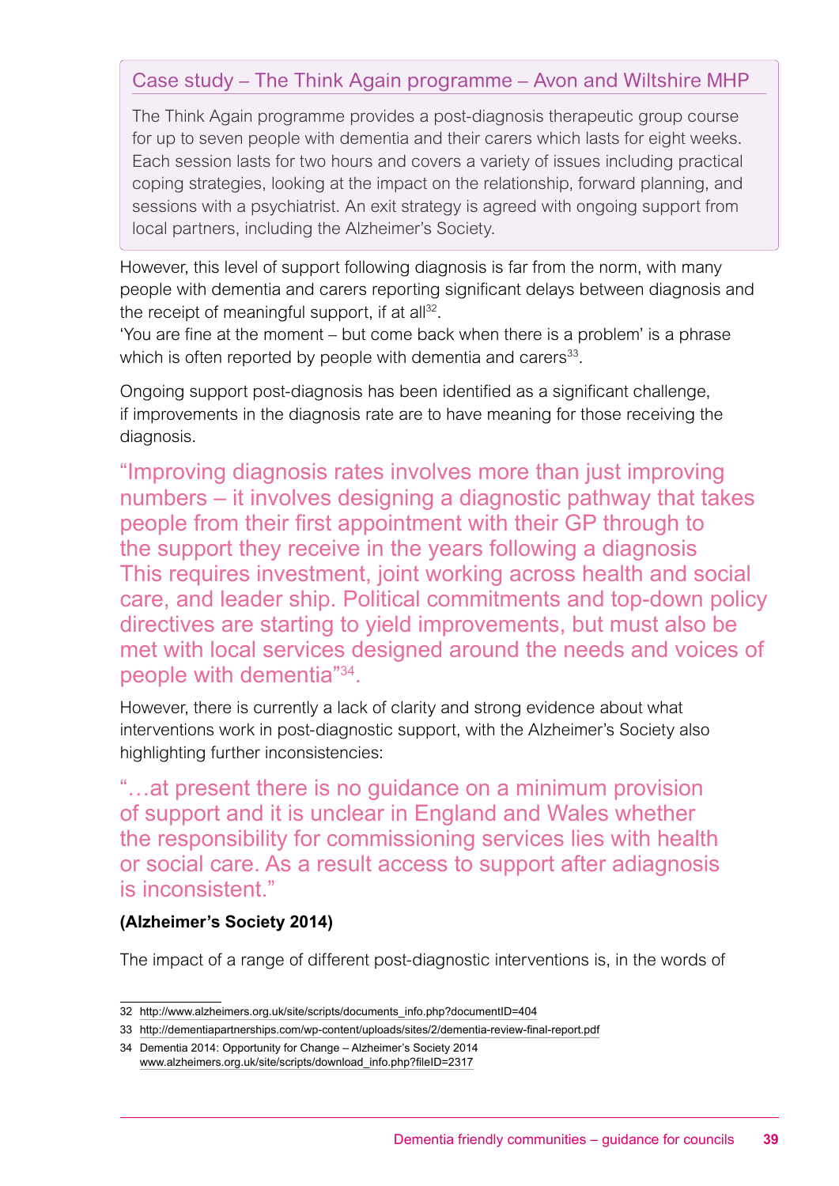### Case study – The Think Again programme – Avon and Wiltshire MHP

The Think Again programme provides a post-diagnosis therapeutic group course for up to seven people with dementia and their carers which lasts for eight weeks. Each session lasts for two hours and covers a variety of issues including practical coping strategies, looking at the impact on the relationship, forward planning, and sessions with a psychiatrist. An exit strategy is agreed with ongoing support from local partners, including the Alzheimer's Society.

However, this level of support following diagnosis is far from the norm, with many people with dementia and carers reporting significant delays between diagnosis and the receipt of meaningful support, if at all[32].

'You are fine at the moment – but come back when there is a problem' is a phrase which is often reported by people with dementia and carers[33].

Ongoing support post-diagnosis has been identified as a significant challenge, if improvements in the diagnosis rate are to have meaning for those receiving the diagnosis.

> "Improving diagnosis rates involves more than just improving numbers – it involves designing a diagnostic pathway that takes people from their first appointment with their GP through to the support they receive in the years following a diagnosis This requires investment, joint working across health and social care, and leader ship. Political commitments and top-down policy directives are starting to yield improvements, but must also be met with local services designed around the needs and voices of people with dementia"[34].

However, there is currently a lack of clarity and strong evidence about what interventions work in post-diagnostic support, with the Alzheimer's Society also highlighting further inconsistencies:

> "…at present there is no guidance on a minimum provision of support and it is unclear in England and Wales whether the responsibility for commissioning services lies with health or social care. As a result access to support after adiagnosis is inconsistent."

**(Alzheimer's Society 2014)**

The impact of a range of different post-diagnostic interventions is, in the words of

---

32 http://www.alzheimers.org.uk/site/scripts/documents_info.php?documentID=404

33 http://dementiapartnerships.com/wp-content/uploads/sites/2/dementia-review-final-report.pdf

34 Dementia 2014: Opportunity for Change – Alzheimer's Society 2014 www.alzheimers.org.uk/site/scripts/download_info.php?fileID=2317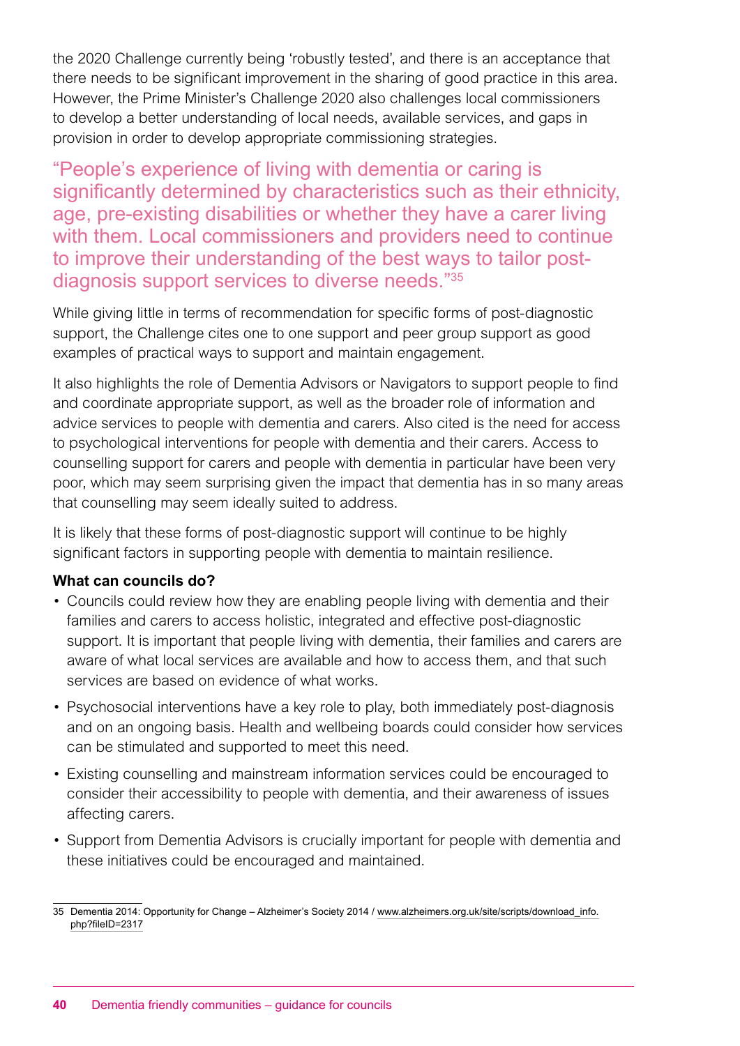the 2020 Challenge currently being 'robustly tested', and there is an acceptance that there needs to be significant improvement in the sharing of good practice in this area. However, the Prime Minister's Challenge 2020 also challenges local commissioners to develop a better understanding of local needs, available services, and gaps in provision in order to develop appropriate commissioning strategies.

"People's experience of living with dementia or caring is significantly determined by characteristics such as their ethnicity, age, pre-existing disabilities or whether they have a carer living with them. Local commissioners and providers need to continue to improve their understanding of the best ways to tailor post-diagnosis support services to diverse needs."[35]

While giving little in terms of recommendation for specific forms of post-diagnostic support, the Challenge cites one to one support and peer group support as good examples of practical ways to support and maintain engagement.

It also highlights the role of Dementia Advisors or Navigators to support people to find and coordinate appropriate support, as well as the broader role of information and advice services to people with dementia and carers. Also cited is the need for access to psychological interventions for people with dementia and their carers. Access to counselling support for carers and people with dementia in particular have been very poor, which may seem surprising given the impact that dementia has in so many areas that counselling may seem ideally suited to address.

It is likely that these forms of post-diagnostic support will continue to be highly significant factors in supporting people with dementia to maintain resilience.

**What can councils do?**

- Councils could review how they are enabling people living with dementia and their families and carers to access holistic, integrated and effective post-diagnostic support. It is important that people living with dementia, their families and carers are aware of what local services are available and how to access them, and that such services are based on evidence of what works.
- Psychosocial interventions have a key role to play, both immediately post-diagnosis and on an ongoing basis. Health and wellbeing boards could consider how services can be stimulated and supported to meet this need.
- Existing counselling and mainstream information services could be encouraged to consider their accessibility to people with dementia, and their awareness of issues affecting carers.
- Support from Dementia Advisors is crucially important for people with dementia and these initiatives could be encouraged and maintained.

35 Dementia 2014: Opportunity for Change – Alzheimer's Society 2014 / www.alzheimers.org.uk/site/scripts/download_info.php?fileID=2317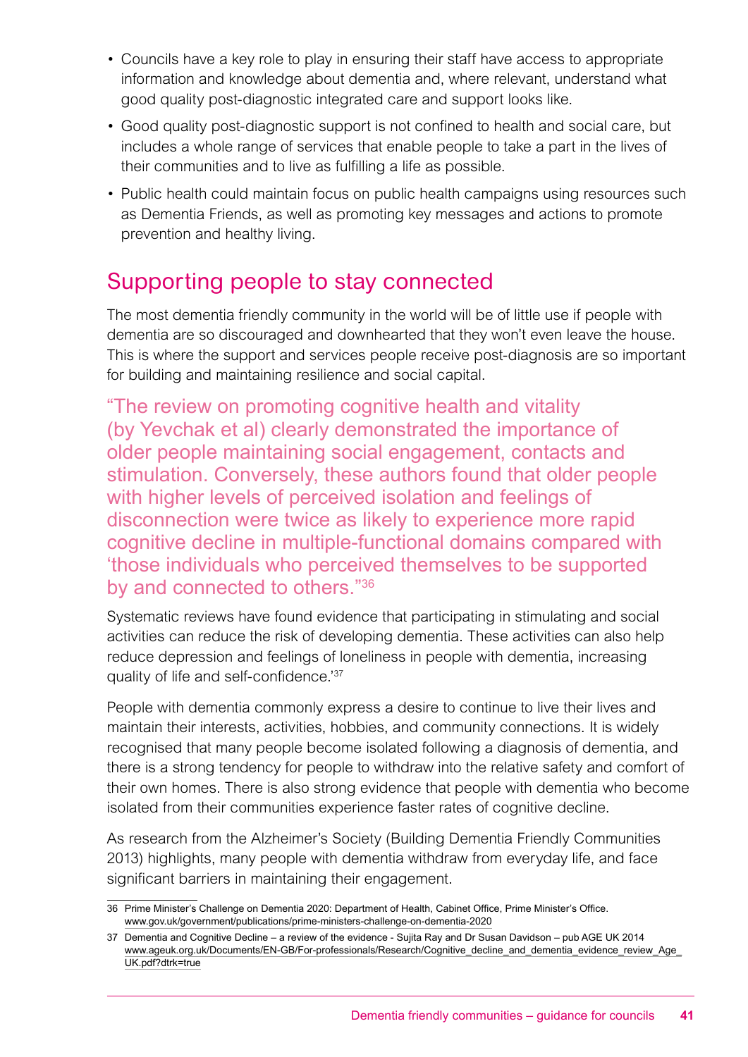- Councils have a key role to play in ensuring their staff have access to appropriate information and knowledge about dementia and, where relevant, understand what good quality post-diagnostic integrated care and support looks like.
- Good quality post-diagnostic support is not confined to health and social care, but includes a whole range of services that enable people to take a part in the lives of their communities and to live as fulfilling a life as possible.
- Public health could maintain focus on public health campaigns using resources such as Dementia Friends, as well as promoting key messages and actions to promote prevention and healthy living.

## Supporting people to stay connected

The most dementia friendly community in the world will be of little use if people with dementia are so discouraged and downhearted that they won't even leave the house. This is where the support and services people receive post-diagnosis are so important for building and maintaining resilience and social capital.

> "The review on promoting cognitive health and vitality (by Yevchak et al) clearly demonstrated the importance of older people maintaining social engagement, contacts and stimulation. Conversely, these authors found that older people with higher levels of perceived isolation and feelings of disconnection were twice as likely to experience more rapid cognitive decline in multiple-functional domains compared with 'those individuals who perceived themselves to be supported by and connected to others."[36]

Systematic reviews have found evidence that participating in stimulating and social activities can reduce the risk of developing dementia. These activities can also help reduce depression and feelings of loneliness in people with dementia, increasing quality of life and self-confidence.'[37]

People with dementia commonly express a desire to continue to live their lives and maintain their interests, activities, hobbies, and community connections. It is widely recognised that many people become isolated following a diagnosis of dementia, and there is a strong tendency for people to withdraw into the relative safety and comfort of their own homes. There is also strong evidence that people with dementia who become isolated from their communities experience faster rates of cognitive decline.

As research from the Alzheimer's Society (Building Dementia Friendly Communities 2013) highlights, many people with dementia withdraw from everyday life, and face significant barriers in maintaining their engagement.

---

36 Prime Minister's Challenge on Dementia 2020: Department of Health, Cabinet Office, Prime Minister's Office. www.gov.uk/government/publications/prime-ministers-challenge-on-dementia-2020

37 Dementia and Cognitive Decline – a review of the evidence - Sujita Ray and Dr Susan Davidson – pub AGE UK 2014 www.ageuk.org.uk/Documents/EN-GB/For-professionals/Research/Cognitive_decline_and_dementia_evidence_review_Age_UK.pdf?dtrk=true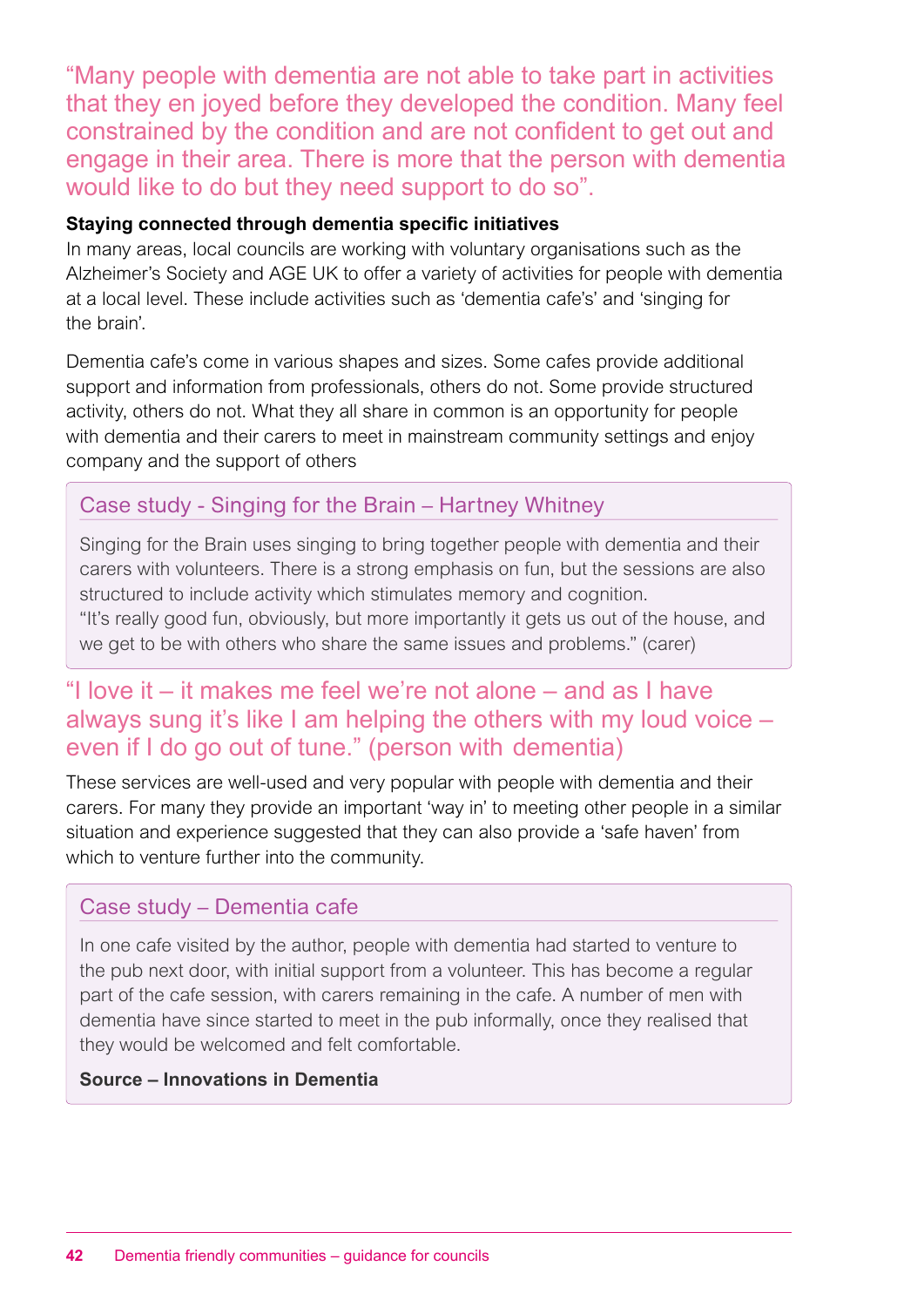"Many people with dementia are not able to take part in activities that they en joyed before they developed the condition. Many feel constrained by the condition and are not confident to get out and engage in their area. There is more that the person with dementia would like to do but they need support to do so".

**Staying connected through dementia specific initiatives**

In many areas, local councils are working with voluntary organisations such as the Alzheimer's Society and AGE UK to offer a variety of activities for people with dementia at a local level. These include activities such as 'dementia cafe's' and 'singing for the brain'.

Dementia cafe's come in various shapes and sizes. Some cafes provide additional support and information from professionals, others do not. Some provide structured activity, others do not. What they all share in common is an opportunity for people with dementia and their carers to meet in mainstream community settings and enjoy company and the support of others

### Case study - Singing for the Brain – Hartney Whitney

Singing for the Brain uses singing to bring together people with dementia and their carers with volunteers. There is a strong emphasis on fun, but the sessions are also structured to include activity which stimulates memory and cognition.
"It's really good fun, obviously, but more importantly it gets us out of the house, and we get to be with others who share the same issues and problems." (carer)

"I love it – it makes me feel we're not alone – and as I have always sung it's like I am helping the others with my loud voice – even if I do go out of tune." (person with dementia)

These services are well-used and very popular with people with dementia and their carers. For many they provide an important 'way in' to meeting other people in a similar situation and experience suggested that they can also provide a 'safe haven' from which to venture further into the community.

### Case study – Dementia cafe

In one cafe visited by the author, people with dementia had started to venture to the pub next door, with initial support from a volunteer. This has become a regular part of the cafe session, with carers remaining in the cafe. A number of men with dementia have since started to meet in the pub informally, once they realised that they would be welcomed and felt comfortable.

**Source – Innovations in Dementia**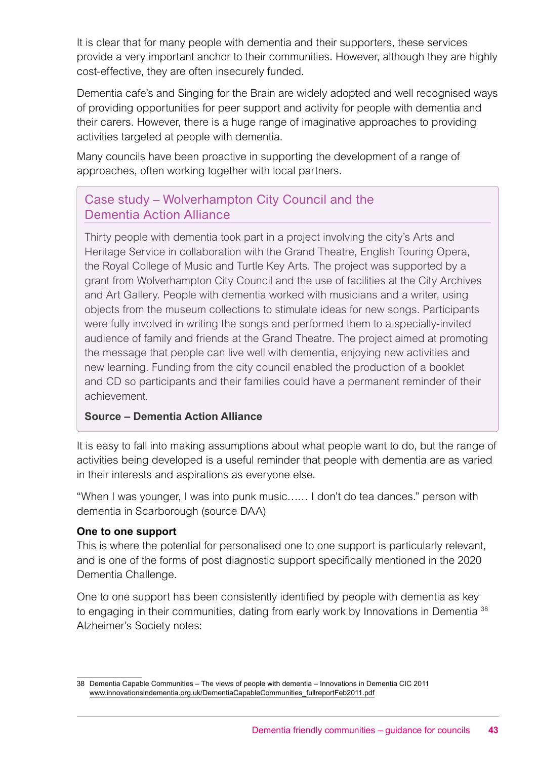It is clear that for many people with dementia and their supporters, these services provide a very important anchor to their communities. However, although they are highly cost-effective, they are often insecurely funded.

Dementia cafe's and Singing for the Brain are widely adopted and well recognised ways of providing opportunities for peer support and activity for people with dementia and their carers. However, there is a huge range of imaginative approaches to providing activities targeted at people with dementia.

Many councils have been proactive in supporting the development of a range of approaches, often working together with local partners.

### Case study – Wolverhampton City Council and the Dementia Action Alliance

Thirty people with dementia took part in a project involving the city's Arts and Heritage Service in collaboration with the Grand Theatre, English Touring Opera, the Royal College of Music and Turtle Key Arts. The project was supported by a grant from Wolverhampton City Council and the use of facilities at the City Archives and Art Gallery. People with dementia worked with musicians and a writer, using objects from the museum collections to stimulate ideas for new songs. Participants were fully involved in writing the songs and performed them to a specially-invited audience of family and friends at the Grand Theatre. The project aimed at promoting the message that people can live well with dementia, enjoying new activities and new learning. Funding from the city council enabled the production of a booklet and CD so participants and their families could have a permanent reminder of their achievement.

**Source – Dementia Action Alliance**

It is easy to fall into making assumptions about what people want to do, but the range of activities being developed is a useful reminder that people with dementia are as varied in their interests and aspirations as everyone else.

"When I was younger, I was into punk music…… I don't do tea dances." person with dementia in Scarborough (source DAA)

**One to one support**

This is where the potential for personalised one to one support is particularly relevant, and is one of the forms of post diagnostic support specifically mentioned in the 2020 Dementia Challenge.

One to one support has been consistently identified by people with dementia as key to engaging in their communities, dating from early work by Innovations in Dementia [38] Alzheimer's Society notes:

---

38 Dementia Capable Communities – The views of people with dementia – Innovations in Dementia CIC 2011 www.innovationsindementia.org.uk/DementiaCapableCommunities_fullreportFeb2011.pdf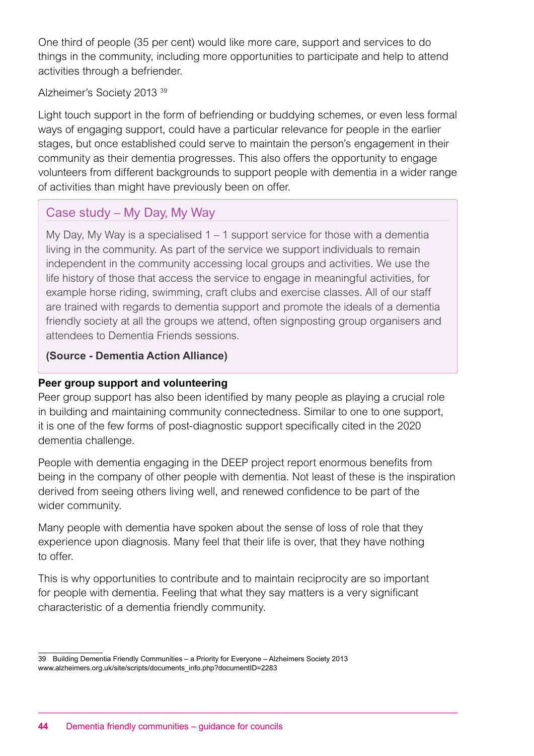One third of people (35 per cent) would like more care, support and services to do things in the community, including more opportunities to participate and help to attend activities through a befriender.

Alzheimer's Society 2013 [39]

Light touch support in the form of befriending or buddying schemes, or even less formal ways of engaging support, could have a particular relevance for people in the earlier stages, but once established could serve to maintain the person's engagement in their community as their dementia progresses. This also offers the opportunity to engage volunteers from different backgrounds to support people with dementia in a wider range of activities than might have previously been on offer.

### Case study – My Day, My Way

My Day, My Way is a specialised 1 – 1 support service for those with a dementia living in the community. As part of the service we support individuals to remain independent in the community accessing local groups and activities. We use the life history of those that access the service to engage in meaningful activities, for example horse riding, swimming, craft clubs and exercise classes. All of our staff are trained with regards to dementia support and promote the ideals of a dementia friendly society at all the groups we attend, often signposting group organisers and attendees to Dementia Friends sessions.

**(Source - Dementia Action Alliance)**

**Peer group support and volunteering**

Peer group support has also been identified by many people as playing a crucial role in building and maintaining community connectedness. Similar to one to one support, it is one of the few forms of post-diagnostic support specifically cited in the 2020 dementia challenge.

People with dementia engaging in the DEEP project report enormous benefits from being in the company of other people with dementia. Not least of these is the inspiration derived from seeing others living well, and renewed confidence to be part of the wider community.

Many people with dementia have spoken about the sense of loss of role that they experience upon diagnosis. Many feel that their life is over, that they have nothing to offer.

This is why opportunities to contribute and to maintain reciprocity are so important for people with dementia. Feeling that what they say matters is a very significant characteristic of a dementia friendly community.

---

39 Building Dementia Friendly Communities – a Priority for Everyone – Alzheimers Society 2013 www.alzheimers.org.uk/site/scripts/documents_info.php?documentID=2283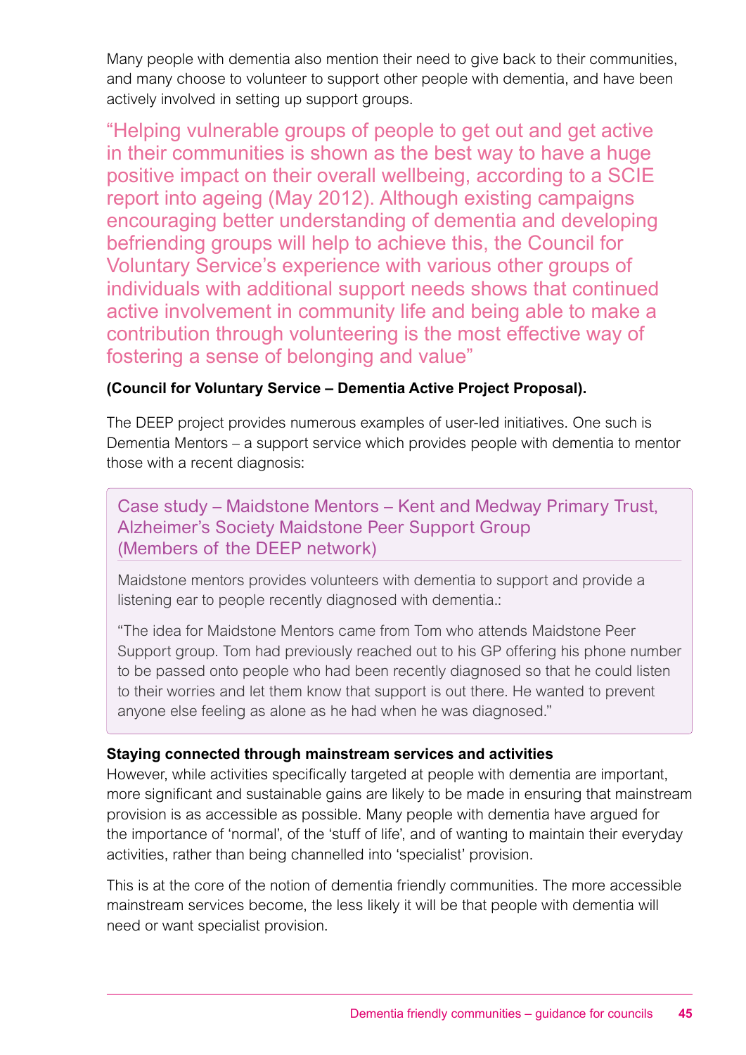Many people with dementia also mention their need to give back to their communities, and many choose to volunteer to support other people with dementia, and have been actively involved in setting up support groups.

> "Helping vulnerable groups of people to get out and get active in their communities is shown as the best way to have a huge positive impact on their overall wellbeing, according to a SCIE report into ageing (May 2012). Although existing campaigns encouraging better understanding of dementia and developing befriending groups will help to achieve this, the Council for Voluntary Service's experience with various other groups of individuals with additional support needs shows that continued active involvement in community life and being able to make a contribution through volunteering is the most effective way of fostering a sense of belonging and value"

**(Council for Voluntary Service – Dementia Active Project Proposal).**

The DEEP project provides numerous examples of user-led initiatives. One such is Dementia Mentors – a support service which provides people with dementia to mentor those with a recent diagnosis:

### Case study – Maidstone Mentors – Kent and Medway Primary Trust, Alzheimer's Society Maidstone Peer Support Group (Members of the DEEP network)

Maidstone mentors provides volunteers with dementia to support and provide a listening ear to people recently diagnosed with dementia.:

"The idea for Maidstone Mentors came from Tom who attends Maidstone Peer Support group. Tom had previously reached out to his GP offering his phone number to be passed onto people who had been recently diagnosed so that he could listen to their worries and let them know that support is out there. He wanted to prevent anyone else feeling as alone as he had when he was diagnosed."

**Staying connected through mainstream services and activities**

However, while activities specifically targeted at people with dementia are important, more significant and sustainable gains are likely to be made in ensuring that mainstream provision is as accessible as possible. Many people with dementia have argued for the importance of 'normal', of the 'stuff of life', and of wanting to maintain their everyday activities, rather than being channelled into 'specialist' provision.

This is at the core of the notion of dementia friendly communities. The more accessible mainstream services become, the less likely it will be that people with dementia will need or want specialist provision.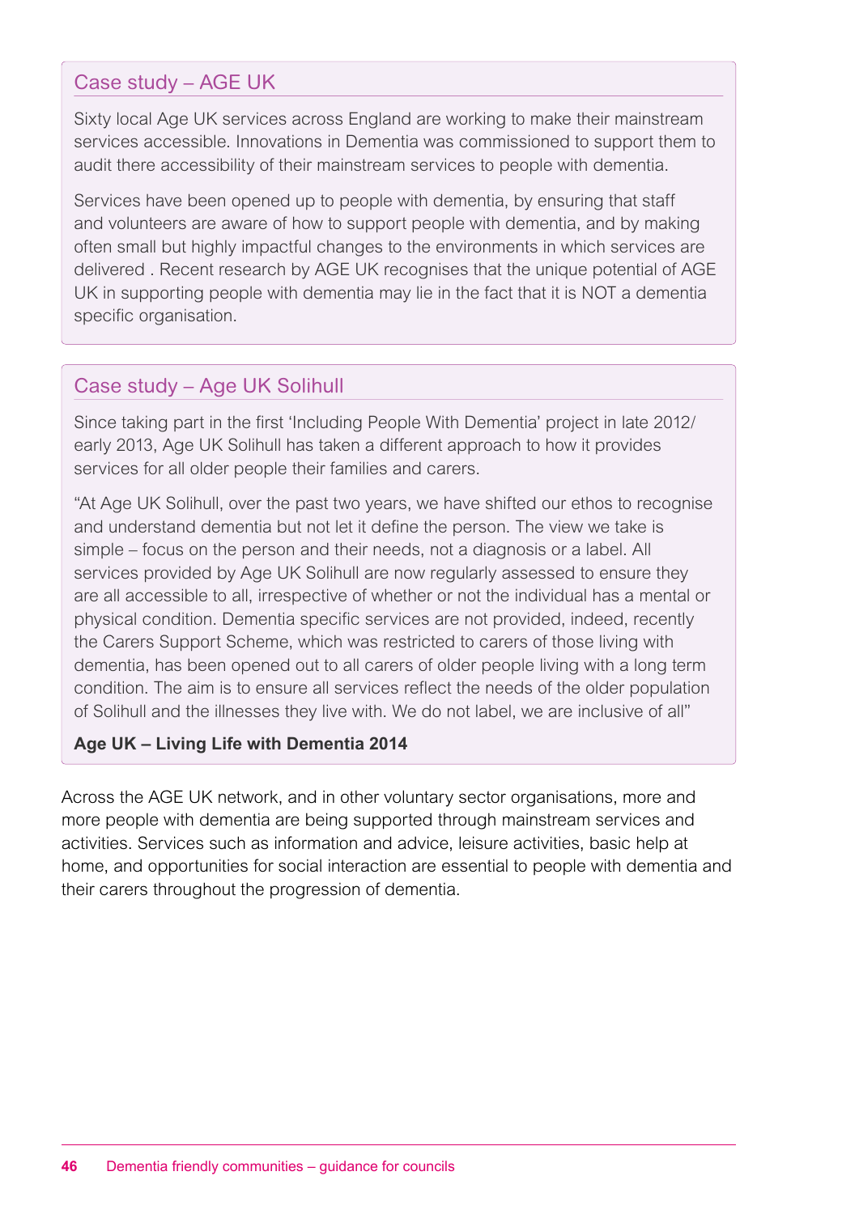### Case study – AGE UK

Sixty local Age UK services across England are working to make their mainstream services accessible. Innovations in Dementia was commissioned to support them to audit there accessibility of their mainstream services to people with dementia.

Services have been opened up to people with dementia, by ensuring that staff and volunteers are aware of how to support people with dementia, and by making often small but highly impactful changes to the environments in which services are delivered . Recent research by AGE UK recognises that the unique potential of AGE UK in supporting people with dementia may lie in the fact that it is NOT a dementia specific organisation.

### Case study – Age UK Solihull

Since taking part in the first 'Including People With Dementia' project in late 2012/ early 2013, Age UK Solihull has taken a different approach to how it provides services for all older people their families and carers.

"At Age UK Solihull, over the past two years, we have shifted our ethos to recognise and understand dementia but not let it define the person. The view we take is simple – focus on the person and their needs, not a diagnosis or a label. All services provided by Age UK Solihull are now regularly assessed to ensure they are all accessible to all, irrespective of whether or not the individual has a mental or physical condition. Dementia specific services are not provided, indeed, recently the Carers Support Scheme, which was restricted to carers of those living with dementia, has been opened out to all carers of older people living with a long term condition. The aim is to ensure all services reflect the needs of the older population of Solihull and the illnesses they live with. We do not label, we are inclusive of all"

**Age UK – Living Life with Dementia 2014**

Across the AGE UK network, and in other voluntary sector organisations, more and more people with dementia are being supported through mainstream services and activities. Services such as information and advice, leisure activities, basic help at home, and opportunities for social interaction are essential to people with dementia and their carers throughout the progression of dementia.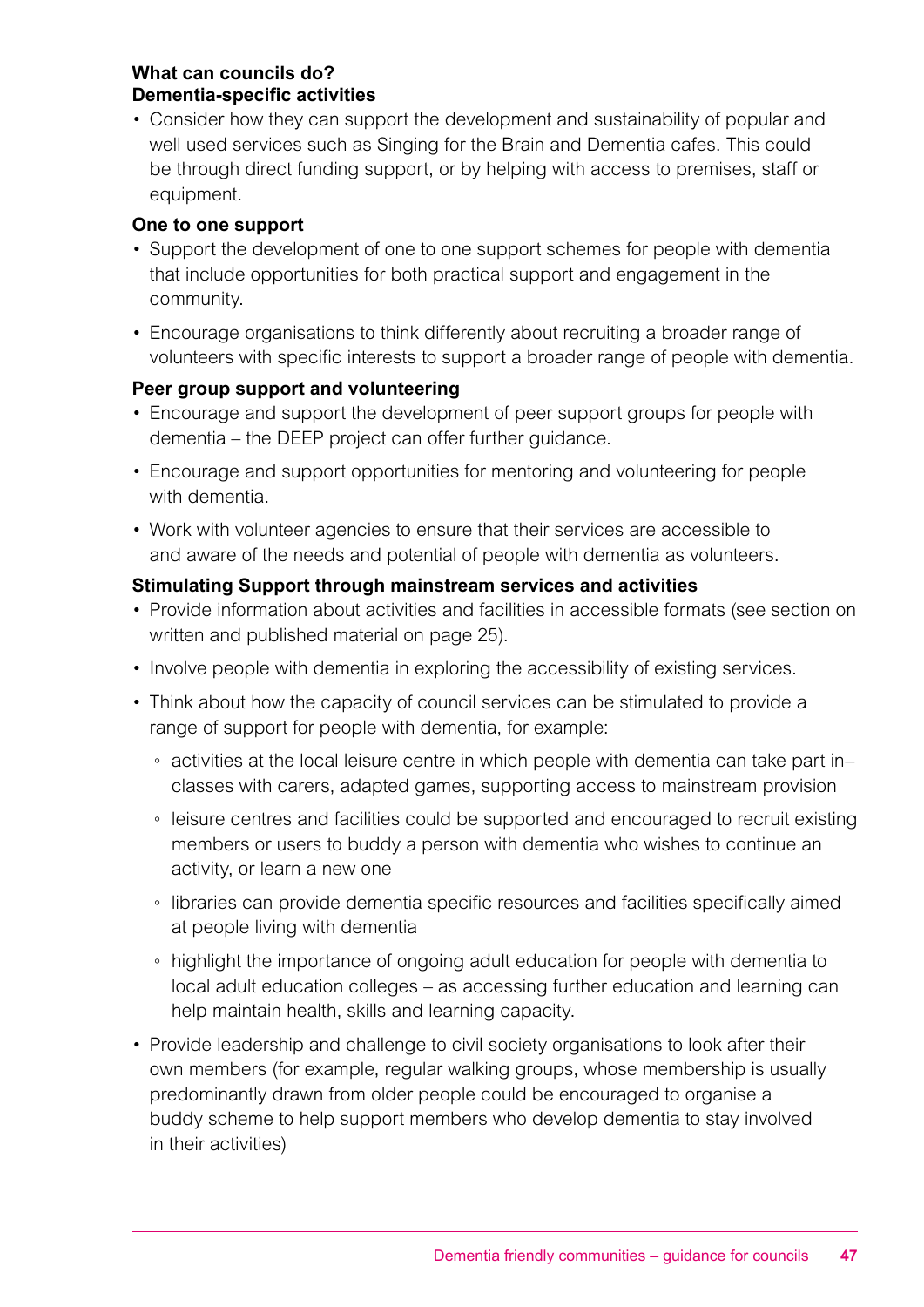**What can councils do?**

**Dementia-specific activities**

- Consider how they can support the development and sustainability of popular and well used services such as Singing for the Brain and Dementia cafes. This could be through direct funding support, or by helping with access to premises, staff or equipment.

**One to one support**

- Support the development of one to one support schemes for people with dementia that include opportunities for both practical support and engagement in the community.
- Encourage organisations to think differently about recruiting a broader range of volunteers with specific interests to support a broader range of people with dementia.

**Peer group support and volunteering**

- Encourage and support the development of peer support groups for people with dementia – the DEEP project can offer further guidance.
- Encourage and support opportunities for mentoring and volunteering for people with dementia.
- Work with volunteer agencies to ensure that their services are accessible to and aware of the needs and potential of people with dementia as volunteers.

**Stimulating Support through mainstream services and activities**

- Provide information about activities and facilities in accessible formats (see section on written and published material on page 25).
- Involve people with dementia in exploring the accessibility of existing services.
- Think about how the capacity of council services can be stimulated to provide a range of support for people with dementia, for example:
  - activities at the local leisure centre in which people with dementia can take part in– classes with carers, adapted games, supporting access to mainstream provision
  - leisure centres and facilities could be supported and encouraged to recruit existing members or users to buddy a person with dementia who wishes to continue an activity, or learn a new one
  - libraries can provide dementia specific resources and facilities specifically aimed at people living with dementia
  - highlight the importance of ongoing adult education for people with dementia to local adult education colleges – as accessing further education and learning can help maintain health, skills and learning capacity.
- Provide leadership and challenge to civil society organisations to look after their own members (for example, regular walking groups, whose membership is usually predominantly drawn from older people could be encouraged to organise a buddy scheme to help support members who develop dementia to stay involved in their activities)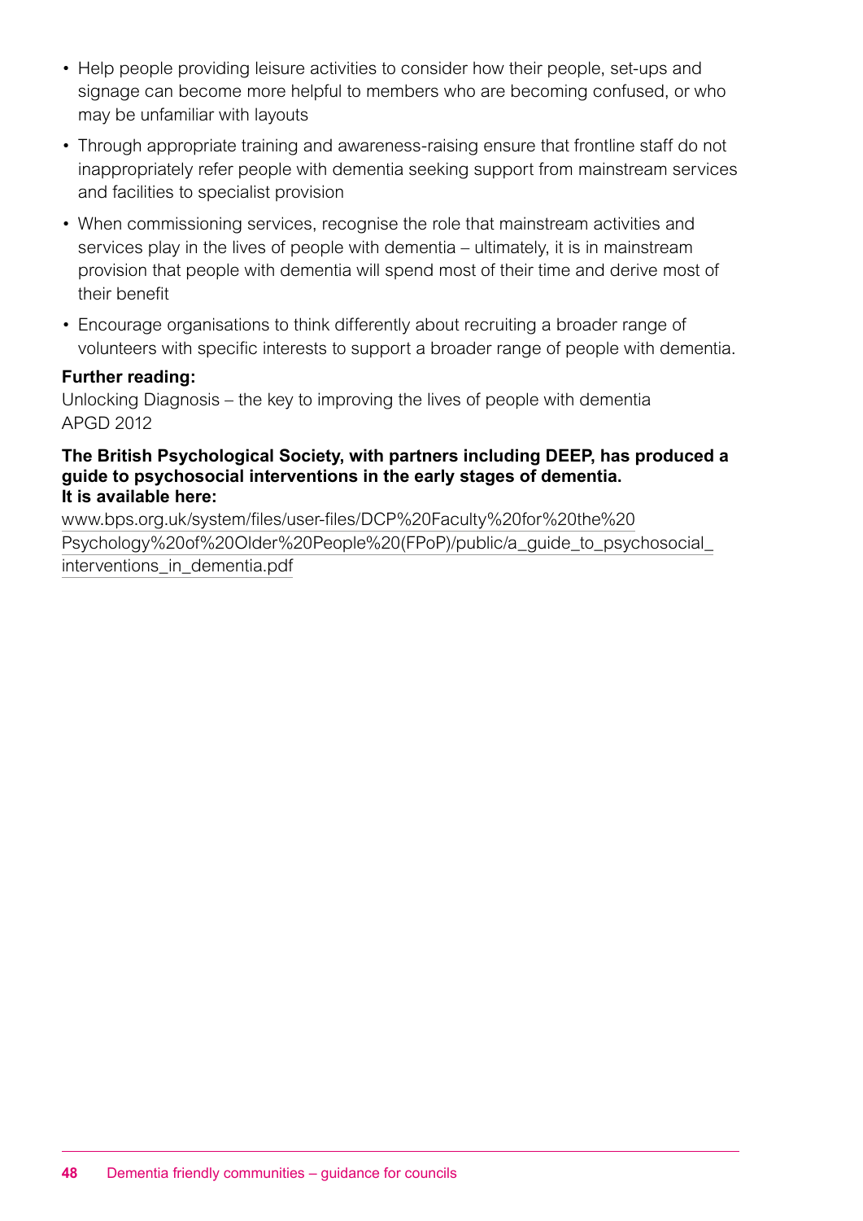- Help people providing leisure activities to consider how their people, set-ups and signage can become more helpful to members who are becoming confused, or who may be unfamiliar with layouts
- Through appropriate training and awareness-raising ensure that frontline staff do not inappropriately refer people with dementia seeking support from mainstream services and facilities to specialist provision
- When commissioning services, recognise the role that mainstream activities and services play in the lives of people with dementia – ultimately, it is in mainstream provision that people with dementia will spend most of their time and derive most of their benefit
- Encourage organisations to think differently about recruiting a broader range of volunteers with specific interests to support a broader range of people with dementia.

**Further reading:**

Unlocking Diagnosis – the key to improving the lives of people with dementia
APGD 2012

**The British Psychological Society, with partners including DEEP, has produced a guide to psychosocial interventions in the early stages of dementia.**
**It is available here:**

www.bps.org.uk/system/files/user-files/DCP%20Faculty%20for%20the%20Psychology%20of%20Older%20People%20(FPoP)/public/a_guide_to_psychosocial_interventions_in_dementia.pdf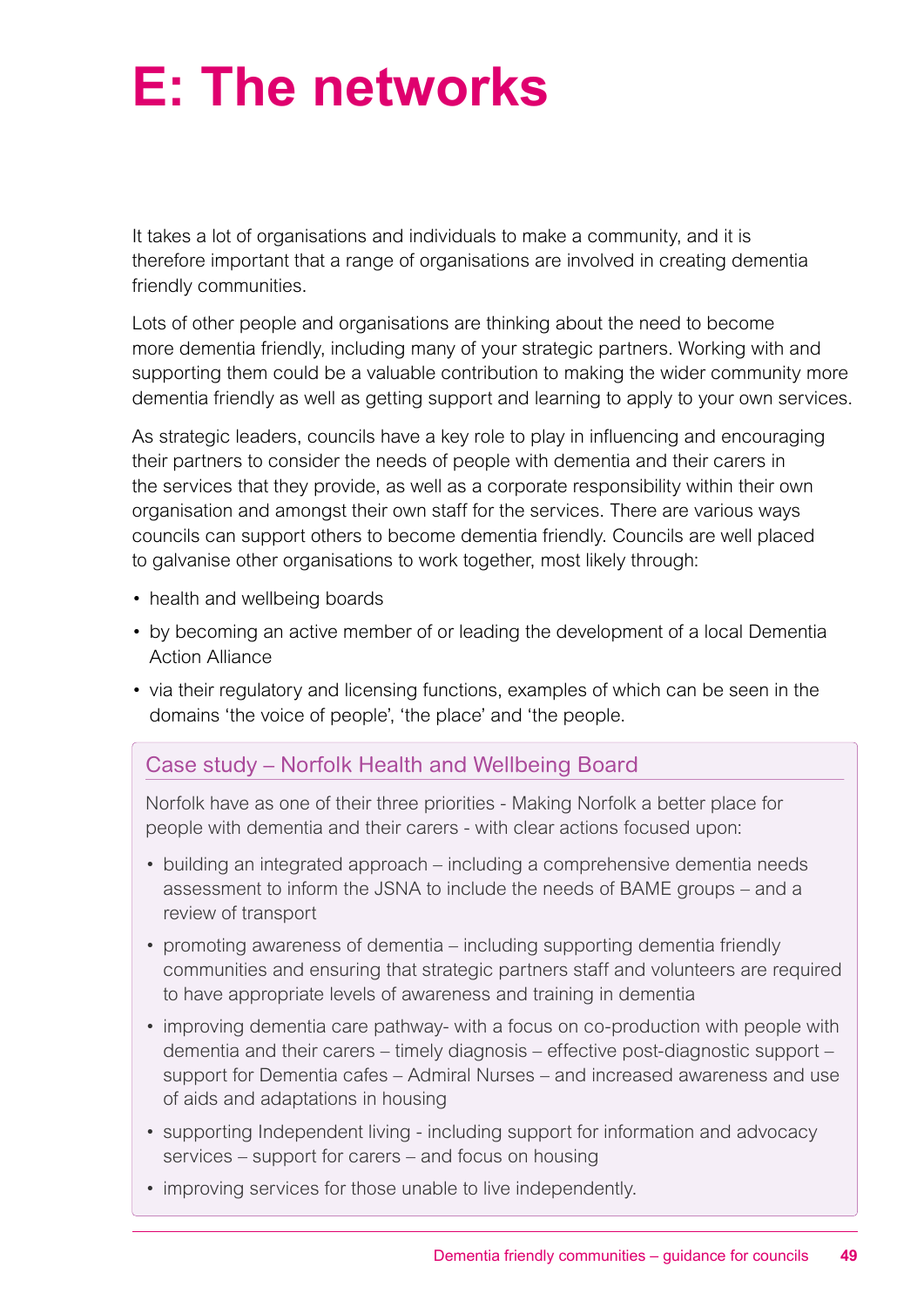# E: The networks

It takes a lot of organisations and individuals to make a community, and it is therefore important that a range of organisations are involved in creating dementia friendly communities.

Lots of other people and organisations are thinking about the need to become more dementia friendly, including many of your strategic partners. Working with and supporting them could be a valuable contribution to making the wider community more dementia friendly as well as getting support and learning to apply to your own services.

As strategic leaders, councils have a key role to play in influencing and encouraging their partners to consider the needs of people with dementia and their carers in the services that they provide, as well as a corporate responsibility within their own organisation and amongst their own staff for the services. There are various ways councils can support others to become dementia friendly. Councils are well placed to galvanise other organisations to work together, most likely through:

- health and wellbeing boards
- by becoming an active member of or leading the development of a local Dementia Action Alliance
- via their regulatory and licensing functions, examples of which can be seen in the domains 'the voice of people', 'the place' and 'the people.

### Case study – Norfolk Health and Wellbeing Board

Norfolk have as one of their three priorities - Making Norfolk a better place for people with dementia and their carers - with clear actions focused upon:

- building an integrated approach – including a comprehensive dementia needs assessment to inform the JSNA to include the needs of BAME groups – and a review of transport
- promoting awareness of dementia – including supporting dementia friendly communities and ensuring that strategic partners staff and volunteers are required to have appropriate levels of awareness and training in dementia
- improving dementia care pathway- with a focus on co-production with people with dementia and their carers – timely diagnosis – effective post-diagnostic support – support for Dementia cafes – Admiral Nurses – and increased awareness and use of aids and adaptations in housing
- supporting Independent living - including support for information and advocacy services – support for carers – and focus on housing
- improving services for those unable to live independently.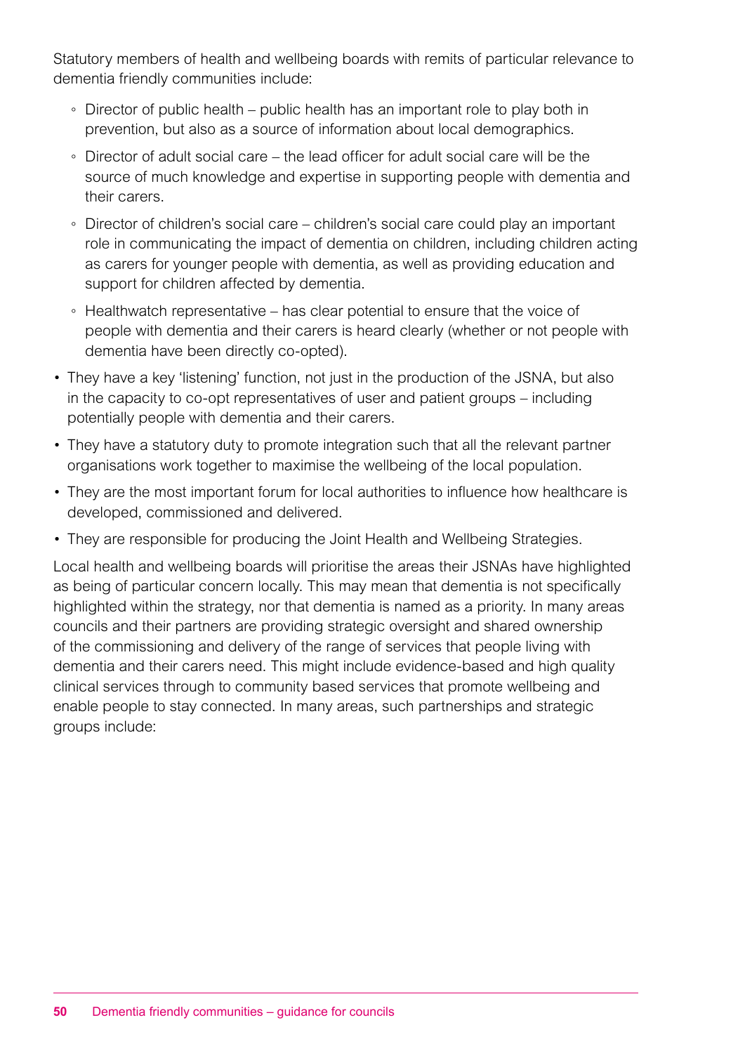Statutory members of health and wellbeing boards with remits of particular relevance to dementia friendly communities include:

- ◦ Director of public health – public health has an important role to play both in prevention, but also as a source of information about local demographics.
- ◦ Director of adult social care – the lead officer for adult social care will be the source of much knowledge and expertise in supporting people with dementia and their carers.
- ◦ Director of children's social care – children's social care could play an important role in communicating the impact of dementia on children, including children acting as carers for younger people with dementia, as well as providing education and support for children affected by dementia.
- ◦ Healthwatch representative – has clear potential to ensure that the voice of people with dementia and their carers is heard clearly (whether or not people with dementia have been directly co-opted).

- They have a key 'listening' function, not just in the production of the JSNA, but also in the capacity to co-opt representatives of user and patient groups – including potentially people with dementia and their carers.
- They have a statutory duty to promote integration such that all the relevant partner organisations work together to maximise the wellbeing of the local population.
- They are the most important forum for local authorities to influence how healthcare is developed, commissioned and delivered.
- They are responsible for producing the Joint Health and Wellbeing Strategies.

Local health and wellbeing boards will prioritise the areas their JSNAs have highlighted as being of particular concern locally. This may mean that dementia is not specifically highlighted within the strategy, nor that dementia is named as a priority. In many areas councils and their partners are providing strategic oversight and shared ownership of the commissioning and delivery of the range of services that people living with dementia and their carers need. This might include evidence-based and high quality clinical services through to community based services that promote wellbeing and enable people to stay connected. In many areas, such partnerships and strategic groups include: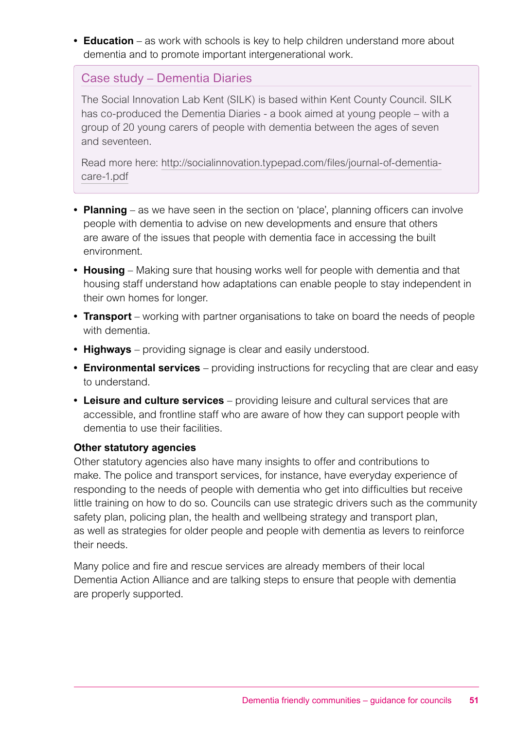- **Education** – as work with schools is key to help children understand more about dementia and to promote important intergenerational work.

### Case study – Dementia Diaries

The Social Innovation Lab Kent (SILK) is based within Kent County Council. SILK has co-produced the Dementia Diaries - a book aimed at young people – with a group of 20 young carers of people with dementia between the ages of seven and seventeen.

Read more here: http://socialinnovation.typepad.com/files/journal-of-dementia-care-1.pdf

- **Planning** – as we have seen in the section on 'place', planning officers can involve people with dementia to advise on new developments and ensure that others are aware of the issues that people with dementia face in accessing the built environment.
- **Housing** – Making sure that housing works well for people with dementia and that housing staff understand how adaptations can enable people to stay independent in their own homes for longer.
- **Transport** – working with partner organisations to take on board the needs of people with dementia.
- **Highways** – providing signage is clear and easily understood.
- **Environmental services** – providing instructions for recycling that are clear and easy to understand.
- **Leisure and culture services** – providing leisure and cultural services that are accessible, and frontline staff who are aware of how they can support people with dementia to use their facilities.

**Other statutory agencies**

Other statutory agencies also have many insights to offer and contributions to make. The police and transport services, for instance, have everyday experience of responding to the needs of people with dementia who get into difficulties but receive little training on how to do so. Councils can use strategic drivers such as the community safety plan, policing plan, the health and wellbeing strategy and transport plan, as well as strategies for older people and people with dementia as levers to reinforce their needs.

Many police and fire and rescue services are already members of their local Dementia Action Alliance and are talking steps to ensure that people with dementia are properly supported.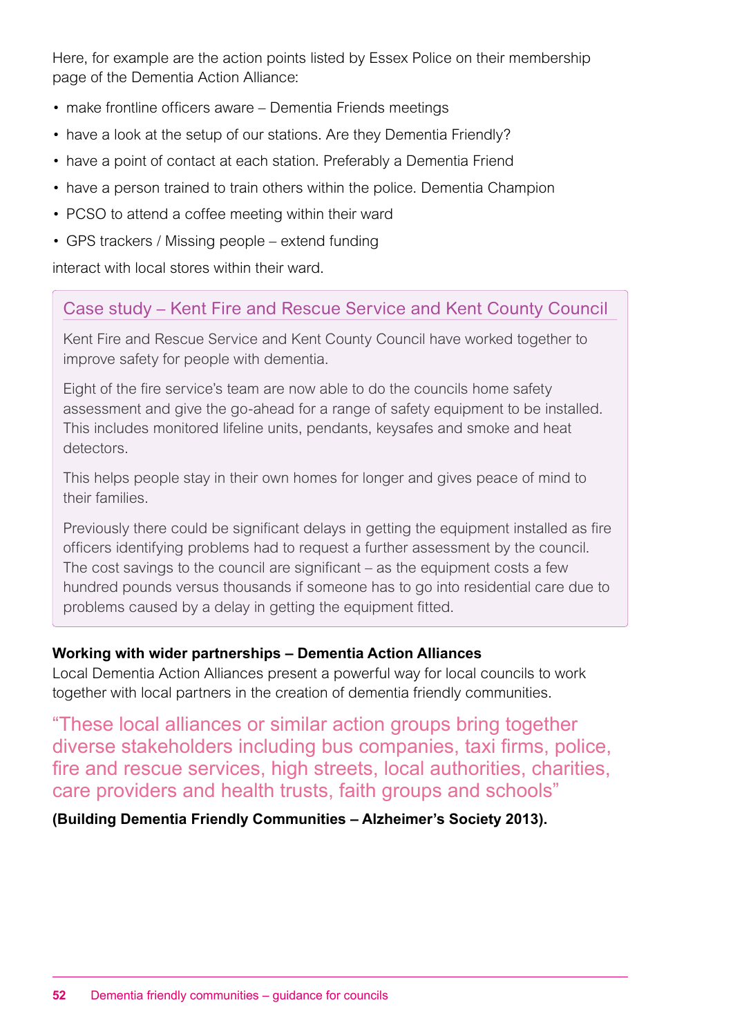Here, for example are the action points listed by Essex Police on their membership page of the Dementia Action Alliance:

- make frontline officers aware – Dementia Friends meetings
- have a look at the setup of our stations. Are they Dementia Friendly?
- have a point of contact at each station. Preferably a Dementia Friend
- have a person trained to train others within the police. Dementia Champion
- PCSO to attend a coffee meeting within their ward
- GPS trackers / Missing people – extend funding

interact with local stores within their ward.

> ### Case study – Kent Fire and Rescue Service and Kent County Council
>
> Kent Fire and Rescue Service and Kent County Council have worked together to improve safety for people with dementia.
>
> Eight of the fire service's team are now able to do the councils home safety assessment and give the go-ahead for a range of safety equipment to be installed. This includes monitored lifeline units, pendants, keysafes and smoke and heat detectors.
>
> This helps people stay in their own homes for longer and gives peace of mind to their families.
>
> Previously there could be significant delays in getting the equipment installed as fire officers identifying problems had to request a further assessment by the council. The cost savings to the council are significant – as the equipment costs a few hundred pounds versus thousands if someone has to go into residential care due to problems caused by a delay in getting the equipment fitted.

**Working with wider partnerships – Dementia Action Alliances**

Local Dementia Action Alliances present a powerful way for local councils to work together with local partners in the creation of dementia friendly communities.

"These local alliances or similar action groups bring together diverse stakeholders including bus companies, taxi firms, police, fire and rescue services, high streets, local authorities, charities, care providers and health trusts, faith groups and schools"

**(Building Dementia Friendly Communities – Alzheimer's Society 2013).**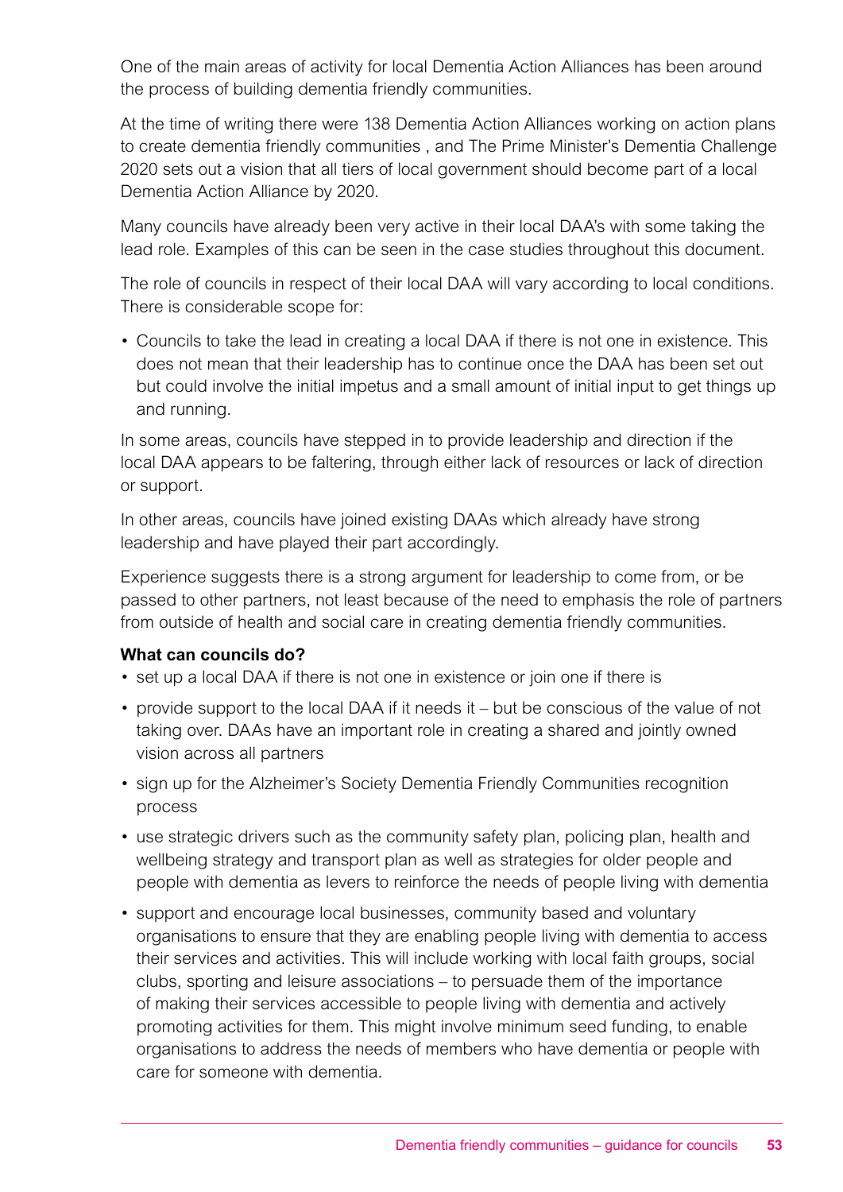One of the main areas of activity for local Dementia Action Alliances has been around the process of building dementia friendly communities.

At the time of writing there were 138 Dementia Action Alliances working on action plans to create dementia friendly communities , and The Prime Minister's Dementia Challenge 2020 sets out a vision that all tiers of local government should become part of a local Dementia Action Alliance by 2020.

Many councils have already been very active in their local DAA's with some taking the lead role. Examples of this can be seen in the case studies throughout this document.

The role of councils in respect of their local DAA will vary according to local conditions. There is considerable scope for:

- Councils to take the lead in creating a local DAA if there is not one in existence. This does not mean that their leadership has to continue once the DAA has been set out but could involve the initial impetus and a small amount of initial input to get things up and running.

In some areas, councils have stepped in to provide leadership and direction if the local DAA appears to be faltering, through either lack of resources or lack of direction or support.

In other areas, councils have joined existing DAAs which already have strong leadership and have played their part accordingly.

Experience suggests there is a strong argument for leadership to come from, or be passed to other partners, not least because of the need to emphasis the role of partners from outside of health and social care in creating dementia friendly communities.

**What can councils do?**

- set up a local DAA if there is not one in existence or join one if there is
- provide support to the local DAA if it needs it – but be conscious of the value of not taking over. DAAs have an important role in creating a shared and jointly owned vision across all partners
- sign up for the Alzheimer's Society Dementia Friendly Communities recognition process
- use strategic drivers such as the community safety plan, policing plan, health and wellbeing strategy and transport plan as well as strategies for older people and people with dementia as levers to reinforce the needs of people living with dementia
- support and encourage local businesses, community based and voluntary organisations to ensure that they are enabling people living with dementia to access their services and activities. This will include working with local faith groups, social clubs, sporting and leisure associations – to persuade them of the importance of making their services accessible to people living with dementia and actively promoting activities for them. This might involve minimum seed funding, to enable organisations to address the needs of members who have dementia or people with care for someone with dementia.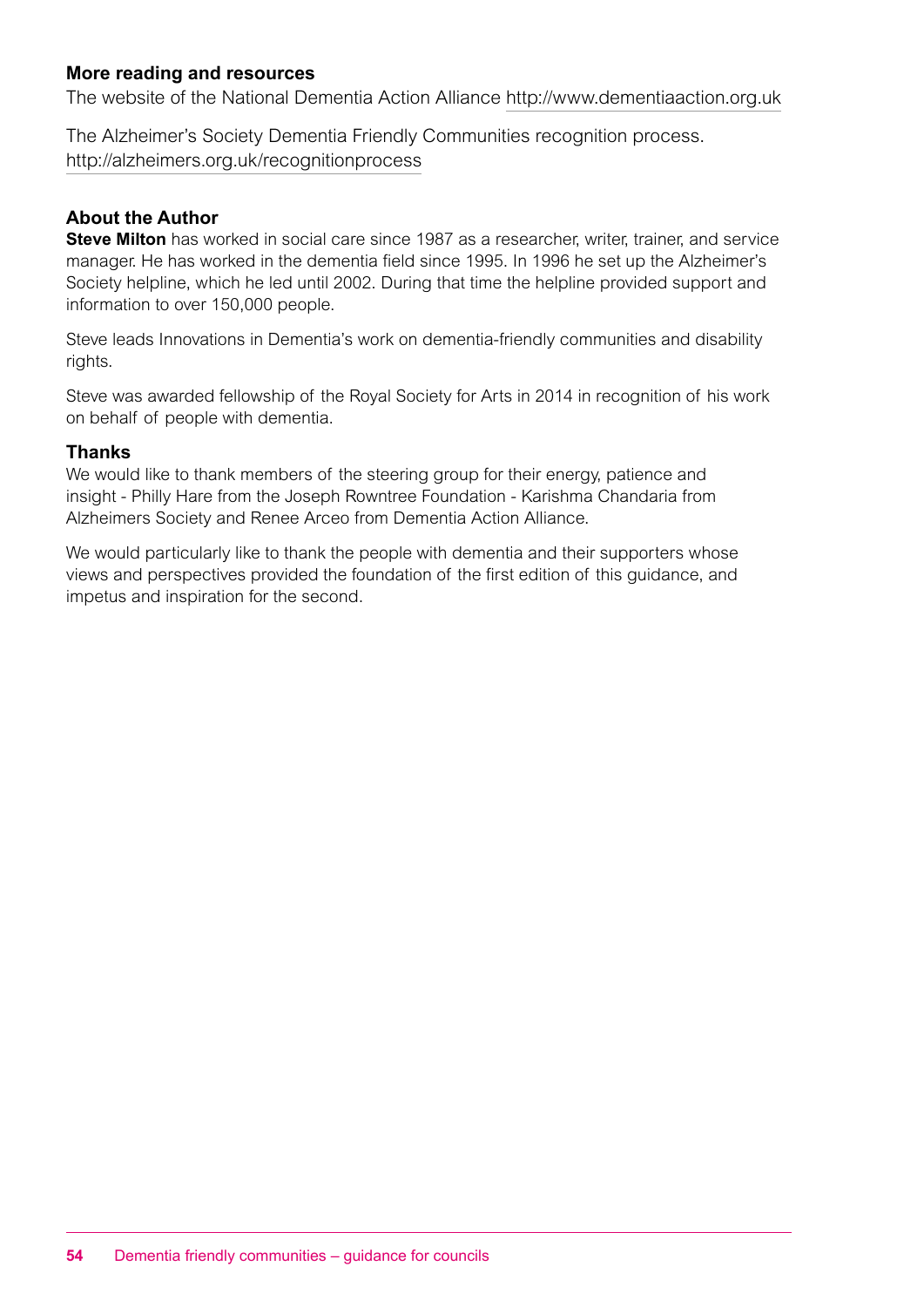## More reading and resources

The website of the National Dementia Action Alliance http://www.dementiaaction.org.uk

The Alzheimer's Society Dementia Friendly Communities recognition process. http://alzheimers.org.uk/recognitionprocess

## About the Author

**Steve Milton** has worked in social care since 1987 as a researcher, writer, trainer, and service manager. He has worked in the dementia field since 1995. In 1996 he set up the Alzheimer's Society helpline, which he led until 2002. During that time the helpline provided support and information to over 150,000 people.

Steve leads Innovations in Dementia's work on dementia-friendly communities and disability rights.

Steve was awarded fellowship of the Royal Society for Arts in 2014 in recognition of his work on behalf of people with dementia.

## Thanks

We would like to thank members of the steering group for their energy, patience and insight - Philly Hare from the Joseph Rowntree Foundation - Karishma Chandaria from Alzheimers Society and Renee Arceo from Dementia Action Alliance.

We would particularly like to thank the people with dementia and their supporters whose views and perspectives provided the foundation of the first edition of this guidance, and impetus and inspiration for the second.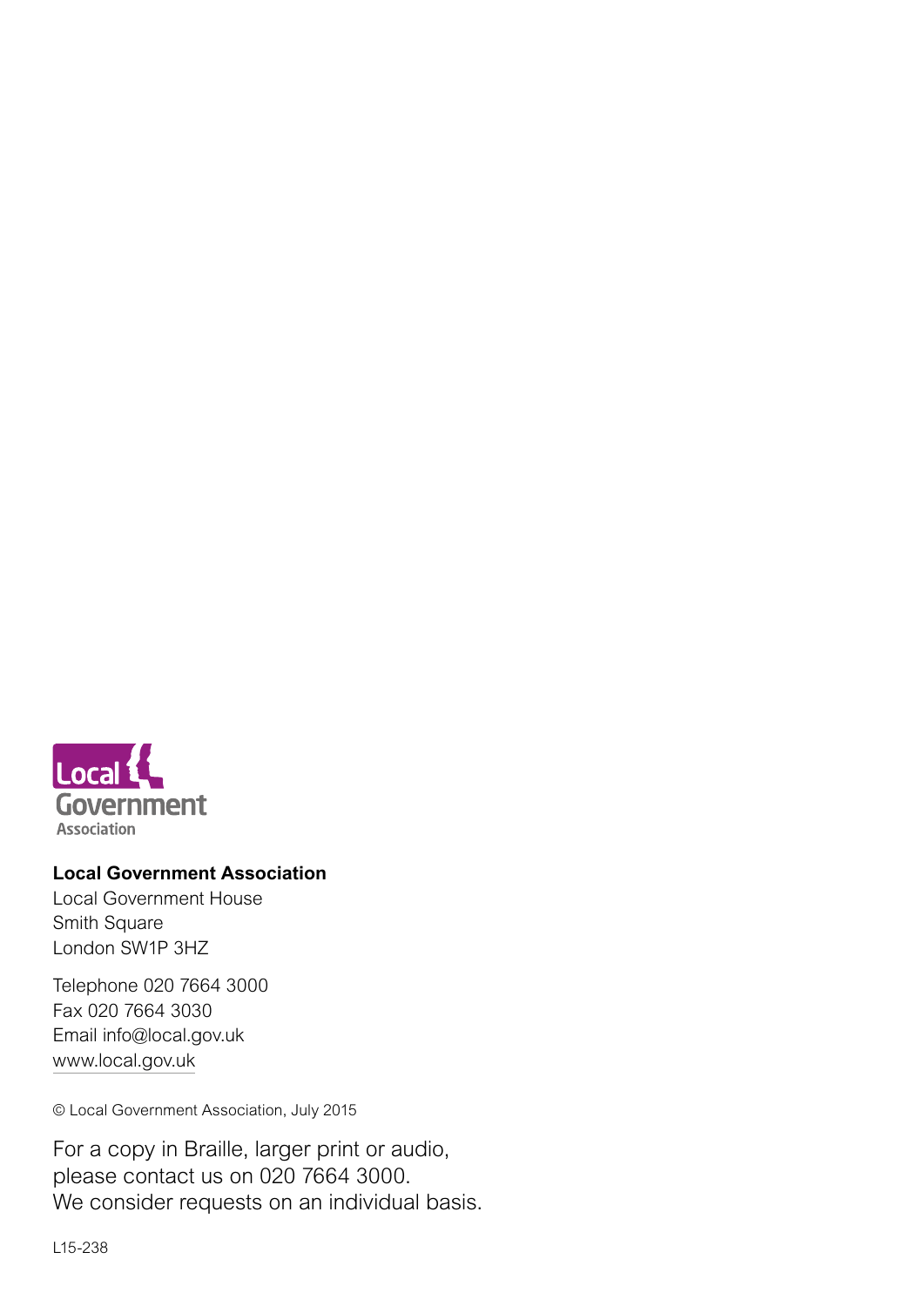Local Government Association

**Local Government Association**
Local Government House
Smith Square
London SW1P 3HZ

Telephone 020 7664 3000
Fax 020 7664 3030
Email info@local.gov.uk
www.local.gov.uk

© Local Government Association, July 2015

For a copy in Braille, larger print or audio, please contact us on 020 7664 3000.
We consider requests on an individual basis.

L15-238